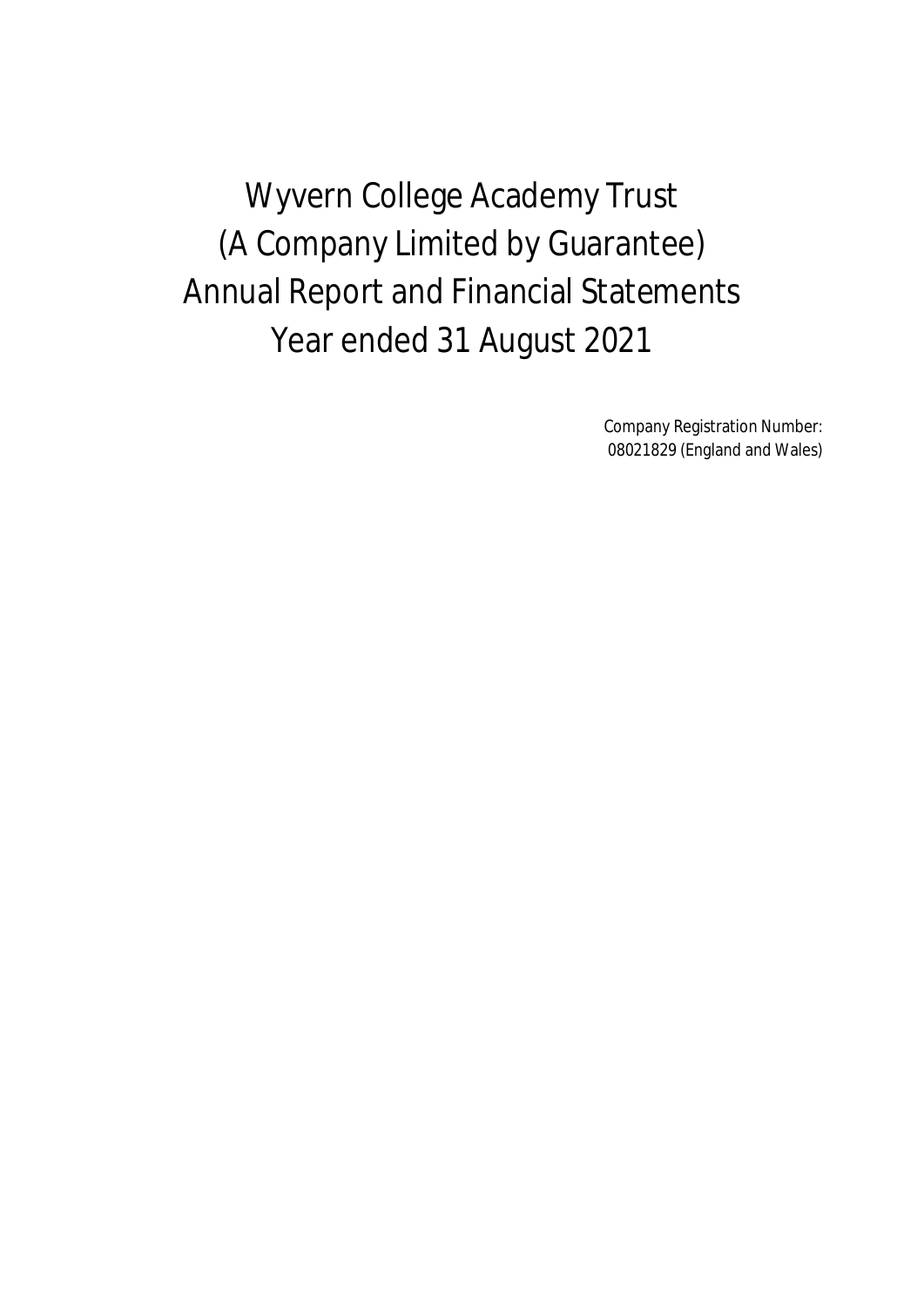# Wyvern College Academy Trust
# (A Company Limited by Guarantee)
# Annual Report and Financial Statements
# Year ended 31 August 2021

Company Registration Number:
08021829 (England and Wales)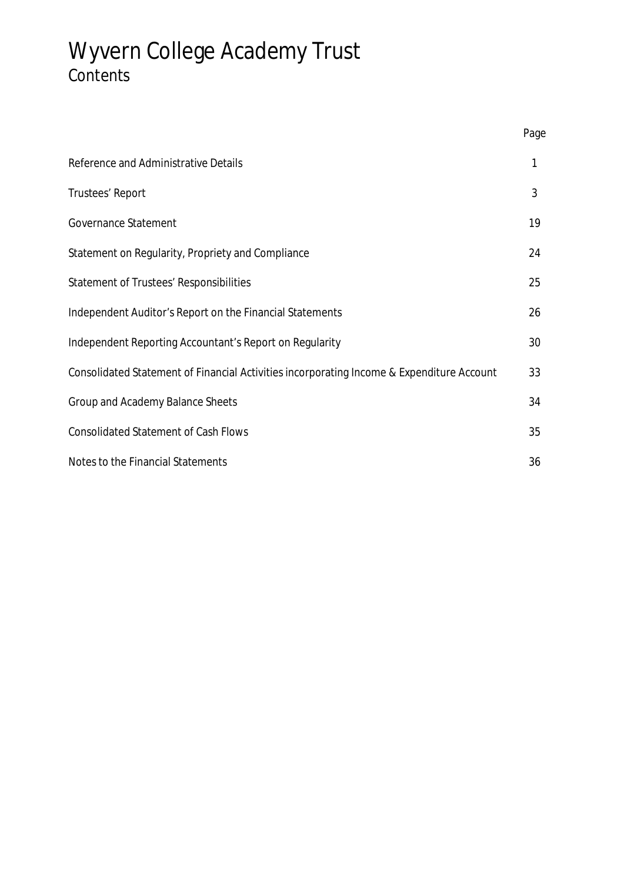# Wyvern College Academy Trust
## Contents

| | Page |
|---|---|
| Reference and Administrative Details | 1 |
| Trustees' Report | 3 |
| Governance Statement | 19 |
| Statement on Regularity, Propriety and Compliance | 24 |
| Statement of Trustees' Responsibilities | 25 |
| Independent Auditor's Report on the Financial Statements | 26 |
| Independent Reporting Accountant's Report on Regularity | 30 |
| Consolidated Statement of Financial Activities incorporating Income & Expenditure Account | 33 |
| Group and Academy Balance Sheets | 34 |
| Consolidated Statement of Cash Flows | 35 |
| Notes to the Financial Statements | 36 |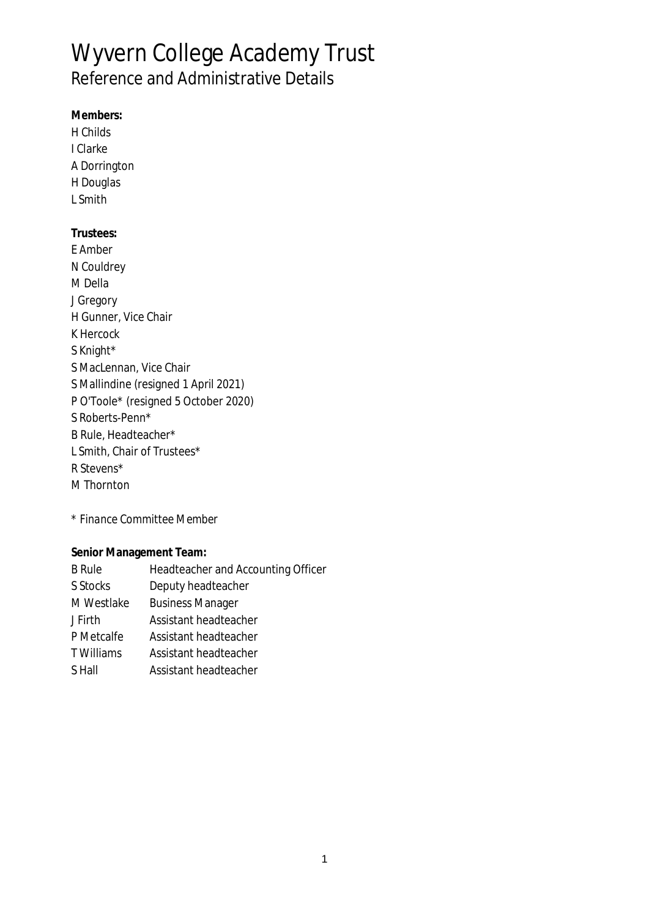# Wyvern College Academy Trust

## Reference and Administrative Details

**Members:**

H Childs
I Clarke
A Dorrington
H Douglas
L Smith

**Trustees:**

E Amber
N Couldrey
M Della
J Gregory
H Gunner, Vice Chair
K Hercock
S Knight*
S MacLennan, Vice Chair
S Mallindine (resigned 1 April 2021)
P O'Toole* (resigned 5 October 2020)
S Roberts-Penn*
B Rule, Headteacher*
L Smith, Chair of Trustees*
R Stevens*
M Thornton

*\* Finance Committee Member*

**Senior Management Team:**

| | |
|---|---|
| B Rule | Headteacher and Accounting Officer |
| S Stocks | Deputy headteacher |
| M Westlake | Business Manager |
| J Firth | Assistant headteacher |
| P Metcalfe | Assistant headteacher |
| T Williams | Assistant headteacher |
| S Hall | Assistant headteacher |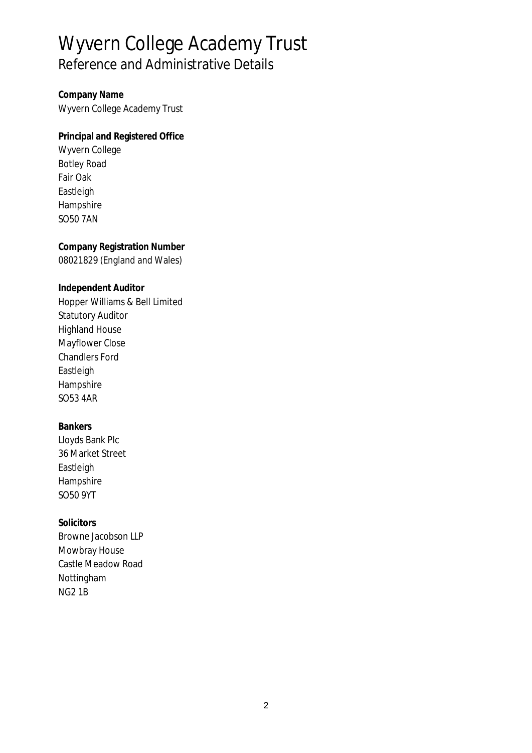# Wyvern College Academy Trust

## Reference and Administrative Details

**Company Name**
Wyvern College Academy Trust

**Principal and Registered Office**
Wyvern College
Botley Road
Fair Oak
Eastleigh
Hampshire
SO50 7AN

**Company Registration Number**
08021829 (England and Wales)

**Independent Auditor**
Hopper Williams & Bell Limited
Statutory Auditor
Highland House
Mayflower Close
Chandlers Ford
Eastleigh
Hampshire
SO53 4AR

**Bankers**
Lloyds Bank Plc
36 Market Street
Eastleigh
Hampshire
SO50 9YT

**Solicitors**
Browne Jacobson LLP
Mowbray House
Castle Meadow Road
Nottingham
NG2 1B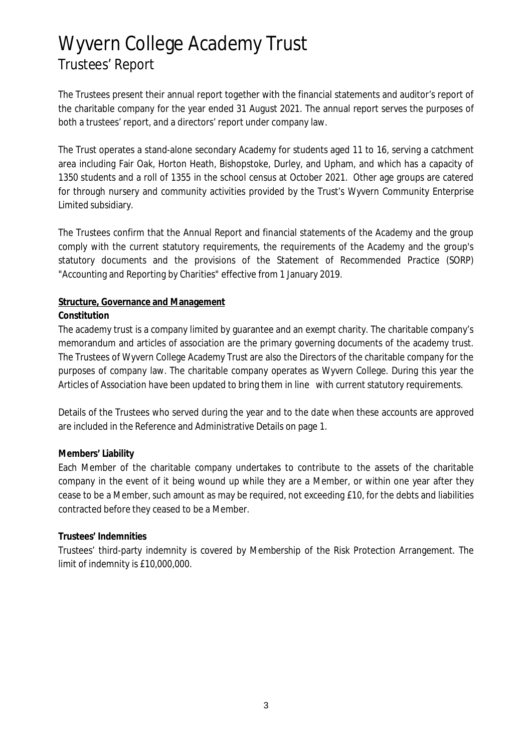# Wyvern College Academy Trust

## Trustees' Report

The Trustees present their annual report together with the financial statements and auditor's report of the charitable company for the year ended 31 August 2021. The annual report serves the purposes of both a trustees' report, and a directors' report under company law.

The Trust operates a stand-alone secondary Academy for students aged 11 to 16, serving a catchment area including Fair Oak, Horton Heath, Bishopstoke, Durley, and Upham, and which has a capacity of 1350 students and a roll of 1355 in the school census at October 2021. Other age groups are catered for through nursery and community activities provided by the Trust's Wyvern Community Enterprise Limited subsidiary.

The Trustees confirm that the Annual Report and financial statements of the Academy and the group comply with the current statutory requirements, the requirements of the Academy and the group's statutory documents and the provisions of the Statement of Recommended Practice (SORP) "Accounting and Reporting by Charities" effective from 1 January 2019.

### Structure, Governance and Management

**Constitution**

The academy trust is a company limited by guarantee and an exempt charity. The charitable company's memorandum and articles of association are the primary governing documents of the academy trust. The Trustees of Wyvern College Academy Trust are also the Directors of the charitable company for the purposes of company law. The charitable company operates as Wyvern College. During this year the Articles of Association have been updated to bring them in line with current statutory requirements.

Details of the Trustees who served during the year and to the date when these accounts are approved are included in the Reference and Administrative Details on page 1.

**Members' Liability**

Each Member of the charitable company undertakes to contribute to the assets of the charitable company in the event of it being wound up while they are a Member, or within one year after they cease to be a Member, such amount as may be required, not exceeding £10, for the debts and liabilities contracted before they ceased to be a Member.

**Trustees' Indemnities**

Trustees' third-party indemnity is covered by Membership of the Risk Protection Arrangement. The limit of indemnity is £10,000,000.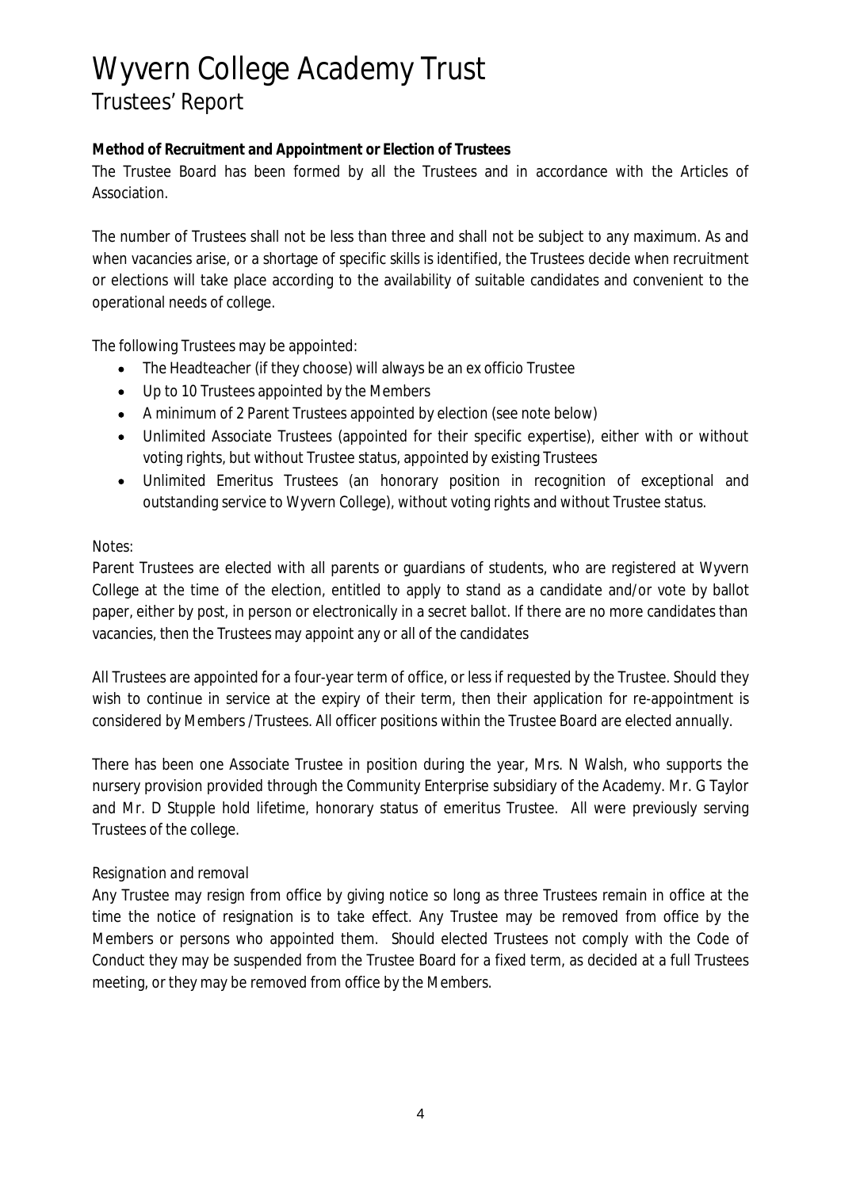# Wyvern College Academy Trust
## Trustees' Report

**Method of Recruitment and Appointment or Election of Trustees**

The Trustee Board has been formed by all the Trustees and in accordance with the Articles of Association.

The number of Trustees shall not be less than three and shall not be subject to any maximum. As and when vacancies arise, or a shortage of specific skills is identified, the Trustees decide when recruitment or elections will take place according to the availability of suitable candidates and convenient to the operational needs of college.

The following Trustees may be appointed:

- The Headteacher (if they choose) will always be an ex officio Trustee
- Up to 10 Trustees appointed by the Members
- A minimum of 2 Parent Trustees appointed by election (see note below)
- Unlimited Associate Trustees (appointed for their specific expertise), either with or without voting rights, but without Trustee status, appointed by existing Trustees
- Unlimited Emeritus Trustees (an honorary position in recognition of exceptional and outstanding service to Wyvern College), without voting rights and without Trustee status.

*Notes:*

Parent Trustees are elected with all parents or guardians of students, who are registered at Wyvern College at the time of the election, entitled to apply to stand as a candidate and/or vote by ballot paper, either by post, in person or electronically in a secret ballot. If there are no more candidates than vacancies, then the Trustees may appoint any or all of the candidates

All Trustees are appointed for a four-year term of office, or less if requested by the Trustee. Should they wish to continue in service at the expiry of their term, then their application for re-appointment is considered by Members /Trustees. All officer positions within the Trustee Board are elected annually.

There has been one Associate Trustee in position during the year, Mrs. N Walsh, who supports the nursery provision provided through the Community Enterprise subsidiary of the Academy. Mr. G Taylor and Mr. D Stupple hold lifetime, honorary status of emeritus Trustee. All were previously serving Trustees of the college.

*Resignation and removal*

Any Trustee may resign from office by giving notice so long as three Trustees remain in office at the time the notice of resignation is to take effect. Any Trustee may be removed from office by the Members or persons who appointed them. Should elected Trustees not comply with the Code of Conduct they may be suspended from the Trustee Board for a fixed term, as decided at a full Trustees meeting, or they may be removed from office by the Members.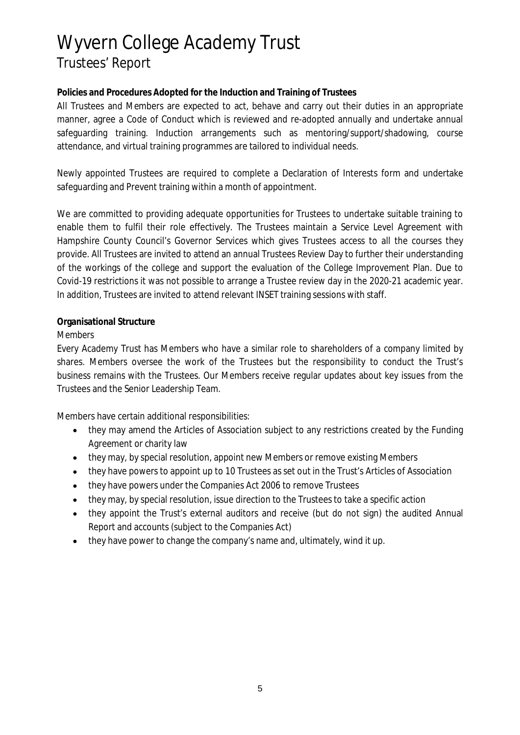# Wyvern College Academy Trust

## Trustees' Report

**Policies and Procedures Adopted for the Induction and Training of Trustees**

All Trustees and Members are expected to act, behave and carry out their duties in an appropriate manner, agree a Code of Conduct which is reviewed and re-adopted annually and undertake annual safeguarding training. Induction arrangements such as mentoring/support/shadowing, course attendance, and virtual training programmes are tailored to individual needs.

Newly appointed Trustees are required to complete a Declaration of Interests form and undertake safeguarding and Prevent training within a month of appointment.

We are committed to providing adequate opportunities for Trustees to undertake suitable training to enable them to fulfil their role effectively. The Trustees maintain a Service Level Agreement with Hampshire County Council's Governor Services which gives Trustees access to all the courses they provide. All Trustees are invited to attend an annual Trustees Review Day to further their understanding of the workings of the college and support the evaluation of the College Improvement Plan. Due to Covid-19 restrictions it was not possible to arrange a Trustee review day in the 2020-21 academic year. In addition, Trustees are invited to attend relevant INSET training sessions with staff.

**Organisational Structure**

Members

Every Academy Trust has Members who have a similar role to shareholders of a company limited by shares. Members oversee the work of the Trustees but the responsibility to conduct the Trust's business remains with the Trustees. Our Members receive regular updates about key issues from the Trustees and the Senior Leadership Team.

Members have certain additional responsibilities:

- they may amend the Articles of Association subject to any restrictions created by the Funding Agreement or charity law
- they may, by special resolution, appoint new Members or remove existing Members
- they have powers to appoint up to 10 Trustees as set out in the Trust's Articles of Association
- they have powers under the Companies Act 2006 to remove Trustees
- they may, by special resolution, issue direction to the Trustees to take a specific action
- they appoint the Trust's external auditors and receive (but do not sign) the audited Annual Report and accounts (subject to the Companies Act)
- they have power to change the company's name and, ultimately, wind it up.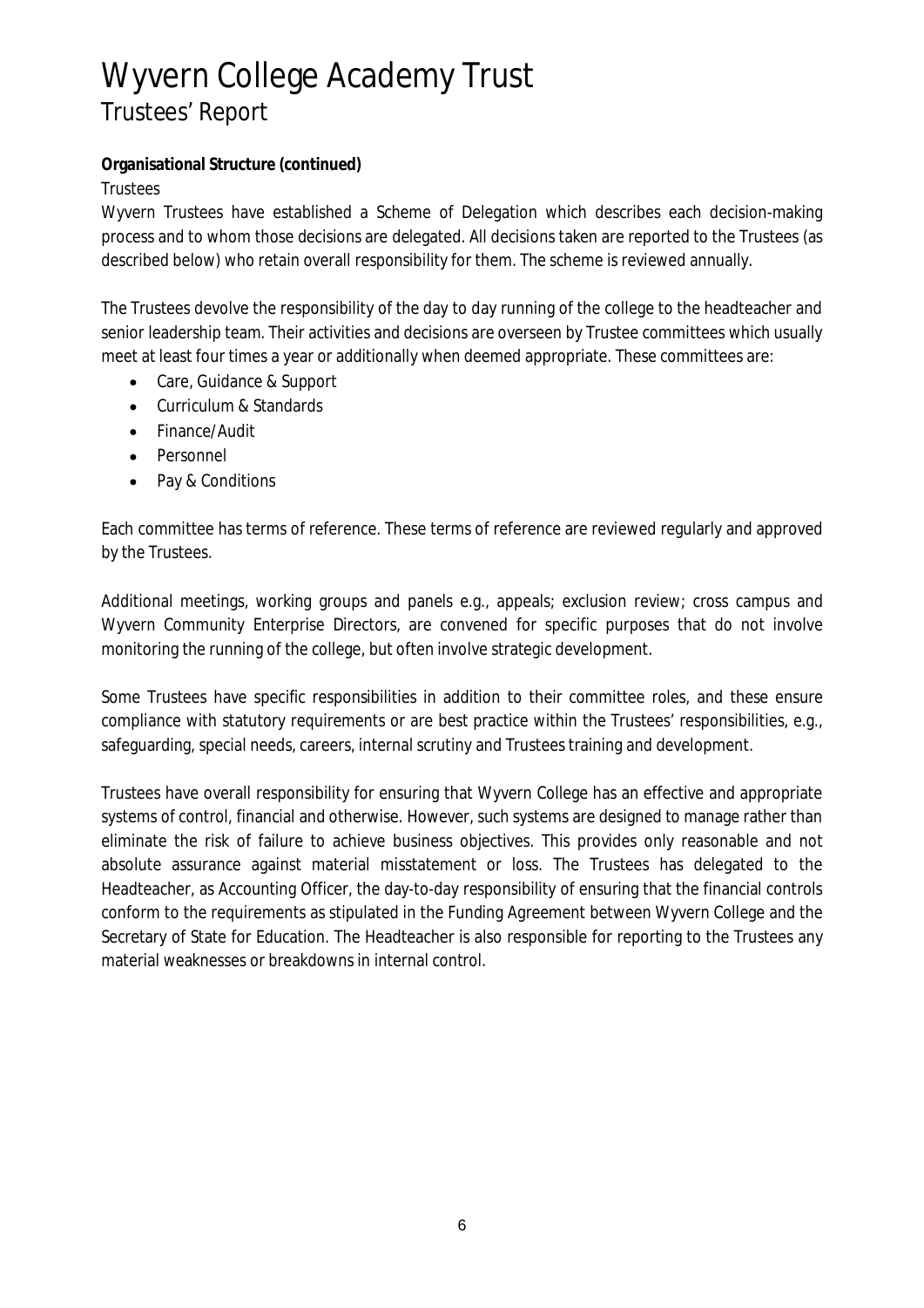**Organisational Structure (continued)**

Trustees

Wyvern Trustees have established a Scheme of Delegation which describes each decision-making process and to whom those decisions are delegated. All decisions taken are reported to the Trustees (as described below) who retain overall responsibility for them. The scheme is reviewed annually.

The Trustees devolve the responsibility of the day to day running of the college to the headteacher and senior leadership team. Their activities and decisions are overseen by Trustee committees which usually meet at least four times a year or additionally when deemed appropriate. These committees are:

- Care, Guidance & Support
- Curriculum & Standards
- Finance/Audit
- Personnel
- Pay & Conditions

Each committee has terms of reference. These terms of reference are reviewed regularly and approved by the Trustees.

Additional meetings, working groups and panels e.g., appeals; exclusion review; cross campus and Wyvern Community Enterprise Directors, are convened for specific purposes that do not involve monitoring the running of the college, but often involve strategic development.

Some Trustees have specific responsibilities in addition to their committee roles, and these ensure compliance with statutory requirements or are best practice within the Trustees' responsibilities, e.g., safeguarding, special needs, careers, internal scrutiny and Trustees training and development.

Trustees have overall responsibility for ensuring that Wyvern College has an effective and appropriate systems of control, financial and otherwise. However, such systems are designed to manage rather than eliminate the risk of failure to achieve business objectives. This provides only reasonable and not absolute assurance against material misstatement or loss. The Trustees has delegated to the Headteacher, as Accounting Officer, the day-to-day responsibility of ensuring that the financial controls conform to the requirements as stipulated in the Funding Agreement between Wyvern College and the Secretary of State for Education. The Headteacher is also responsible for reporting to the Trustees any material weaknesses or breakdowns in internal control.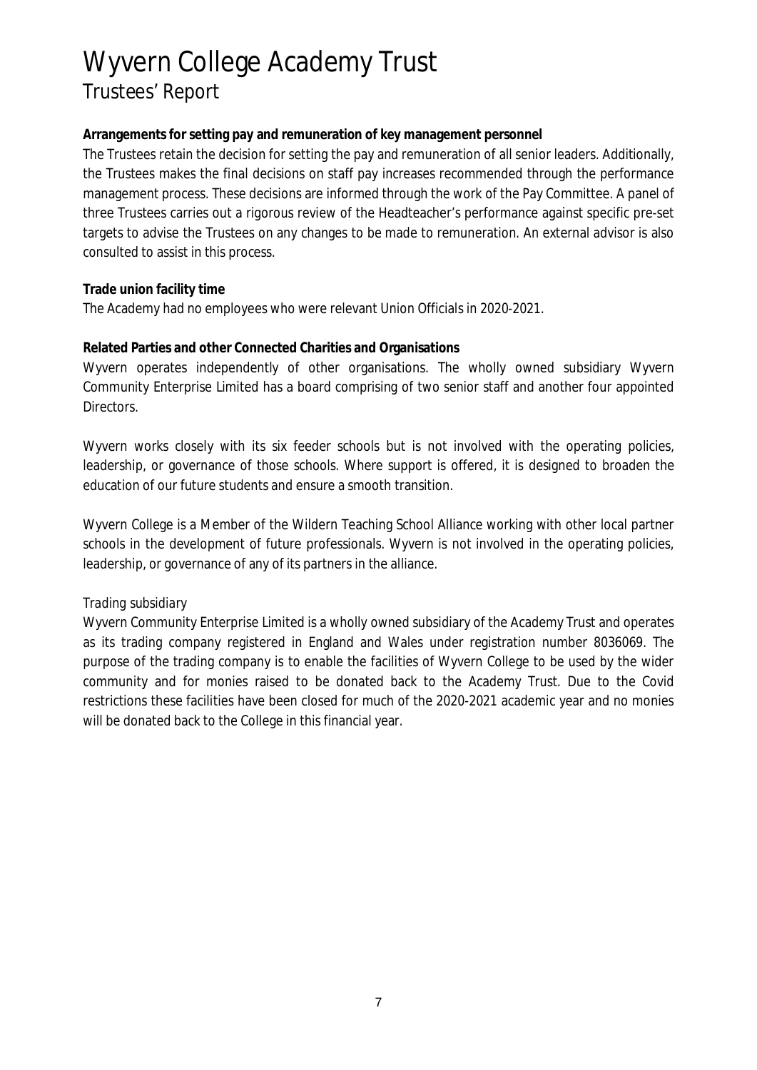**Arrangements for setting pay and remuneration of key management personnel**

The Trustees retain the decision for setting the pay and remuneration of all senior leaders. Additionally, the Trustees makes the final decisions on staff pay increases recommended through the performance management process. These decisions are informed through the work of the Pay Committee. A panel of three Trustees carries out a rigorous review of the Headteacher's performance against specific pre-set targets to advise the Trustees on any changes to be made to remuneration. An external advisor is also consulted to assist in this process.

**Trade union facility time**

The Academy had no employees who were relevant Union Officials in 2020-2021.

**Related Parties and other Connected Charities and Organisations**

Wyvern operates independently of other organisations. The wholly owned subsidiary Wyvern Community Enterprise Limited has a board comprising of two senior staff and another four appointed Directors.

Wyvern works closely with its six feeder schools but is not involved with the operating policies, leadership, or governance of those schools. Where support is offered, it is designed to broaden the education of our future students and ensure a smooth transition.

Wyvern College is a Member of the Wildern Teaching School Alliance working with other local partner schools in the development of future professionals. Wyvern is not involved in the operating policies, leadership, or governance of any of its partners in the alliance.

*Trading subsidiary*

Wyvern Community Enterprise Limited is a wholly owned subsidiary of the Academy Trust and operates as its trading company registered in England and Wales under registration number 8036069. The purpose of the trading company is to enable the facilities of Wyvern College to be used by the wider community and for monies raised to be donated back to the Academy Trust. Due to the Covid restrictions these facilities have been closed for much of the 2020-2021 academic year and no monies will be donated back to the College in this financial year.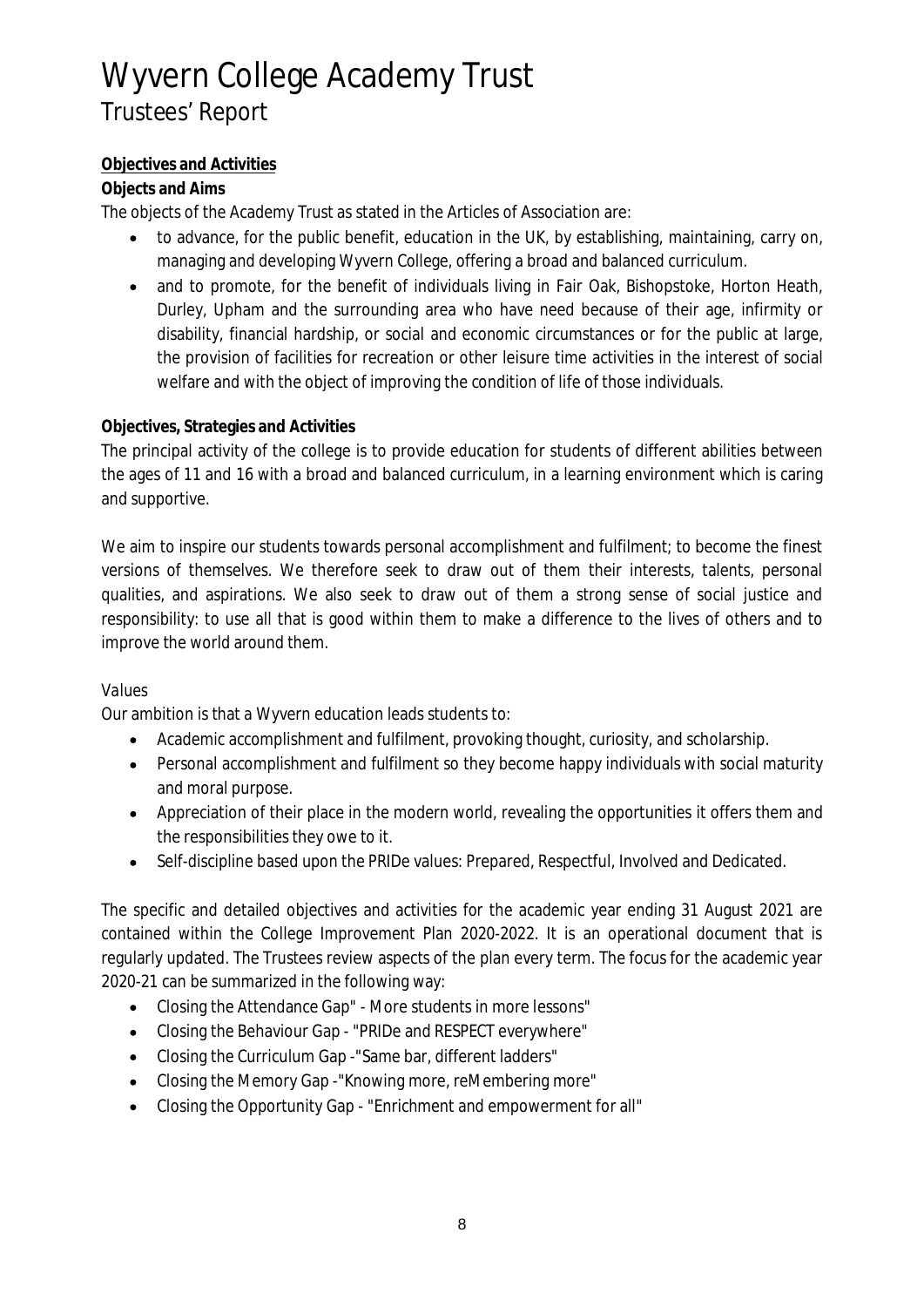# Wyvern College Academy Trust

## Trustees' Report

**Objectives and Activities**

**Objects and Aims**

The objects of the Academy Trust as stated in the Articles of Association are:

- to advance, for the public benefit, education in the UK, by establishing, maintaining, carry on, managing and developing Wyvern College, offering a broad and balanced curriculum.
- and to promote, for the benefit of individuals living in Fair Oak, Bishopstoke, Horton Heath, Durley, Upham and the surrounding area who have need because of their age, infirmity or disability, financial hardship, or social and economic circumstances or for the public at large, the provision of facilities for recreation or other leisure time activities in the interest of social welfare and with the object of improving the condition of life of those individuals.

**Objectives, Strategies and Activities**

The principal activity of the college is to provide education for students of different abilities between the ages of 11 and 16 with a broad and balanced curriculum, in a learning environment which is caring and supportive.

We aim to inspire our students towards personal accomplishment and fulfilment; to become the finest versions of themselves. We therefore seek to draw out of them their interests, talents, personal qualities, and aspirations. We also seek to draw out of them a strong sense of social justice and responsibility: to use all that is good within them to make a difference to the lives of others and to improve the world around them.

*Values*

Our ambition is that a Wyvern education leads students to:

- Academic accomplishment and fulfilment, provoking thought, curiosity, and scholarship.
- Personal accomplishment and fulfilment so they become happy individuals with social maturity and moral purpose.
- Appreciation of their place in the modern world, revealing the opportunities it offers them and the responsibilities they owe to it.
- Self-discipline based upon the PRIDe values: Prepared, Respectful, Involved and Dedicated.

The specific and detailed objectives and activities for the academic year ending 31 August 2021 are contained within the College Improvement Plan 2020-2022. It is an operational document that is regularly updated. The Trustees review aspects of the plan every term. The focus for the academic year 2020-21 can be summarized in the following way:

- Closing the Attendance Gap" - More students in more lessons"
- Closing the Behaviour Gap - "PRIDe and RESPECT everywhere"
- Closing the Curriculum Gap -"Same bar, different ladders"
- Closing the Memory Gap -"Knowing more, reMembering more"
- Closing the Opportunity Gap - "Enrichment and empowerment for all"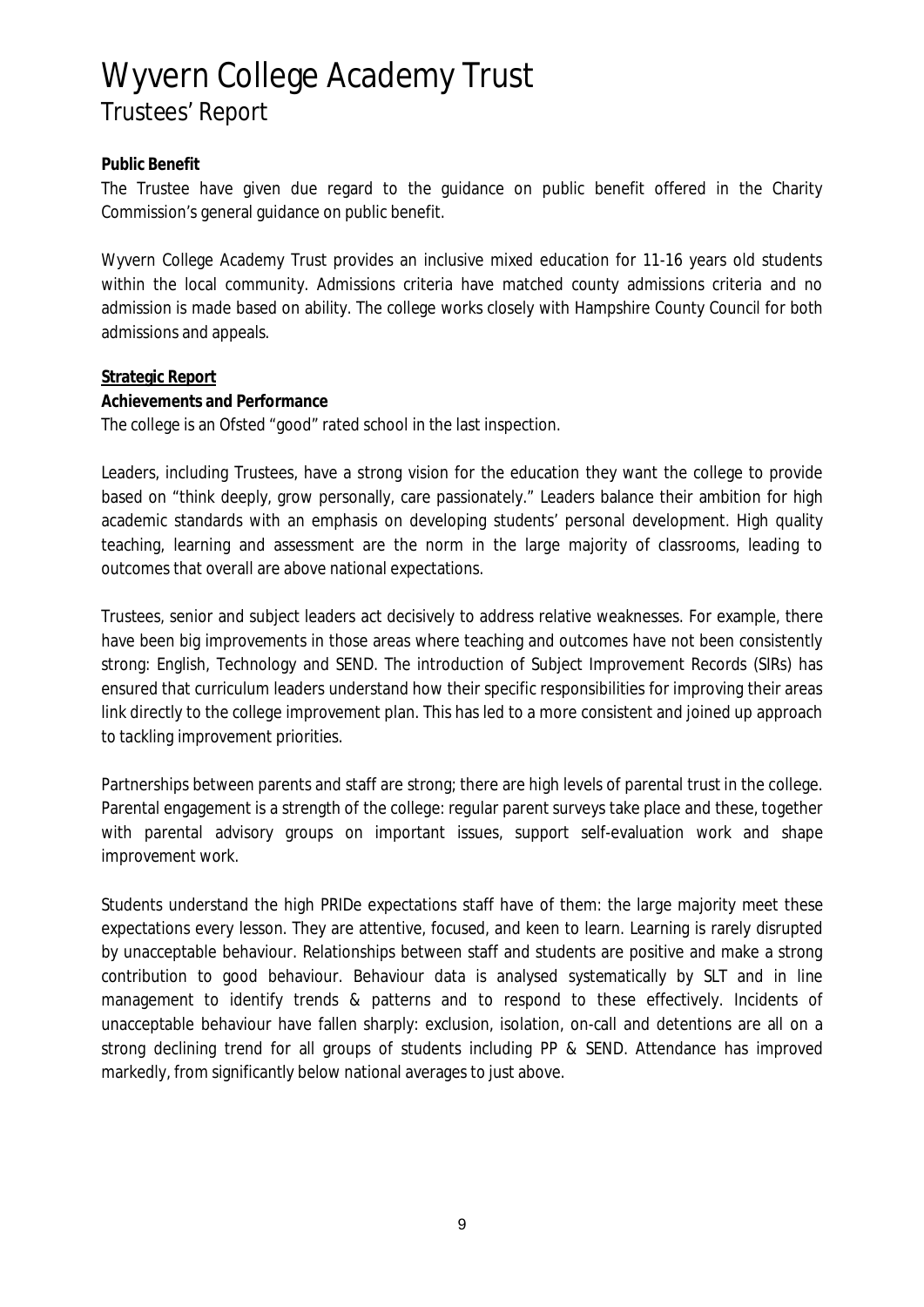**Public Benefit**

The Trustee have given due regard to the guidance on public benefit offered in the Charity Commission's general guidance on public benefit.

Wyvern College Academy Trust provides an inclusive mixed education for 11-16 years old students within the local community. Admissions criteria have matched county admissions criteria and no admission is made based on ability. The college works closely with Hampshire County Council for both admissions and appeals.

**Strategic Report**

**Achievements and Performance**

The college is an Ofsted "good" rated school in the last inspection.

Leaders, including Trustees, have a strong vision for the education they want the college to provide based on "think deeply, grow personally, care passionately." Leaders balance their ambition for high academic standards with an emphasis on developing students' personal development. High quality teaching, learning and assessment are the norm in the large majority of classrooms, leading to outcomes that overall are above national expectations.

Trustees, senior and subject leaders act decisively to address relative weaknesses. For example, there have been big improvements in those areas where teaching and outcomes have not been consistently strong: English, Technology and SEND. The introduction of Subject Improvement Records (SIRs) has ensured that curriculum leaders understand how their specific responsibilities for improving their areas link directly to the college improvement plan. This has led to a more consistent and joined up approach to tackling improvement priorities.

Partnerships between parents and staff are strong; there are high levels of parental trust in the college. Parental engagement is a strength of the college: regular parent surveys take place and these, together with parental advisory groups on important issues, support self-evaluation work and shape improvement work.

Students understand the high PRIDe expectations staff have of them: the large majority meet these expectations every lesson. They are attentive, focused, and keen to learn. Learning is rarely disrupted by unacceptable behaviour. Relationships between staff and students are positive and make a strong contribution to good behaviour. Behaviour data is analysed systematically by SLT and in line management to identify trends & patterns and to respond to these effectively. Incidents of unacceptable behaviour have fallen sharply: exclusion, isolation, on-call and detentions are all on a strong declining trend for all groups of students including PP & SEND. Attendance has improved markedly, from significantly below national averages to just above.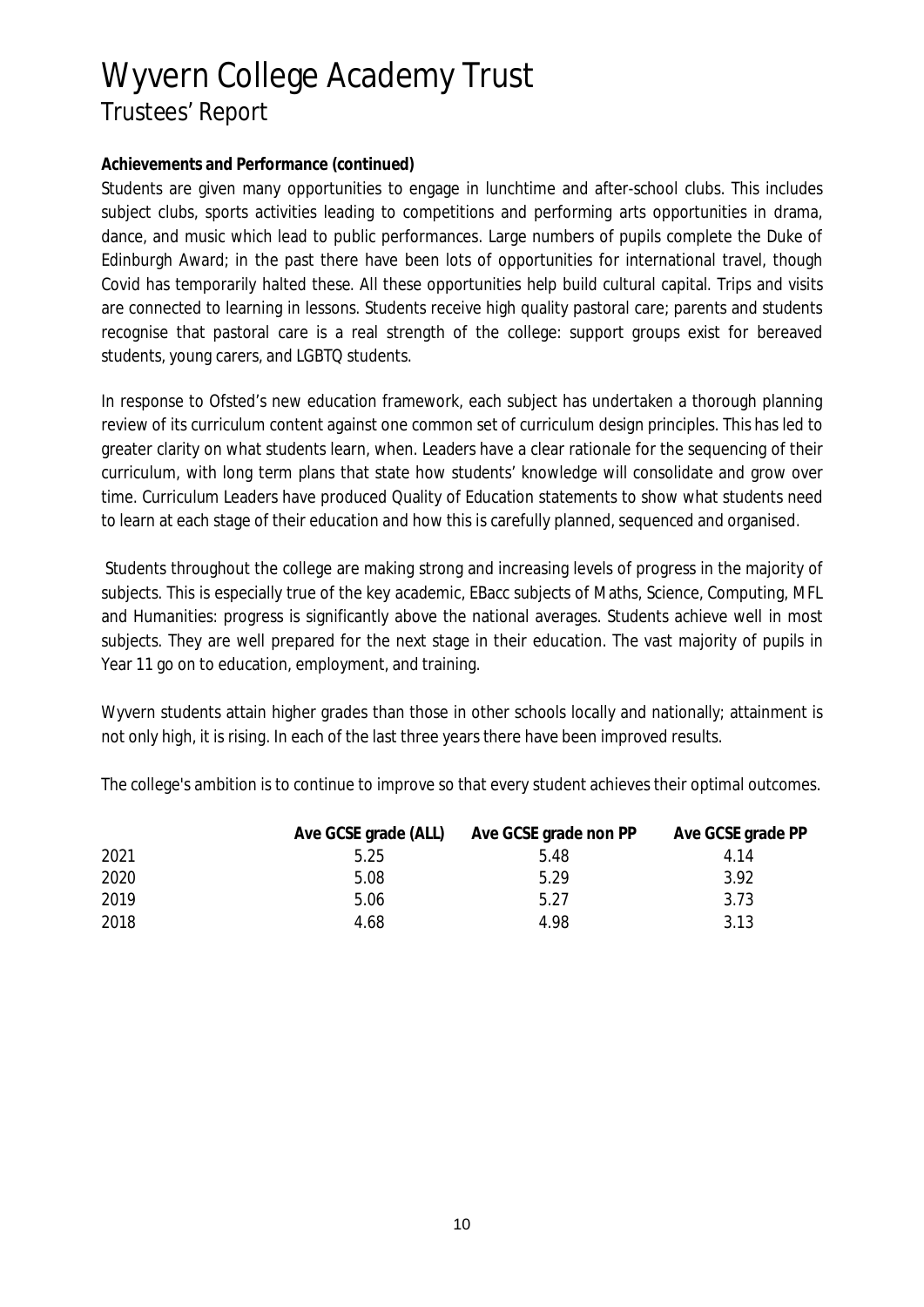# Wyvern College Academy Trust
## Trustees' Report

**Achievements and Performance (continued)**

Students are given many opportunities to engage in lunchtime and after-school clubs. This includes subject clubs, sports activities leading to competitions and performing arts opportunities in drama, dance, and music which lead to public performances. Large numbers of pupils complete the Duke of Edinburgh Award; in the past there have been lots of opportunities for international travel, though Covid has temporarily halted these. All these opportunities help build cultural capital. Trips and visits are connected to learning in lessons. Students receive high quality pastoral care; parents and students recognise that pastoral care is a real strength of the college: support groups exist for bereaved students, young carers, and LGBTQ students.

In response to Ofsted's new education framework, each subject has undertaken a thorough planning review of its curriculum content against one common set of curriculum design principles. This has led to greater clarity on what students learn, when. Leaders have a clear rationale for the sequencing of their curriculum, with long term plans that state how students' knowledge will consolidate and grow over time. Curriculum Leaders have produced Quality of Education statements to show what students need to learn at each stage of their education and how this is carefully planned, sequenced and organised.

Students throughout the college are making strong and increasing levels of progress in the majority of subjects. This is especially true of the key academic, EBacc subjects of Maths, Science, Computing, MFL and Humanities: progress is significantly above the national averages. Students achieve well in most subjects. They are well prepared for the next stage in their education. The vast majority of pupils in Year 11 go on to education, employment, and training.

Wyvern students attain higher grades than those in other schools locally and nationally; attainment is not only high, it is rising. In each of the last three years there have been improved results.

The college's ambition is to continue to improve so that every student achieves their optimal outcomes.

| | Ave GCSE grade (ALL) | Ave GCSE grade non PP | Ave GCSE grade PP |
|---|---|---|---|
| 2021 | 5.25 | 5.48 | 4.14 |
| 2020 | 5.08 | 5.29 | 3.92 |
| 2019 | 5.06 | 5.27 | 3.73 |
| 2018 | 4.68 | 4.98 | 3.13 |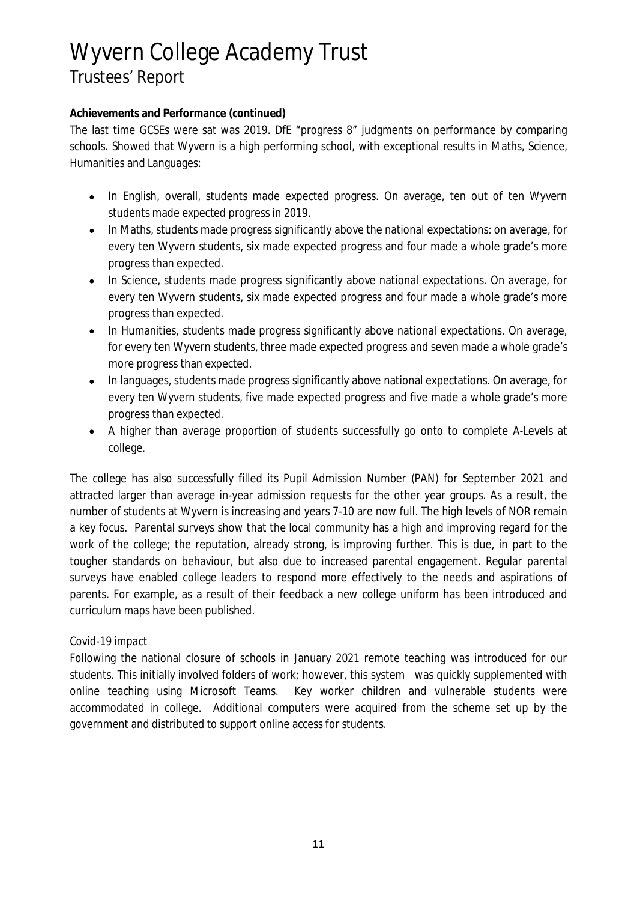# Wyvern College Academy Trust

## Trustees' Report

**Achievements and Performance (continued)**

The last time GCSEs were sat was 2019. DfE "progress 8" judgments on performance by comparing schools. Showed that Wyvern is a high performing school, with exceptional results in Maths, Science, Humanities and Languages:

- In English, overall, students made expected progress. On average, ten out of ten Wyvern students made expected progress in 2019.
- In Maths, students made progress significantly above the national expectations: on average, for every ten Wyvern students, six made expected progress and four made a whole grade's more progress than expected.
- In Science, students made progress significantly above national expectations. On average, for every ten Wyvern students, six made expected progress and four made a whole grade's more progress than expected.
- In Humanities, students made progress significantly above national expectations. On average, for every ten Wyvern students, three made expected progress and seven made a whole grade's more progress than expected.
- In languages, students made progress significantly above national expectations. On average, for every ten Wyvern students, five made expected progress and five made a whole grade's more progress than expected.
- A higher than average proportion of students successfully go onto to complete A-Levels at college.

The college has also successfully filled its Pupil Admission Number (PAN) for September 2021 and attracted larger than average in-year admission requests for the other year groups. As a result, the number of students at Wyvern is increasing and years 7-10 are now full. The high levels of NOR remain a key focus. Parental surveys show that the local community has a high and improving regard for the work of the college; the reputation, already strong, is improving further. This is due, in part to the tougher standards on behaviour, but also due to increased parental engagement. Regular parental surveys have enabled college leaders to respond more effectively to the needs and aspirations of parents. For example, as a result of their feedback a new college uniform has been introduced and curriculum maps have been published.

Covid-19 impact

Following the national closure of schools in January 2021 remote teaching was introduced for our students. This initially involved folders of work; however, this system was quickly supplemented with online teaching using Microsoft Teams. Key worker children and vulnerable students were accommodated in college. Additional computers were acquired from the scheme set up by the government and distributed to support online access for students.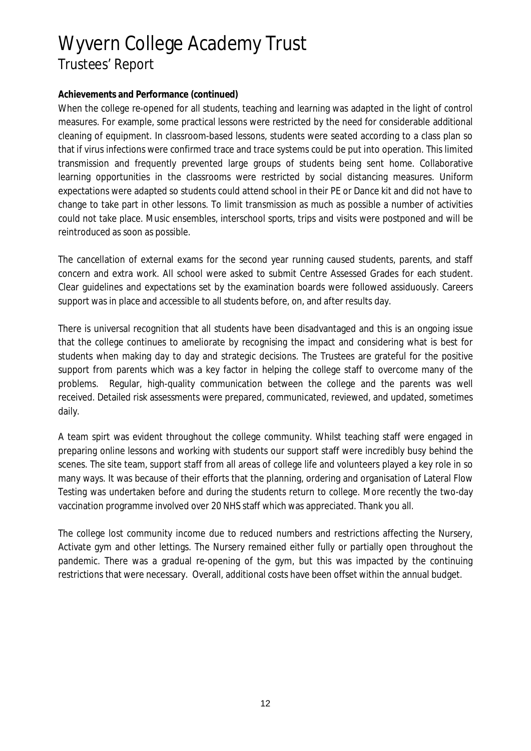# Wyvern College Academy Trust
## Trustees' Report

**Achievements and Performance (continued)**

When the college re-opened for all students, teaching and learning was adapted in the light of control measures. For example, some practical lessons were restricted by the need for considerable additional cleaning of equipment. In classroom-based lessons, students were seated according to a class plan so that if virus infections were confirmed trace and trace systems could be put into operation. This limited transmission and frequently prevented large groups of students being sent home. Collaborative learning opportunities in the classrooms were restricted by social distancing measures. Uniform expectations were adapted so students could attend school in their PE or Dance kit and did not have to change to take part in other lessons. To limit transmission as much as possible a number of activities could not take place. Music ensembles, interschool sports, trips and visits were postponed and will be reintroduced as soon as possible.

The cancellation of external exams for the second year running caused students, parents, and staff concern and extra work. All school were asked to submit Centre Assessed Grades for each student. Clear guidelines and expectations set by the examination boards were followed assiduously. Careers support was in place and accessible to all students before, on, and after results day.

There is universal recognition that all students have been disadvantaged and this is an ongoing issue that the college continues to ameliorate by recognising the impact and considering what is best for students when making day to day and strategic decisions. The Trustees are grateful for the positive support from parents which was a key factor in helping the college staff to overcome many of the problems. Regular, high-quality communication between the college and the parents was well received. Detailed risk assessments were prepared, communicated, reviewed, and updated, sometimes daily.

A team spirt was evident throughout the college community. Whilst teaching staff were engaged in preparing online lessons and working with students our support staff were incredibly busy behind the scenes. The site team, support staff from all areas of college life and volunteers played a key role in so many ways. It was because of their efforts that the planning, ordering and organisation of Lateral Flow Testing was undertaken before and during the students return to college. More recently the two-day vaccination programme involved over 20 NHS staff which was appreciated. Thank you all.

The college lost community income due to reduced numbers and restrictions affecting the Nursery, Activate gym and other lettings. The Nursery remained either fully or partially open throughout the pandemic. There was a gradual re-opening of the gym, but this was impacted by the continuing restrictions that were necessary. Overall, additional costs have been offset within the annual budget.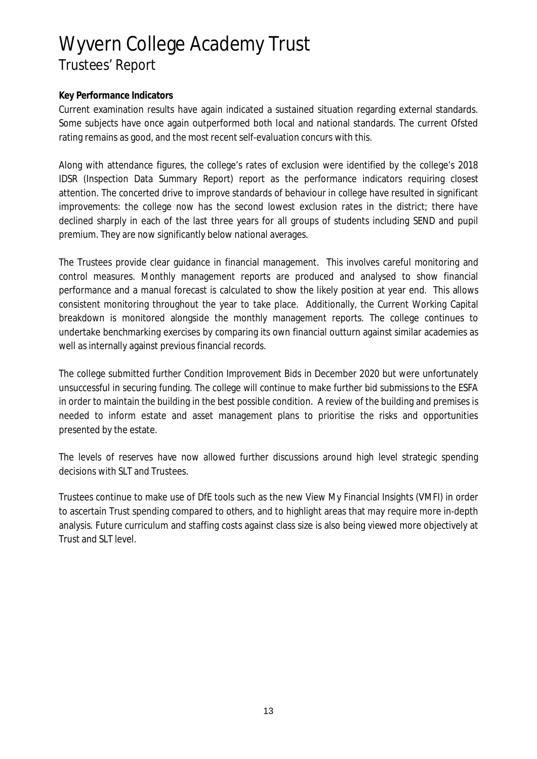# Wyvern College Academy Trust

## Trustees' Report

**Key Performance Indicators**

Current examination results have again indicated a sustained situation regarding external standards. Some subjects have once again outperformed both local and national standards. The current Ofsted rating remains as good, and the most recent self-evaluation concurs with this.

Along with attendance figures, the college's rates of exclusion were identified by the college's 2018 IDSR (Inspection Data Summary Report) report as the performance indicators requiring closest attention. The concerted drive to improve standards of behaviour in college have resulted in significant improvements: the college now has the second lowest exclusion rates in the district; there have declined sharply in each of the last three years for all groups of students including SEND and pupil premium. They are now significantly below national averages.

The Trustees provide clear guidance in financial management. This involves careful monitoring and control measures. Monthly management reports are produced and analysed to show financial performance and a manual forecast is calculated to show the likely position at year end. This allows consistent monitoring throughout the year to take place. Additionally, the Current Working Capital breakdown is monitored alongside the monthly management reports. The college continues to undertake benchmarking exercises by comparing its own financial outturn against similar academies as well as internally against previous financial records.

The college submitted further Condition Improvement Bids in December 2020 but were unfortunately unsuccessful in securing funding. The college will continue to make further bid submissions to the ESFA in order to maintain the building in the best possible condition. A review of the building and premises is needed to inform estate and asset management plans to prioritise the risks and opportunities presented by the estate.

The levels of reserves have now allowed further discussions around high level strategic spending decisions with SLT and Trustees.

Trustees continue to make use of DfE tools such as the new View My Financial Insights (VMFI) in order to ascertain Trust spending compared to others, and to highlight areas that may require more in-depth analysis. Future curriculum and staffing costs against class size is also being viewed more objectively at Trust and SLT level.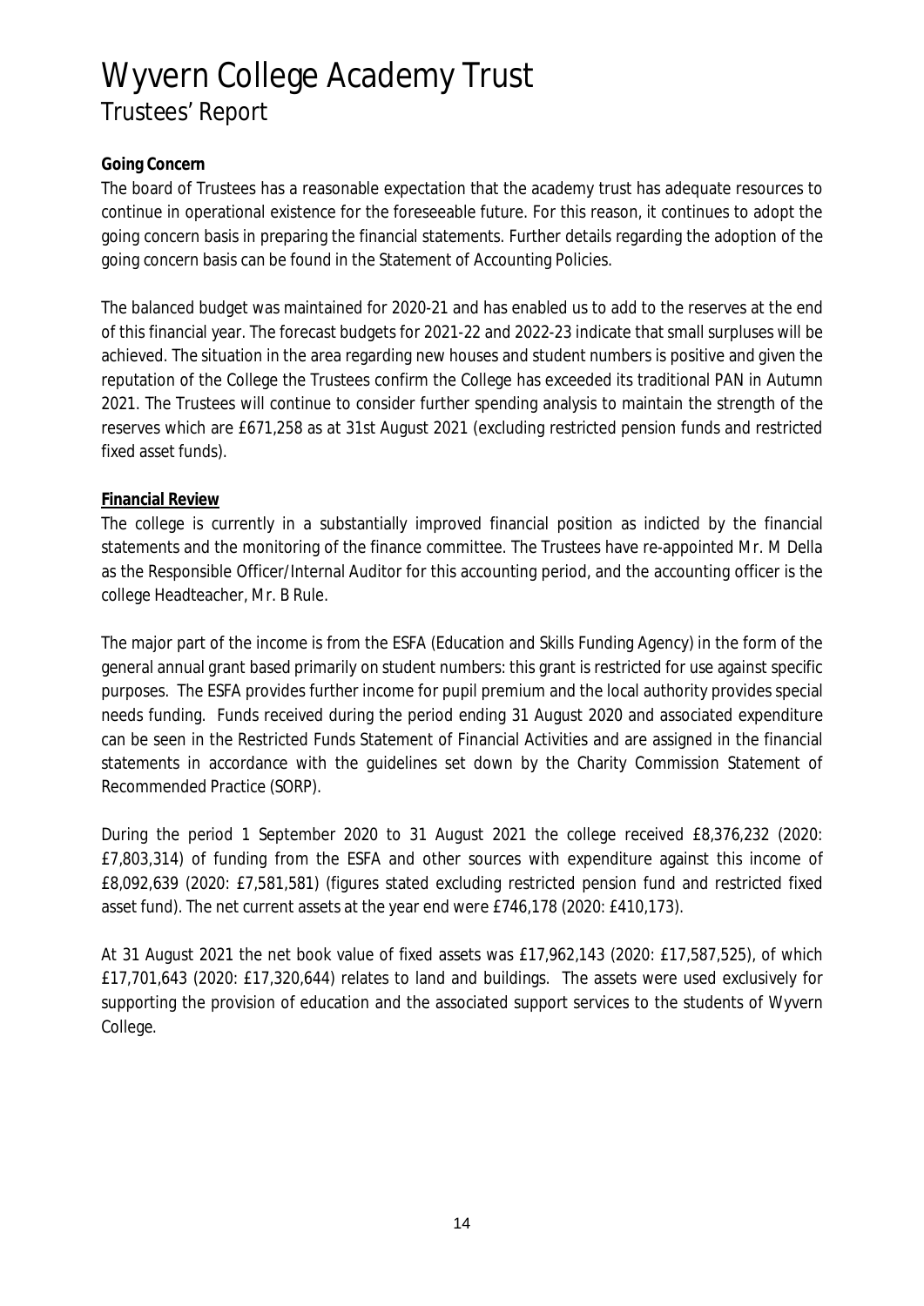# Wyvern College Academy Trust

## Trustees' Report

**Going Concern**

The board of Trustees has a reasonable expectation that the academy trust has adequate resources to continue in operational existence for the foreseeable future. For this reason, it continues to adopt the going concern basis in preparing the financial statements. Further details regarding the adoption of the going concern basis can be found in the Statement of Accounting Policies.

The balanced budget was maintained for 2020-21 and has enabled us to add to the reserves at the end of this financial year. The forecast budgets for 2021-22 and 2022-23 indicate that small surpluses will be achieved. The situation in the area regarding new houses and student numbers is positive and given the reputation of the College the Trustees confirm the College has exceeded its traditional PAN in Autumn 2021. The Trustees will continue to consider further spending analysis to maintain the strength of the reserves which are £671,258 as at 31st August 2021 (excluding restricted pension funds and restricted fixed asset funds).

**Financial Review**

The college is currently in a substantially improved financial position as indicted by the financial statements and the monitoring of the finance committee. The Trustees have re-appointed Mr. M Della as the Responsible Officer/Internal Auditor for this accounting period, and the accounting officer is the college Headteacher, Mr. B Rule.

The major part of the income is from the ESFA (Education and Skills Funding Agency) in the form of the general annual grant based primarily on student numbers: this grant is restricted for use against specific purposes. The ESFA provides further income for pupil premium and the local authority provides special needs funding. Funds received during the period ending 31 August 2020 and associated expenditure can be seen in the Restricted Funds Statement of Financial Activities and are assigned in the financial statements in accordance with the guidelines set down by the Charity Commission Statement of Recommended Practice (SORP).

During the period 1 September 2020 to 31 August 2021 the college received £8,376,232 (2020: £7,803,314) of funding from the ESFA and other sources with expenditure against this income of £8,092,639 (2020: £7,581,581) (figures stated excluding restricted pension fund and restricted fixed asset fund). The net current assets at the year end were £746,178 (2020: £410,173).

At 31 August 2021 the net book value of fixed assets was £17,962,143 (2020: £17,587,525), of which £17,701,643 (2020: £17,320,644) relates to land and buildings. The assets were used exclusively for supporting the provision of education and the associated support services to the students of Wyvern College.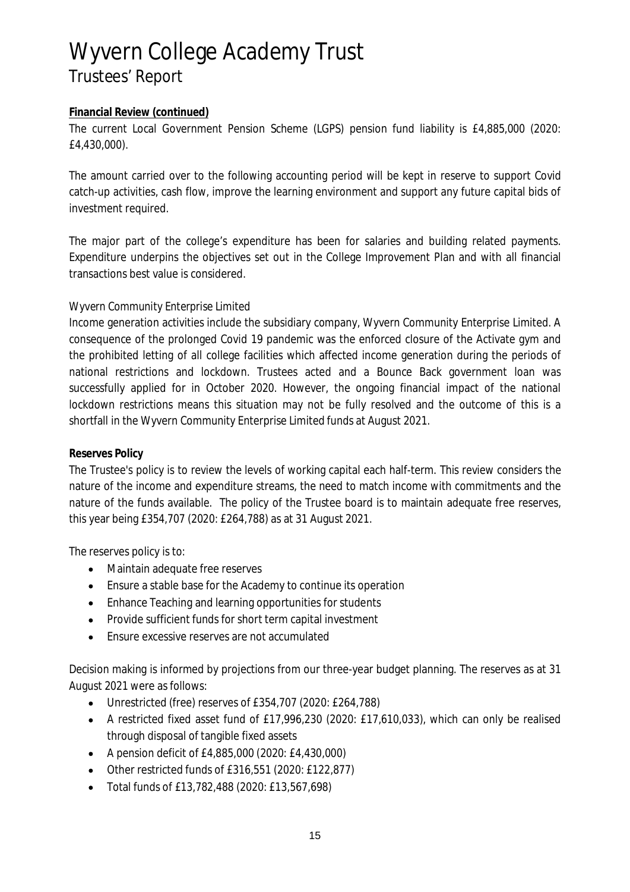# Wyvern College Academy Trust

## Trustees' Report

**Financial Review (continued)**

The current Local Government Pension Scheme (LGPS) pension fund liability is £4,885,000 (2020: £4,430,000).

The amount carried over to the following accounting period will be kept in reserve to support Covid catch-up activities, cash flow, improve the learning environment and support any future capital bids of investment required.

The major part of the college's expenditure has been for salaries and building related payments. Expenditure underpins the objectives set out in the College Improvement Plan and with all financial transactions best value is considered.

Wyvern Community Enterprise Limited

Income generation activities include the subsidiary company, Wyvern Community Enterprise Limited. A consequence of the prolonged Covid 19 pandemic was the enforced closure of the Activate gym and the prohibited letting of all college facilities which affected income generation during the periods of national restrictions and lockdown. Trustees acted and a Bounce Back government loan was successfully applied for in October 2020. However, the ongoing financial impact of the national lockdown restrictions means this situation may not be fully resolved and the outcome of this is a shortfall in the Wyvern Community Enterprise Limited funds at August 2021.

**Reserves Policy**

The Trustee's policy is to review the levels of working capital each half-term. This review considers the nature of the income and expenditure streams, the need to match income with commitments and the nature of the funds available. The policy of the Trustee board is to maintain adequate free reserves, this year being £354,707 (2020: £264,788) as at 31 August 2021.

The reserves policy is to:

- Maintain adequate free reserves
- Ensure a stable base for the Academy to continue its operation
- Enhance Teaching and learning opportunities for students
- Provide sufficient funds for short term capital investment
- Ensure excessive reserves are not accumulated

Decision making is informed by projections from our three-year budget planning. The reserves as at 31 August 2021 were as follows:

- Unrestricted (free) reserves of £354,707 (2020: £264,788)
- A restricted fixed asset fund of £17,996,230 (2020: £17,610,033), which can only be realised through disposal of tangible fixed assets
- A pension deficit of £4,885,000 (2020: £4,430,000)
- Other restricted funds of £316,551 (2020: £122,877)
- Total funds of £13,782,488 (2020: £13,567,698)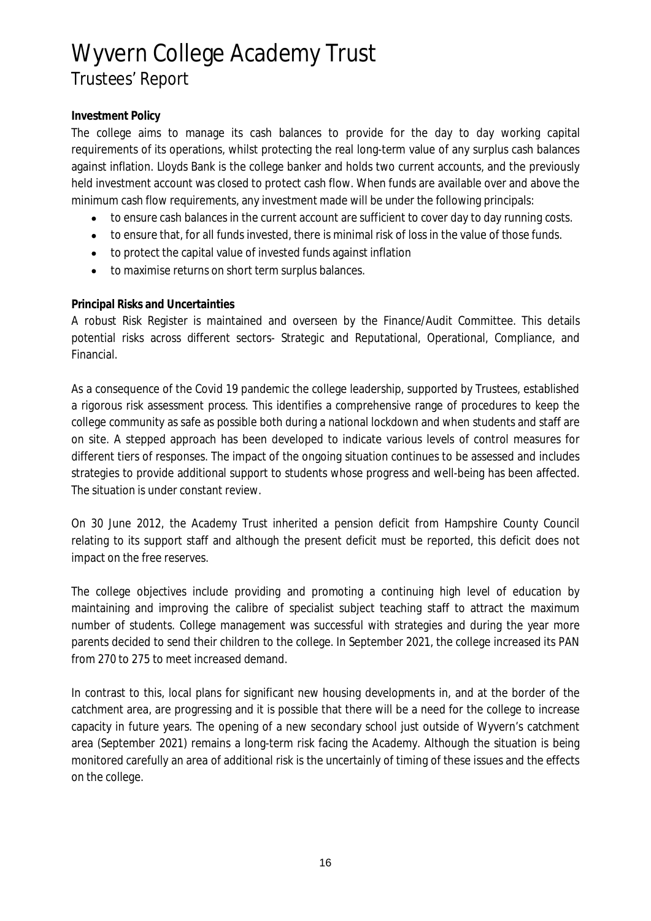# Wyvern College Academy Trust

## Trustees' Report

**Investment Policy**

The college aims to manage its cash balances to provide for the day to day working capital requirements of its operations, whilst protecting the real long-term value of any surplus cash balances against inflation. Lloyds Bank is the college banker and holds two current accounts, and the previously held investment account was closed to protect cash flow. When funds are available over and above the minimum cash flow requirements, any investment made will be under the following principals:

- to ensure cash balances in the current account are sufficient to cover day to day running costs.
- to ensure that, for all funds invested, there is minimal risk of loss in the value of those funds.
- to protect the capital value of invested funds against inflation
- to maximise returns on short term surplus balances.

**Principal Risks and Uncertainties**

A robust Risk Register is maintained and overseen by the Finance/Audit Committee. This details potential risks across different sectors- Strategic and Reputational, Operational, Compliance, and Financial.

As a consequence of the Covid 19 pandemic the college leadership, supported by Trustees, established a rigorous risk assessment process. This identifies a comprehensive range of procedures to keep the college community as safe as possible both during a national lockdown and when students and staff are on site. A stepped approach has been developed to indicate various levels of control measures for different tiers of responses. The impact of the ongoing situation continues to be assessed and includes strategies to provide additional support to students whose progress and well-being has been affected. The situation is under constant review.

On 30 June 2012, the Academy Trust inherited a pension deficit from Hampshire County Council relating to its support staff and although the present deficit must be reported, this deficit does not impact on the free reserves.

The college objectives include providing and promoting a continuing high level of education by maintaining and improving the calibre of specialist subject teaching staff to attract the maximum number of students. College management was successful with strategies and during the year more parents decided to send their children to the college. In September 2021, the college increased its PAN from 270 to 275 to meet increased demand.

In contrast to this, local plans for significant new housing developments in, and at the border of the catchment area, are progressing and it is possible that there will be a need for the college to increase capacity in future years. The opening of a new secondary school just outside of Wyvern's catchment area (September 2021) remains a long-term risk facing the Academy. Although the situation is being monitored carefully an area of additional risk is the uncertainly of timing of these issues and the effects on the college.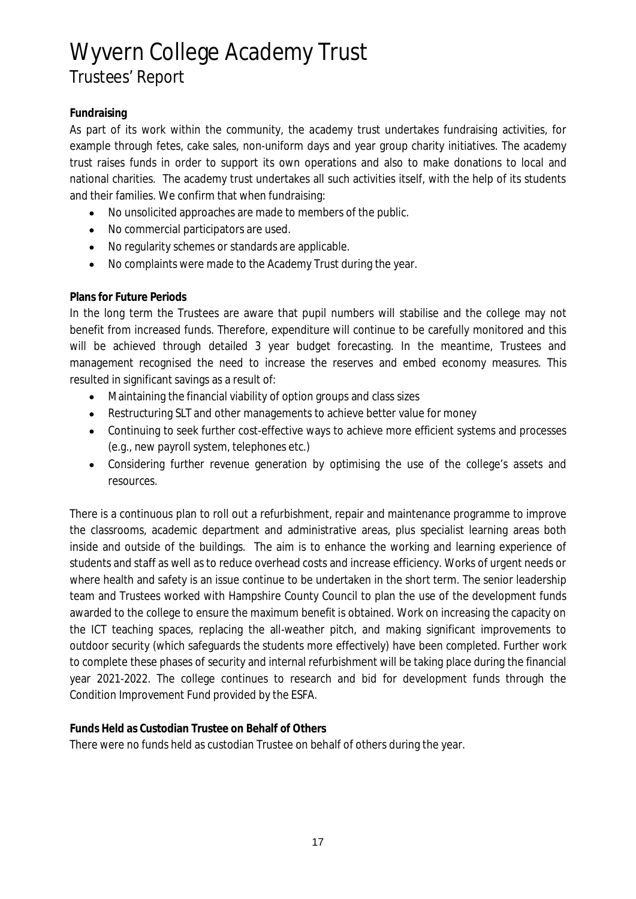**Fundraising**

As part of its work within the community, the academy trust undertakes fundraising activities, for example through fetes, cake sales, non-uniform days and year group charity initiatives. The academy trust raises funds in order to support its own operations and also to make donations to local and national charities. The academy trust undertakes all such activities itself, with the help of its students and their families. We confirm that when fundraising:

- No unsolicited approaches are made to members of the public.
- No commercial participators are used.
- No regularity schemes or standards are applicable.
- No complaints were made to the Academy Trust during the year.

**Plans for Future Periods**

In the long term the Trustees are aware that pupil numbers will stabilise and the college may not benefit from increased funds. Therefore, expenditure will continue to be carefully monitored and this will be achieved through detailed 3 year budget forecasting. In the meantime, Trustees and management recognised the need to increase the reserves and embed economy measures. This resulted in significant savings as a result of:

- Maintaining the financial viability of option groups and class sizes
- Restructuring SLT and other managements to achieve better value for money
- Continuing to seek further cost-effective ways to achieve more efficient systems and processes (e.g., new payroll system, telephones etc.)
- Considering further revenue generation by optimising the use of the college's assets and resources.

There is a continuous plan to roll out a refurbishment, repair and maintenance programme to improve the classrooms, academic department and administrative areas, plus specialist learning areas both inside and outside of the buildings. The aim is to enhance the working and learning experience of students and staff as well as to reduce overhead costs and increase efficiency. Works of urgent needs or where health and safety is an issue continue to be undertaken in the short term. The senior leadership team and Trustees worked with Hampshire County Council to plan the use of the development funds awarded to the college to ensure the maximum benefit is obtained. Work on increasing the capacity on the ICT teaching spaces, replacing the all-weather pitch, and making significant improvements to outdoor security (which safeguards the students more effectively) have been completed. Further work to complete these phases of security and internal refurbishment will be taking place during the financial year 2021-2022. The college continues to research and bid for development funds through the Condition Improvement Fund provided by the ESFA.

**Funds Held as Custodian Trustee on Behalf of Others**

There were no funds held as custodian Trustee on behalf of others during the year.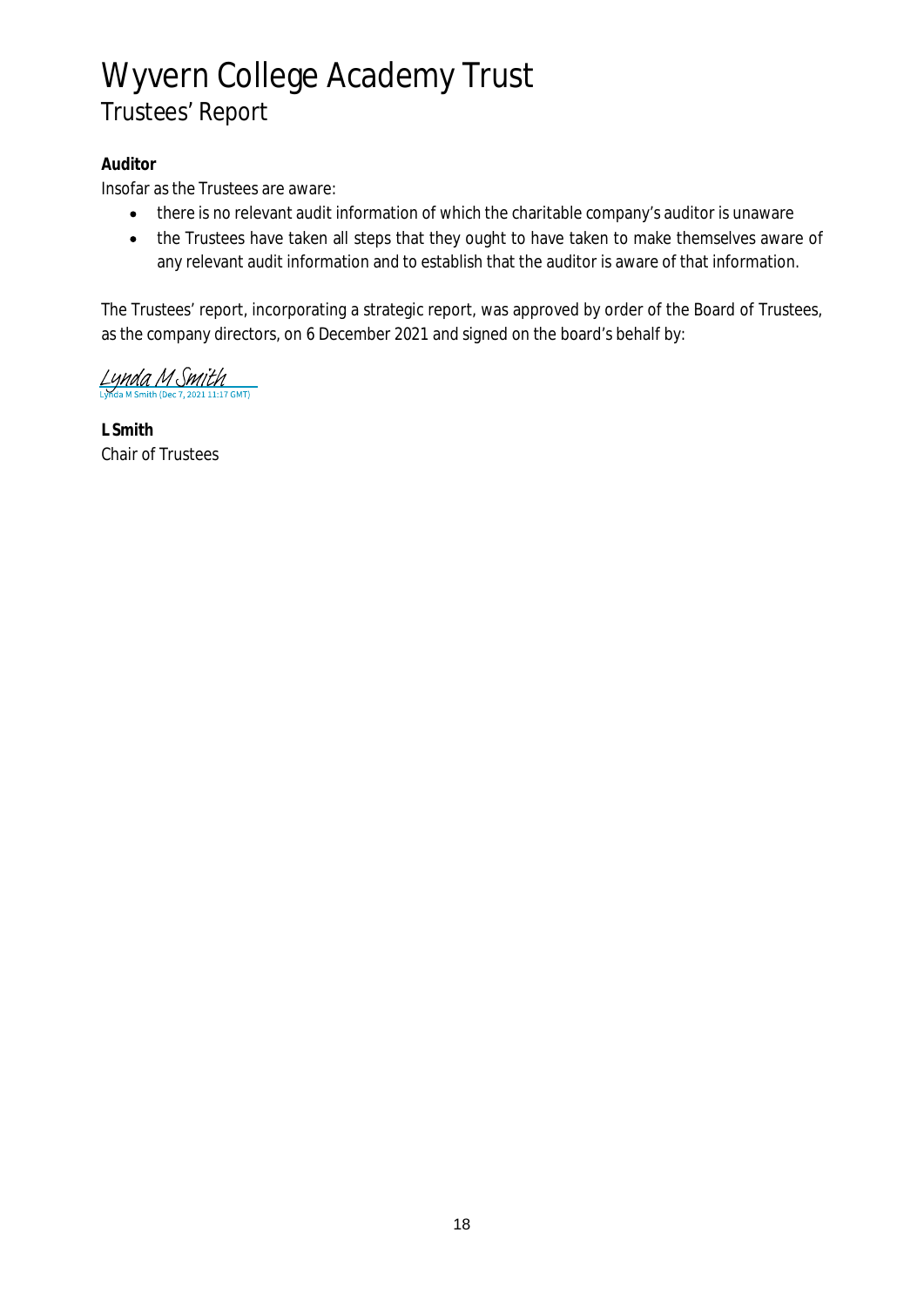**Auditor**

Insofar as the Trustees are aware:

- there is no relevant audit information of which the charitable company's auditor is unaware
- the Trustees have taken all steps that they ought to have taken to make themselves aware of any relevant audit information and to establish that the auditor is aware of that information.

The Trustees' report, incorporating a strategic report, was approved by order of the Board of Trustees, as the company directors, on 6 December 2021 and signed on the board's behalf by:

Lynda M Smith
Lynda M Smith (Dec 7, 2021 11:17 GMT)

**L Smith**
Chair of Trustees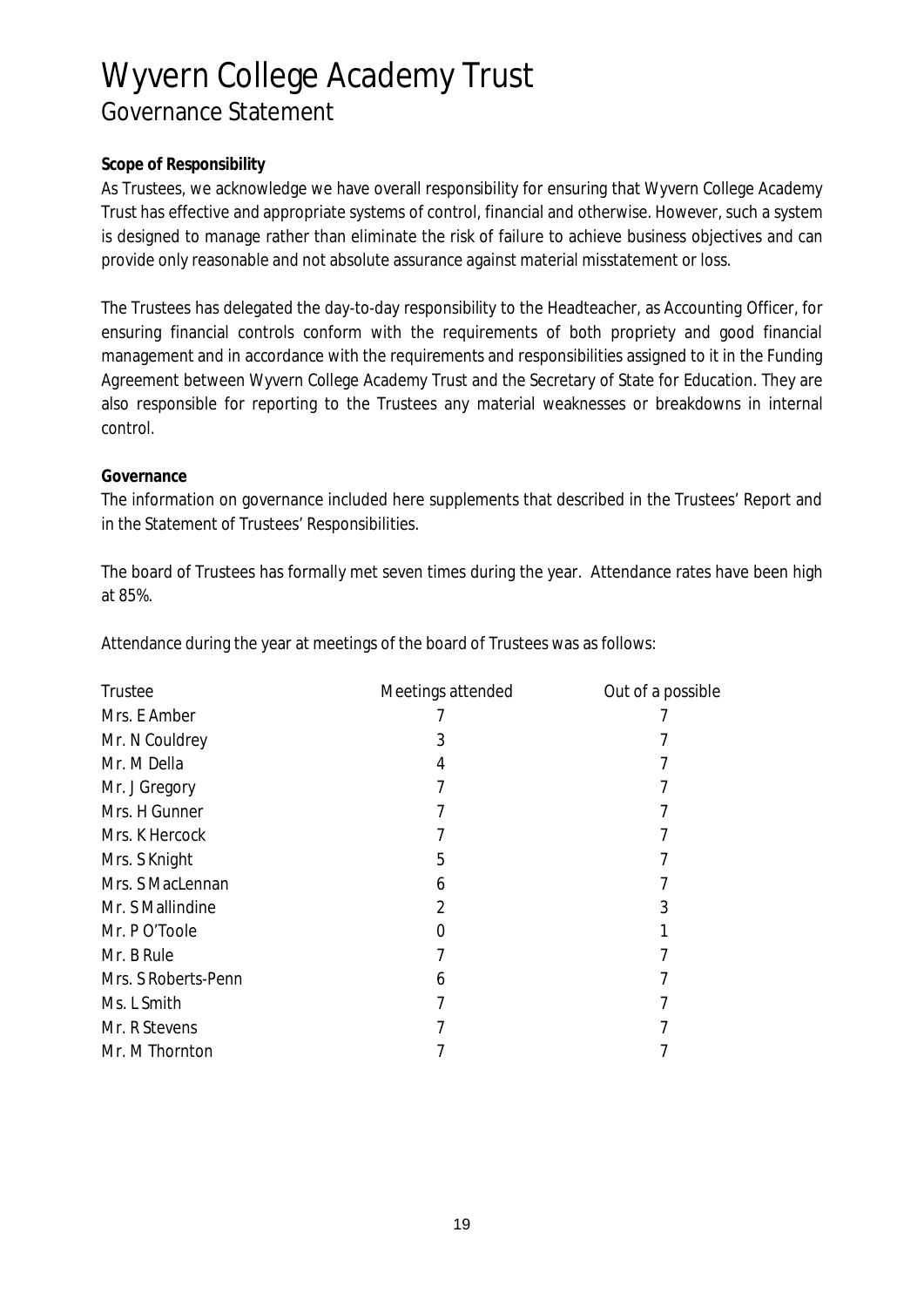# Wyvern College Academy Trust

## Governance Statement

**Scope of Responsibility**

As Trustees, we acknowledge we have overall responsibility for ensuring that Wyvern College Academy Trust has effective and appropriate systems of control, financial and otherwise. However, such a system is designed to manage rather than eliminate the risk of failure to achieve business objectives and can provide only reasonable and not absolute assurance against material misstatement or loss.

The Trustees has delegated the day-to-day responsibility to the Headteacher, as Accounting Officer, for ensuring financial controls conform with the requirements of both propriety and good financial management and in accordance with the requirements and responsibilities assigned to it in the Funding Agreement between Wyvern College Academy Trust and the Secretary of State for Education. They are also responsible for reporting to the Trustees any material weaknesses or breakdowns in internal control.

**Governance**

The information on governance included here supplements that described in the Trustees' Report and in the Statement of Trustees' Responsibilities.

The board of Trustees has formally met seven times during the year. Attendance rates have been high at 85%.

Attendance during the year at meetings of the board of Trustees was as follows:

| Trustee | Meetings attended | Out of a possible |
|---|---|---|
| Mrs. E Amber | 7 | 7 |
| Mr. N Couldrey | 3 | 7 |
| Mr. M Della | 4 | 7 |
| Mr. J Gregory | 7 | 7 |
| Mrs. H Gunner | 7 | 7 |
| Mrs. K Hercock | 7 | 7 |
| Mrs. S Knight | 5 | 7 |
| Mrs. S MacLennan | 6 | 7 |
| Mr. S Mallindine | 2 | 3 |
| Mr. P O'Toole | 0 | 1 |
| Mr. B Rule | 7 | 7 |
| Mrs. S Roberts-Penn | 6 | 7 |
| Ms. L Smith | 7 | 7 |
| Mr. R Stevens | 7 | 7 |
| Mr. M Thornton | 7 | 7 |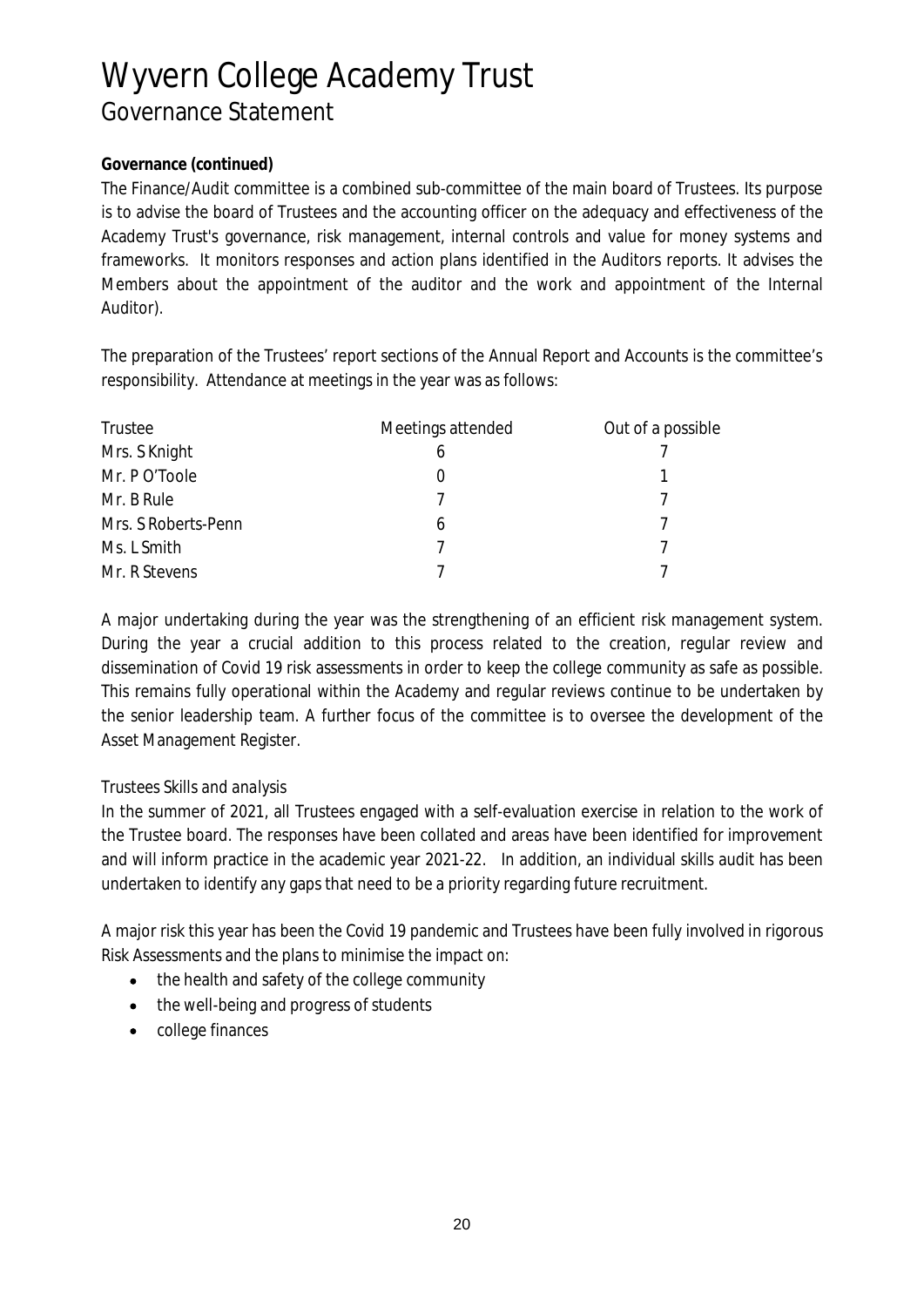**Governance (continued)**

The Finance/Audit committee is a combined sub-committee of the main board of Trustees. Its purpose is to advise the board of Trustees and the accounting officer on the adequacy and effectiveness of the Academy Trust's governance, risk management, internal controls and value for money systems and frameworks. It monitors responses and action plans identified in the Auditors reports. It advises the Members about the appointment of the auditor and the work and appointment of the Internal Auditor).

The preparation of the Trustees' report sections of the Annual Report and Accounts is the committee's responsibility. Attendance at meetings in the year was as follows:

| Trustee | Meetings attended | Out of a possible |
|---|---|---|
| Mrs. S Knight | 6 | 7 |
| Mr. P O'Toole | 0 | 1 |
| Mr. B Rule | 7 | 7 |
| Mrs. S Roberts-Penn | 6 | 7 |
| Ms. L Smith | 7 | 7 |
| Mr. R Stevens | 7 | 7 |

A major undertaking during the year was the strengthening of an efficient risk management system. During the year a crucial addition to this process related to the creation, regular review and dissemination of Covid 19 risk assessments in order to keep the college community as safe as possible. This remains fully operational within the Academy and regular reviews continue to be undertaken by the senior leadership team. A further focus of the committee is to oversee the development of the Asset Management Register.

*Trustees Skills and analysis*

In the summer of 2021, all Trustees engaged with a self-evaluation exercise in relation to the work of the Trustee board. The responses have been collated and areas have been identified for improvement and will inform practice in the academic year 2021-22. In addition, an individual skills audit has been undertaken to identify any gaps that need to be a priority regarding future recruitment.

A major risk this year has been the Covid 19 pandemic and Trustees have been fully involved in rigorous Risk Assessments and the plans to minimise the impact on:

- the health and safety of the college community
- the well-being and progress of students
- college finances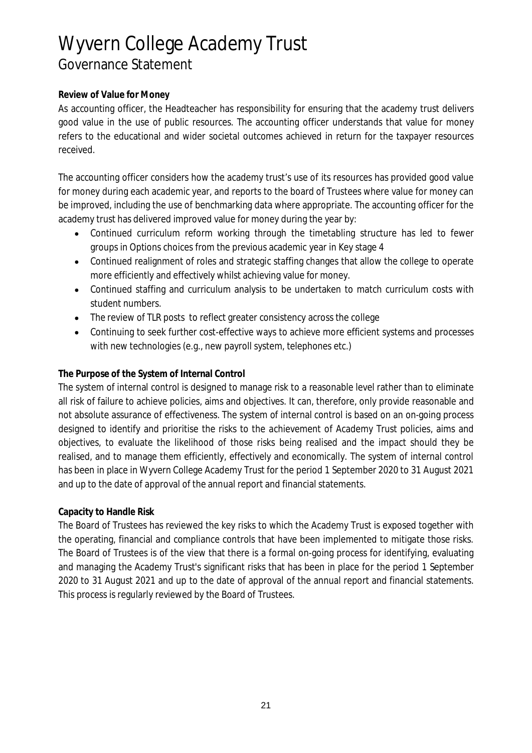# Wyvern College Academy Trust

## Governance Statement

**Review of Value for Money**

As accounting officer, the Headteacher has responsibility for ensuring that the academy trust delivers good value in the use of public resources. The accounting officer understands that value for money refers to the educational and wider societal outcomes achieved in return for the taxpayer resources received.

The accounting officer considers how the academy trust's use of its resources has provided good value for money during each academic year, and reports to the board of Trustees where value for money can be improved, including the use of benchmarking data where appropriate. The accounting officer for the academy trust has delivered improved value for money during the year by:

- Continued curriculum reform working through the timetabling structure has led to fewer groups in Options choices from the previous academic year in Key stage 4
- Continued realignment of roles and strategic staffing changes that allow the college to operate more efficiently and effectively whilst achieving value for money.
- Continued staffing and curriculum analysis to be undertaken to match curriculum costs with student numbers.
- The review of TLR posts to reflect greater consistency across the college
- Continuing to seek further cost-effective ways to achieve more efficient systems and processes with new technologies (e.g., new payroll system, telephones etc.)

**The Purpose of the System of Internal Control**

The system of internal control is designed to manage risk to a reasonable level rather than to eliminate all risk of failure to achieve policies, aims and objectives. It can, therefore, only provide reasonable and not absolute assurance of effectiveness. The system of internal control is based on an on-going process designed to identify and prioritise the risks to the achievement of Academy Trust policies, aims and objectives, to evaluate the likelihood of those risks being realised and the impact should they be realised, and to manage them efficiently, effectively and economically. The system of internal control has been in place in Wyvern College Academy Trust for the period 1 September 2020 to 31 August 2021 and up to the date of approval of the annual report and financial statements.

**Capacity to Handle Risk**

The Board of Trustees has reviewed the key risks to which the Academy Trust is exposed together with the operating, financial and compliance controls that have been implemented to mitigate those risks. The Board of Trustees is of the view that there is a formal on-going process for identifying, evaluating and managing the Academy Trust's significant risks that has been in place for the period 1 September 2020 to 31 August 2021 and up to the date of approval of the annual report and financial statements. This process is regularly reviewed by the Board of Trustees.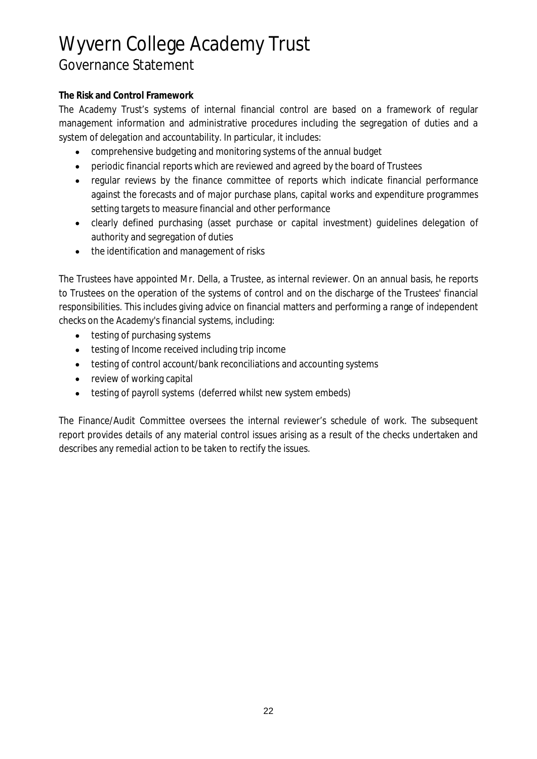**The Risk and Control Framework**

The Academy Trust's systems of internal financial control are based on a framework of regular management information and administrative procedures including the segregation of duties and a system of delegation and accountability. In particular, it includes:

- comprehensive budgeting and monitoring systems of the annual budget
- periodic financial reports which are reviewed and agreed by the board of Trustees
- regular reviews by the finance committee of reports which indicate financial performance against the forecasts and of major purchase plans, capital works and expenditure programmes setting targets to measure financial and other performance
- clearly defined purchasing (asset purchase or capital investment) guidelines delegation of authority and segregation of duties
- the identification and management of risks

The Trustees have appointed Mr. Della, a Trustee, as internal reviewer. On an annual basis, he reports to Trustees on the operation of the systems of control and on the discharge of the Trustees' financial responsibilities. This includes giving advice on financial matters and performing a range of independent checks on the Academy's financial systems, including:

- testing of purchasing systems
- testing of Income received including trip income
- testing of control account/bank reconciliations and accounting systems
- review of working capital
- testing of payroll systems (deferred whilst new system embeds)

The Finance/Audit Committee oversees the internal reviewer's schedule of work. The subsequent report provides details of any material control issues arising as a result of the checks undertaken and describes any remedial action to be taken to rectify the issues.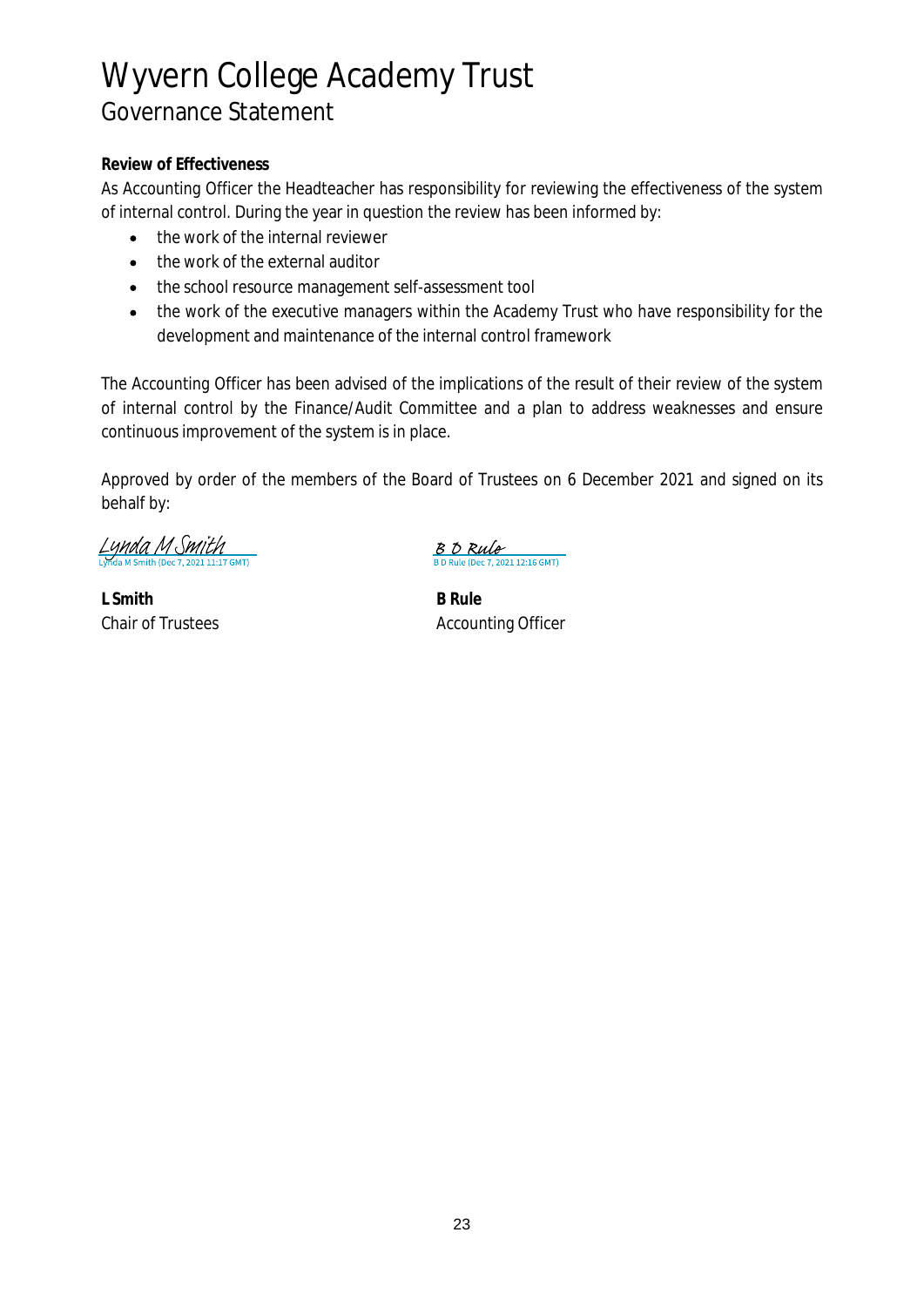# Wyvern College Academy Trust

## Governance Statement

**Review of Effectiveness**

As Accounting Officer the Headteacher has responsibility for reviewing the effectiveness of the system of internal control. During the year in question the review has been informed by:

- the work of the internal reviewer
- the work of the external auditor
- the school resource management self-assessment tool
- the work of the executive managers within the Academy Trust who have responsibility for the development and maintenance of the internal control framework

The Accounting Officer has been advised of the implications of the result of their review of the system of internal control by the Finance/Audit Committee and a plan to address weaknesses and ensure continuous improvement of the system is in place.

Approved by order of the members of the Board of Trustees on 6 December 2021 and signed on its behalf by:

Lynda M Smith
Lynda M Smith (Dec 7, 2021 11:17 GMT)

**L Smith**
Chair of Trustees

B D Rule
B D Rule (Dec 7, 2021 12:16 GMT)

**B Rule**
Accounting Officer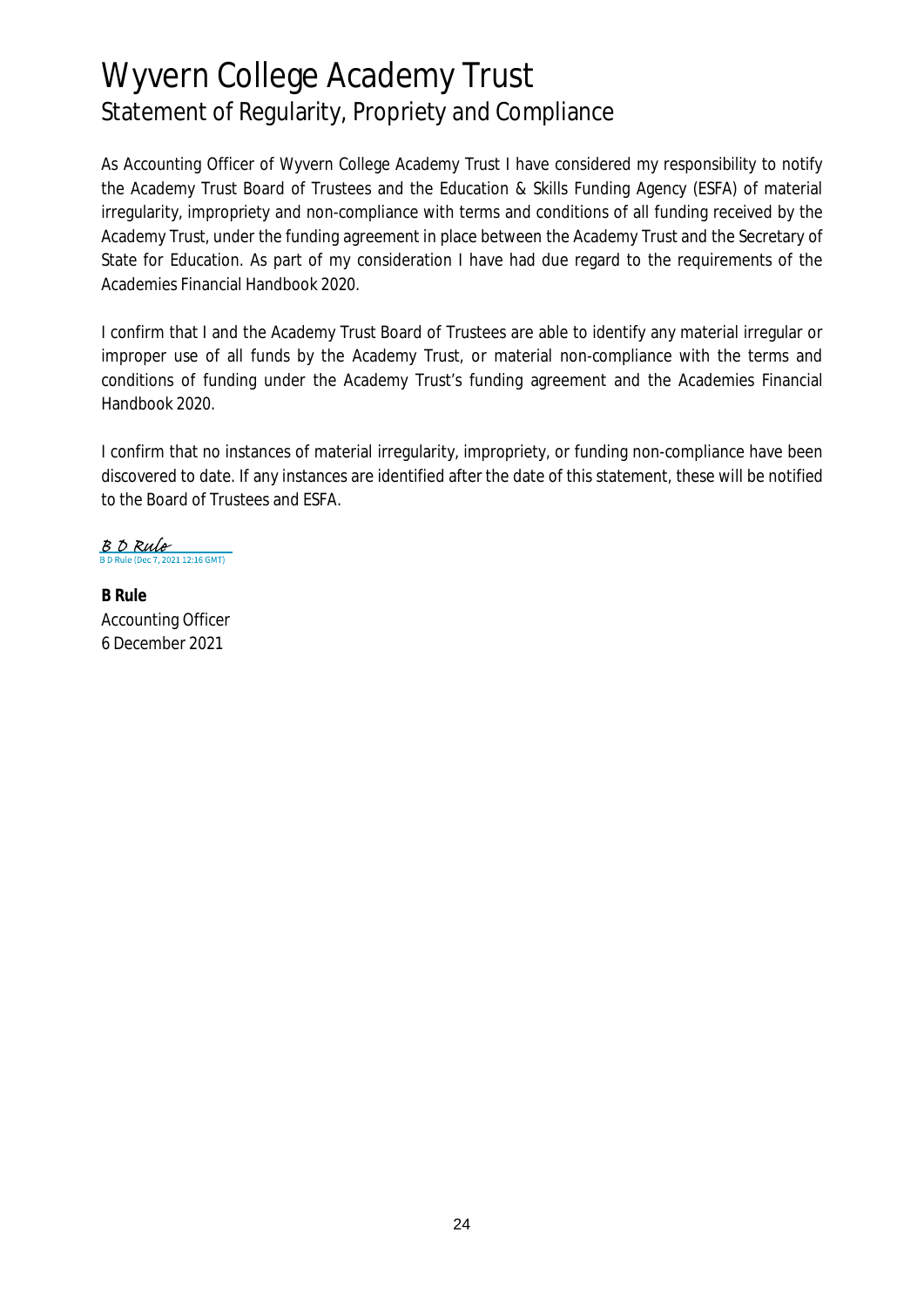# Wyvern College Academy Trust

## Statement of Regularity, Propriety and Compliance

As Accounting Officer of Wyvern College Academy Trust I have considered my responsibility to notify the Academy Trust Board of Trustees and the Education & Skills Funding Agency (ESFA) of material irregularity, impropriety and non-compliance with terms and conditions of all funding received by the Academy Trust, under the funding agreement in place between the Academy Trust and the Secretary of State for Education. As part of my consideration I have had due regard to the requirements of the Academies Financial Handbook 2020.

I confirm that I and the Academy Trust Board of Trustees are able to identify any material irregular or improper use of all funds by the Academy Trust, or material non-compliance with the terms and conditions of funding under the Academy Trust's funding agreement and the Academies Financial Handbook 2020.

I confirm that no instances of material irregularity, impropriety, or funding non-compliance have been discovered to date. If any instances are identified after the date of this statement, these will be notified to the Board of Trustees and ESFA.

B D Rule
B D Rule (Dec 7, 2021 12:16 GMT)

**B Rule**
Accounting Officer
6 December 2021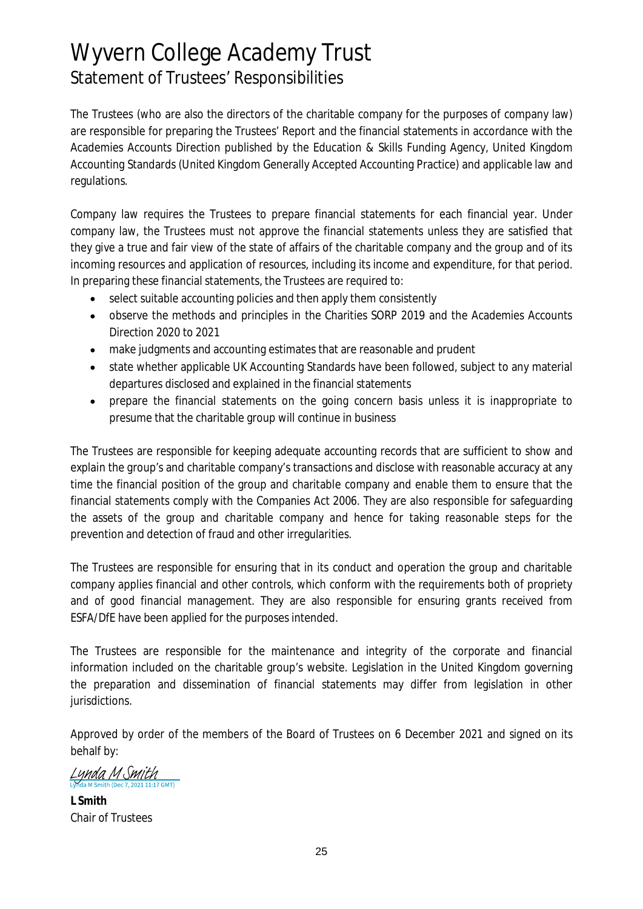# Wyvern College Academy Trust

## Statement of Trustees' Responsibilities

The Trustees (who are also the directors of the charitable company for the purposes of company law) are responsible for preparing the Trustees' Report and the financial statements in accordance with the Academies Accounts Direction published by the Education & Skills Funding Agency, United Kingdom Accounting Standards (United Kingdom Generally Accepted Accounting Practice) and applicable law and regulations.

Company law requires the Trustees to prepare financial statements for each financial year. Under company law, the Trustees must not approve the financial statements unless they are satisfied that they give a true and fair view of the state of affairs of the charitable company and the group and of its incoming resources and application of resources, including its income and expenditure, for that period. In preparing these financial statements, the Trustees are required to:

- select suitable accounting policies and then apply them consistently
- observe the methods and principles in the Charities SORP 2019 and the Academies Accounts Direction 2020 to 2021
- make judgments and accounting estimates that are reasonable and prudent
- state whether applicable UK Accounting Standards have been followed, subject to any material departures disclosed and explained in the financial statements
- prepare the financial statements on the going concern basis unless it is inappropriate to presume that the charitable group will continue in business

The Trustees are responsible for keeping adequate accounting records that are sufficient to show and explain the group's and charitable company's transactions and disclose with reasonable accuracy at any time the financial position of the group and charitable company and enable them to ensure that the financial statements comply with the Companies Act 2006. They are also responsible for safeguarding the assets of the group and charitable company and hence for taking reasonable steps for the prevention and detection of fraud and other irregularities.

The Trustees are responsible for ensuring that in its conduct and operation the group and charitable company applies financial and other controls, which conform with the requirements both of propriety and of good financial management. They are also responsible for ensuring grants received from ESFA/DfE have been applied for the purposes intended.

The Trustees are responsible for the maintenance and integrity of the corporate and financial information included on the charitable group's website. Legislation in the United Kingdom governing the preparation and dissemination of financial statements may differ from legislation in other jurisdictions.

Approved by order of the members of the Board of Trustees on 6 December 2021 and signed on its behalf by:

Lynda M Smith
Lynda M Smith (Dec 7, 2021 11:17 GMT)

**L Smith**
Chair of Trustees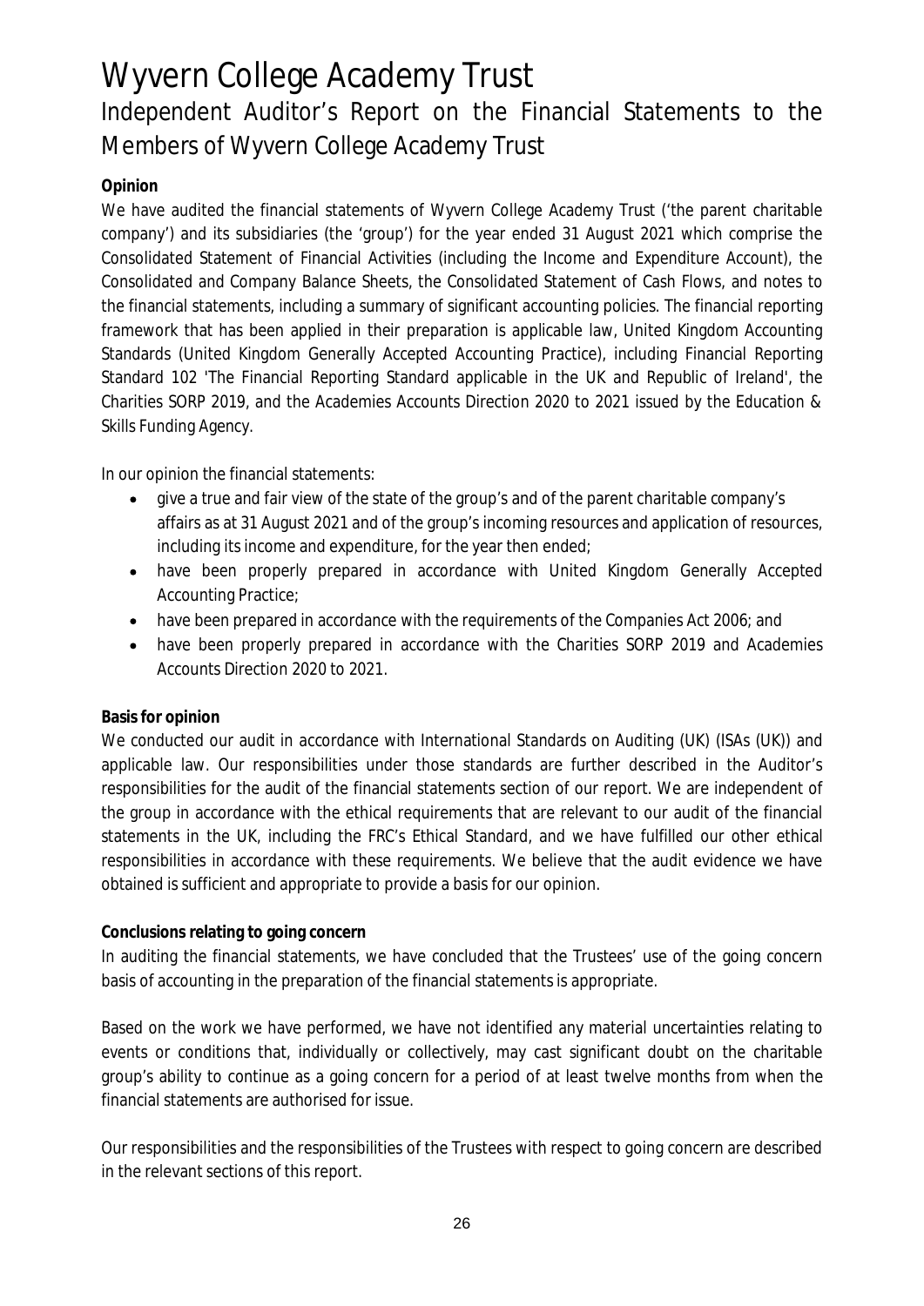# Wyvern College Academy Trust

## Independent Auditor's Report on the Financial Statements to the Members of Wyvern College Academy Trust

**Opinion**

We have audited the financial statements of Wyvern College Academy Trust ('the parent charitable company') and its subsidiaries (the 'group') for the year ended 31 August 2021 which comprise the Consolidated Statement of Financial Activities (including the Income and Expenditure Account), the Consolidated and Company Balance Sheets, the Consolidated Statement of Cash Flows, and notes to the financial statements, including a summary of significant accounting policies. The financial reporting framework that has been applied in their preparation is applicable law, United Kingdom Accounting Standards (United Kingdom Generally Accepted Accounting Practice), including Financial Reporting Standard 102 'The Financial Reporting Standard applicable in the UK and Republic of Ireland', the Charities SORP 2019, and the Academies Accounts Direction 2020 to 2021 issued by the Education & Skills Funding Agency.

In our opinion the financial statements:

- give a true and fair view of the state of the group's and of the parent charitable company's affairs as at 31 August 2021 and of the group's incoming resources and application of resources, including its income and expenditure, for the year then ended;
- have been properly prepared in accordance with United Kingdom Generally Accepted Accounting Practice;
- have been prepared in accordance with the requirements of the Companies Act 2006; and
- have been properly prepared in accordance with the Charities SORP 2019 and Academies Accounts Direction 2020 to 2021.

**Basis for opinion**

We conducted our audit in accordance with International Standards on Auditing (UK) (ISAs (UK)) and applicable law. Our responsibilities under those standards are further described in the Auditor's responsibilities for the audit of the financial statements section of our report. We are independent of the group in accordance with the ethical requirements that are relevant to our audit of the financial statements in the UK, including the FRC's Ethical Standard, and we have fulfilled our other ethical responsibilities in accordance with these requirements. We believe that the audit evidence we have obtained is sufficient and appropriate to provide a basis for our opinion.

**Conclusions relating to going concern**

In auditing the financial statements, we have concluded that the Trustees' use of the going concern basis of accounting in the preparation of the financial statements is appropriate.

Based on the work we have performed, we have not identified any material uncertainties relating to events or conditions that, individually or collectively, may cast significant doubt on the charitable group's ability to continue as a going concern for a period of at least twelve months from when the financial statements are authorised for issue.

Our responsibilities and the responsibilities of the Trustees with respect to going concern are described in the relevant sections of this report.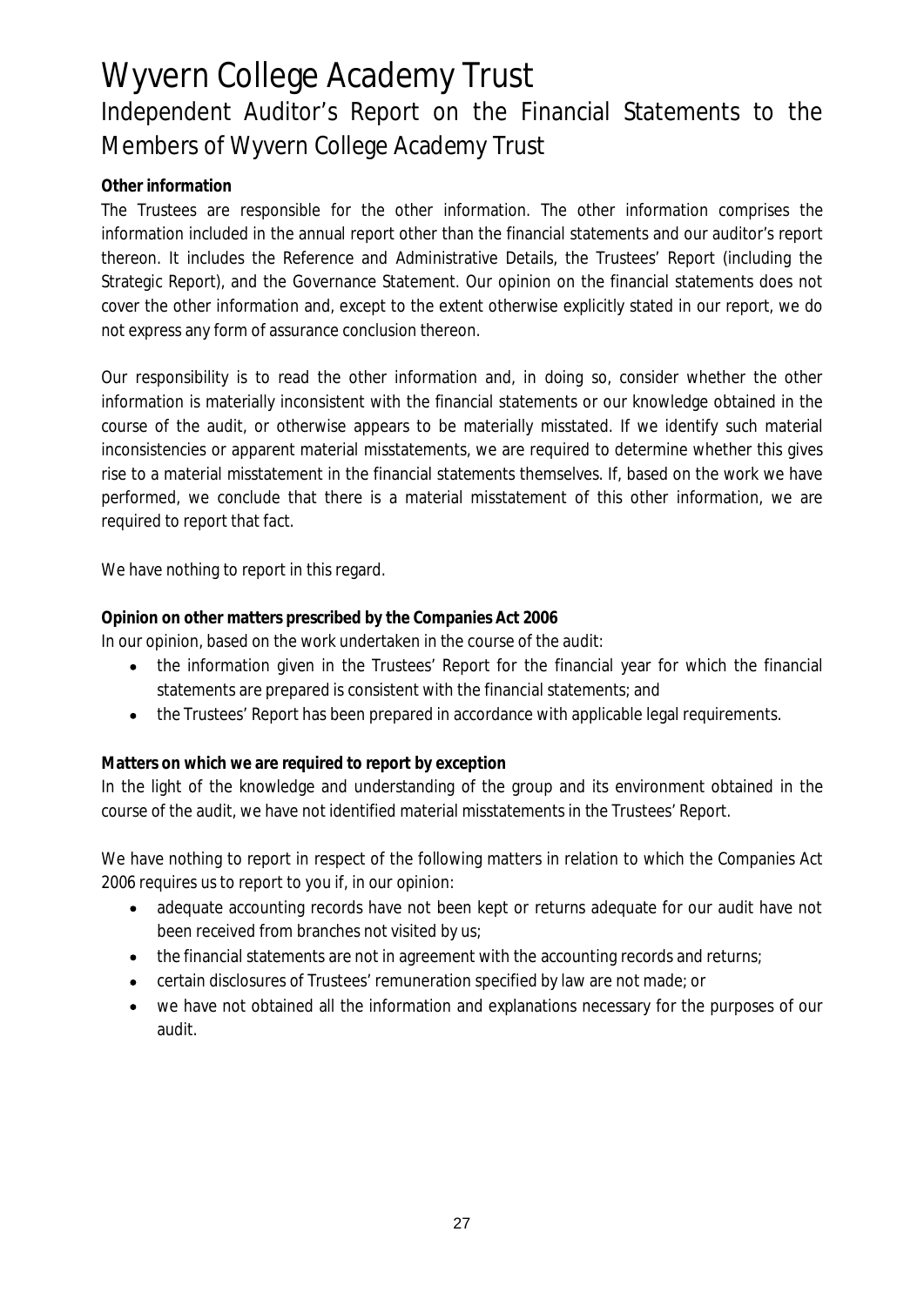# Wyvern College Academy Trust

## Independent Auditor's Report on the Financial Statements to the Members of Wyvern College Academy Trust

**Other information**

The Trustees are responsible for the other information. The other information comprises the information included in the annual report other than the financial statements and our auditor's report thereon. It includes the Reference and Administrative Details, the Trustees' Report (including the Strategic Report), and the Governance Statement. Our opinion on the financial statements does not cover the other information and, except to the extent otherwise explicitly stated in our report, we do not express any form of assurance conclusion thereon.

Our responsibility is to read the other information and, in doing so, consider whether the other information is materially inconsistent with the financial statements or our knowledge obtained in the course of the audit, or otherwise appears to be materially misstated. If we identify such material inconsistencies or apparent material misstatements, we are required to determine whether this gives rise to a material misstatement in the financial statements themselves. If, based on the work we have performed, we conclude that there is a material misstatement of this other information, we are required to report that fact.

We have nothing to report in this regard.

**Opinion on other matters prescribed by the Companies Act 2006**

In our opinion, based on the work undertaken in the course of the audit:

- the information given in the Trustees' Report for the financial year for which the financial statements are prepared is consistent with the financial statements; and
- the Trustees' Report has been prepared in accordance with applicable legal requirements.

**Matters on which we are required to report by exception**

In the light of the knowledge and understanding of the group and its environment obtained in the course of the audit, we have not identified material misstatements in the Trustees' Report.

We have nothing to report in respect of the following matters in relation to which the Companies Act 2006 requires us to report to you if, in our opinion:

- adequate accounting records have not been kept or returns adequate for our audit have not been received from branches not visited by us;
- the financial statements are not in agreement with the accounting records and returns;
- certain disclosures of Trustees' remuneration specified by law are not made; or
- we have not obtained all the information and explanations necessary for the purposes of our audit.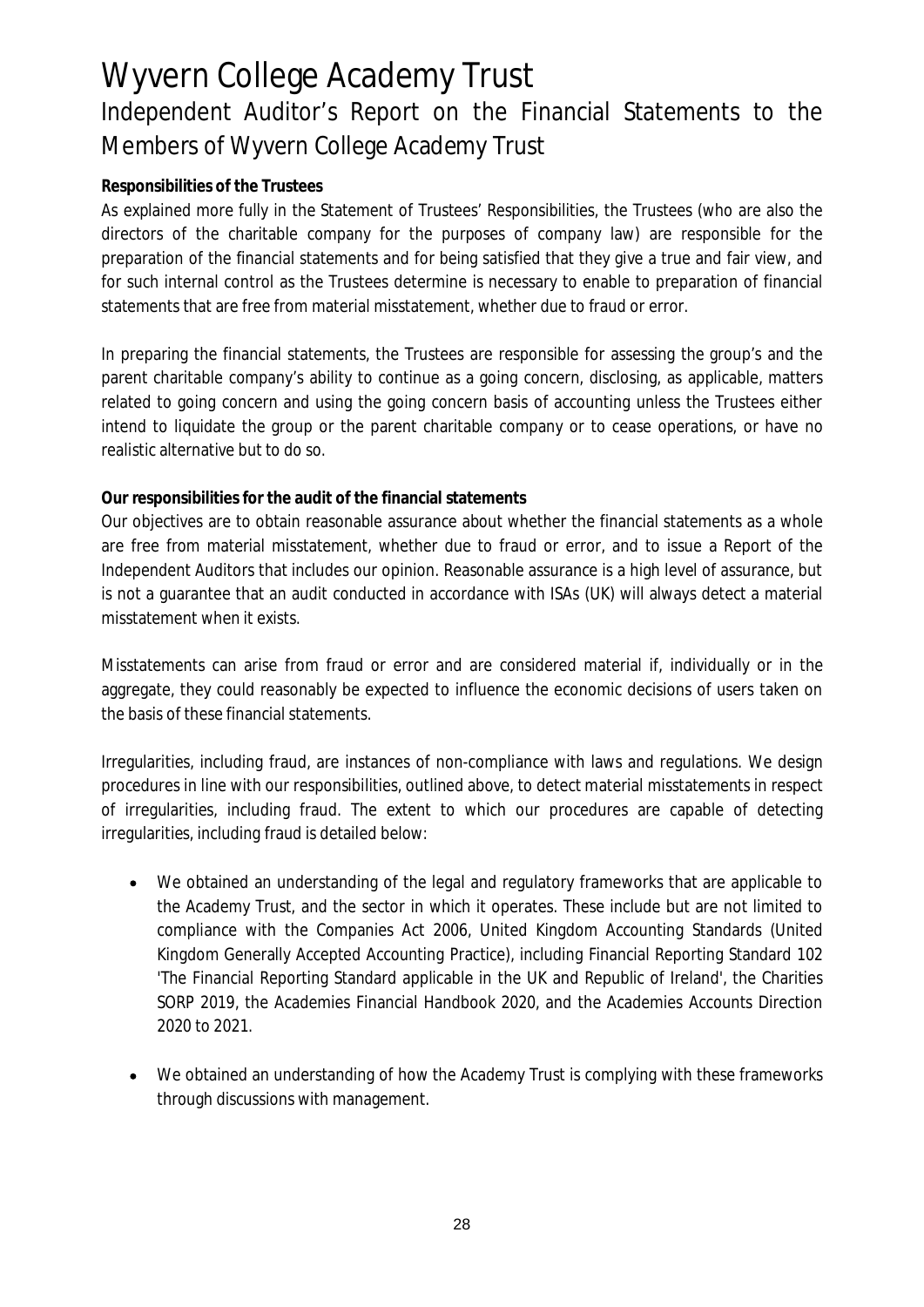# Wyvern College Academy Trust

## Independent Auditor's Report on the Financial Statements to the Members of Wyvern College Academy Trust

**Responsibilities of the Trustees**

As explained more fully in the Statement of Trustees' Responsibilities, the Trustees (who are also the directors of the charitable company for the purposes of company law) are responsible for the preparation of the financial statements and for being satisfied that they give a true and fair view, and for such internal control as the Trustees determine is necessary to enable to preparation of financial statements that are free from material misstatement, whether due to fraud or error.

In preparing the financial statements, the Trustees are responsible for assessing the group's and the parent charitable company's ability to continue as a going concern, disclosing, as applicable, matters related to going concern and using the going concern basis of accounting unless the Trustees either intend to liquidate the group or the parent charitable company or to cease operations, or have no realistic alternative but to do so.

**Our responsibilities for the audit of the financial statements**

Our objectives are to obtain reasonable assurance about whether the financial statements as a whole are free from material misstatement, whether due to fraud or error, and to issue a Report of the Independent Auditors that includes our opinion. Reasonable assurance is a high level of assurance, but is not a guarantee that an audit conducted in accordance with ISAs (UK) will always detect a material misstatement when it exists.

Misstatements can arise from fraud or error and are considered material if, individually or in the aggregate, they could reasonably be expected to influence the economic decisions of users taken on the basis of these financial statements.

Irregularities, including fraud, are instances of non-compliance with laws and regulations. We design procedures in line with our responsibilities, outlined above, to detect material misstatements in respect of irregularities, including fraud. The extent to which our procedures are capable of detecting irregularities, including fraud is detailed below:

- We obtained an understanding of the legal and regulatory frameworks that are applicable to the Academy Trust, and the sector in which it operates. These include but are not limited to compliance with the Companies Act 2006, United Kingdom Accounting Standards (United Kingdom Generally Accepted Accounting Practice), including Financial Reporting Standard 102 'The Financial Reporting Standard applicable in the UK and Republic of Ireland', the Charities SORP 2019, the Academies Financial Handbook 2020, and the Academies Accounts Direction 2020 to 2021.

- We obtained an understanding of how the Academy Trust is complying with these frameworks through discussions with management.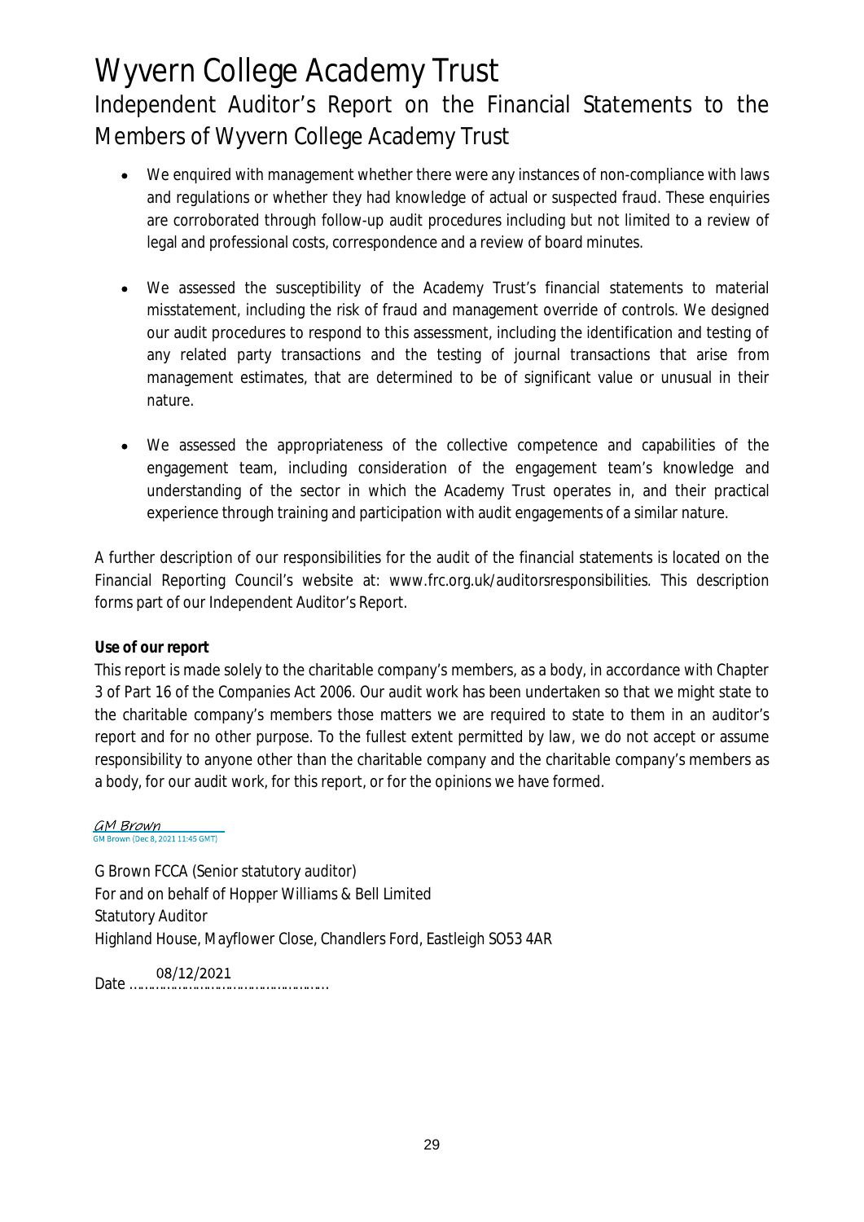- We enquired with management whether there were any instances of non-compliance with laws and regulations or whether they had knowledge of actual or suspected fraud. These enquiries are corroborated through follow-up audit procedures including but not limited to a review of legal and professional costs, correspondence and a review of board minutes.

- We assessed the susceptibility of the Academy Trust's financial statements to material misstatement, including the risk of fraud and management override of controls. We designed our audit procedures to respond to this assessment, including the identification and testing of any related party transactions and the testing of journal transactions that arise from management estimates, that are determined to be of significant value or unusual in their nature.

- We assessed the appropriateness of the collective competence and capabilities of the engagement team, including consideration of the engagement team's knowledge and understanding of the sector in which the Academy Trust operates in, and their practical experience through training and participation with audit engagements of a similar nature.

A further description of our responsibilities for the audit of the financial statements is located on the Financial Reporting Council's website at: www.frc.org.uk/auditorsresponsibilities. This description forms part of our Independent Auditor's Report.

**Use of our report**

This report is made solely to the charitable company's members, as a body, in accordance with Chapter 3 of Part 16 of the Companies Act 2006. Our audit work has been undertaken so that we might state to the charitable company's members those matters we are required to state to them in an auditor's report and for no other purpose. To the fullest extent permitted by law, we do not accept or assume responsibility to anyone other than the charitable company and the charitable company's members as a body, for our audit work, for this report, or for the opinions we have formed.

GM Brown
GM Brown (Dec 8, 2021 11:45 GMT)

G Brown FCCA (Senior statutory auditor)
For and on behalf of Hopper Williams & Bell Limited
Statutory Auditor
Highland House, Mayflower Close, Chandlers Ford, Eastleigh SO53 4AR

Date 08/12/2021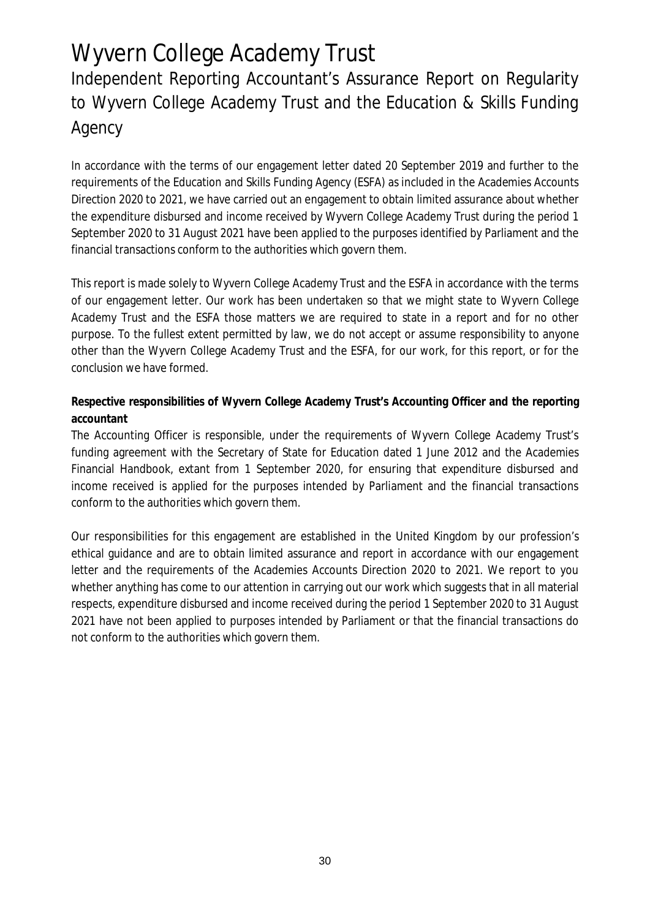# Wyvern College Academy Trust

## Independent Reporting Accountant's Assurance Report on Regularity to Wyvern College Academy Trust and the Education & Skills Funding Agency

In accordance with the terms of our engagement letter dated 20 September 2019 and further to the requirements of the Education and Skills Funding Agency (ESFA) as included in the Academies Accounts Direction 2020 to 2021, we have carried out an engagement to obtain limited assurance about whether the expenditure disbursed and income received by Wyvern College Academy Trust during the period 1 September 2020 to 31 August 2021 have been applied to the purposes identified by Parliament and the financial transactions conform to the authorities which govern them.

This report is made solely to Wyvern College Academy Trust and the ESFA in accordance with the terms of our engagement letter. Our work has been undertaken so that we might state to Wyvern College Academy Trust and the ESFA those matters we are required to state in a report and for no other purpose. To the fullest extent permitted by law, we do not accept or assume responsibility to anyone other than the Wyvern College Academy Trust and the ESFA, for our work, for this report, or for the conclusion we have formed.

**Respective responsibilities of Wyvern College Academy Trust's Accounting Officer and the reporting accountant**

The Accounting Officer is responsible, under the requirements of Wyvern College Academy Trust's funding agreement with the Secretary of State for Education dated 1 June 2012 and the Academies Financial Handbook, extant from 1 September 2020, for ensuring that expenditure disbursed and income received is applied for the purposes intended by Parliament and the financial transactions conform to the authorities which govern them.

Our responsibilities for this engagement are established in the United Kingdom by our profession's ethical guidance and are to obtain limited assurance and report in accordance with our engagement letter and the requirements of the Academies Accounts Direction 2020 to 2021. We report to you whether anything has come to our attention in carrying out our work which suggests that in all material respects, expenditure disbursed and income received during the period 1 September 2020 to 31 August 2021 have not been applied to purposes intended by Parliament or that the financial transactions do not conform to the authorities which govern them.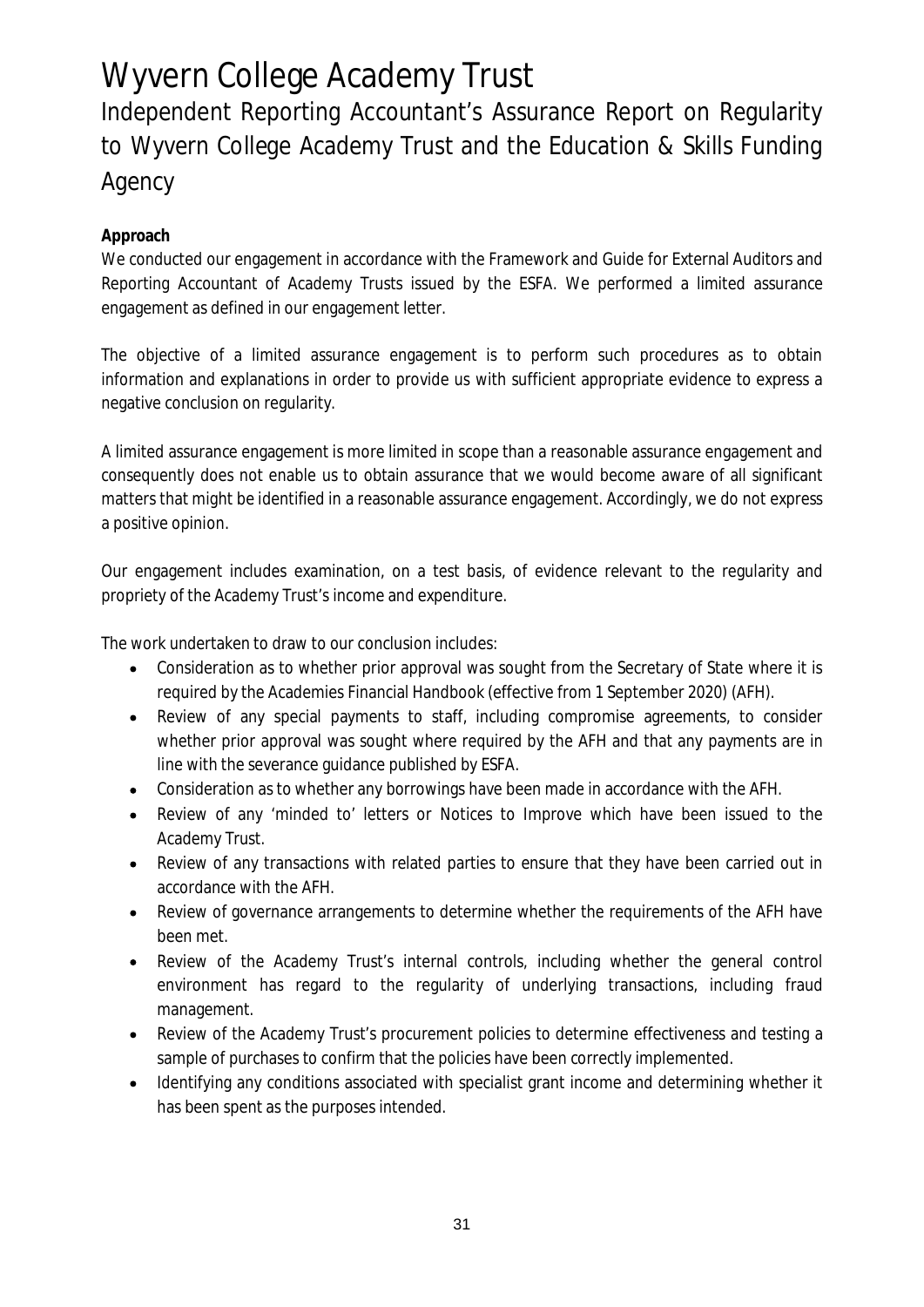# Wyvern College Academy Trust

## Independent Reporting Accountant's Assurance Report on Regularity to Wyvern College Academy Trust and the Education & Skills Funding Agency

**Approach**

We conducted our engagement in accordance with the Framework and Guide for External Auditors and Reporting Accountant of Academy Trusts issued by the ESFA. We performed a limited assurance engagement as defined in our engagement letter.

The objective of a limited assurance engagement is to perform such procedures as to obtain information and explanations in order to provide us with sufficient appropriate evidence to express a negative conclusion on regularity.

A limited assurance engagement is more limited in scope than a reasonable assurance engagement and consequently does not enable us to obtain assurance that we would become aware of all significant matters that might be identified in a reasonable assurance engagement. Accordingly, we do not express a positive opinion.

Our engagement includes examination, on a test basis, of evidence relevant to the regularity and propriety of the Academy Trust's income and expenditure.

The work undertaken to draw to our conclusion includes:

- Consideration as to whether prior approval was sought from the Secretary of State where it is required by the Academies Financial Handbook (effective from 1 September 2020) (AFH).
- Review of any special payments to staff, including compromise agreements, to consider whether prior approval was sought where required by the AFH and that any payments are in line with the severance guidance published by ESFA.
- Consideration as to whether any borrowings have been made in accordance with the AFH.
- Review of any 'minded to' letters or Notices to Improve which have been issued to the Academy Trust.
- Review of any transactions with related parties to ensure that they have been carried out in accordance with the AFH.
- Review of governance arrangements to determine whether the requirements of the AFH have been met.
- Review of the Academy Trust's internal controls, including whether the general control environment has regard to the regularity of underlying transactions, including fraud management.
- Review of the Academy Trust's procurement policies to determine effectiveness and testing a sample of purchases to confirm that the policies have been correctly implemented.
- Identifying any conditions associated with specialist grant income and determining whether it has been spent as the purposes intended.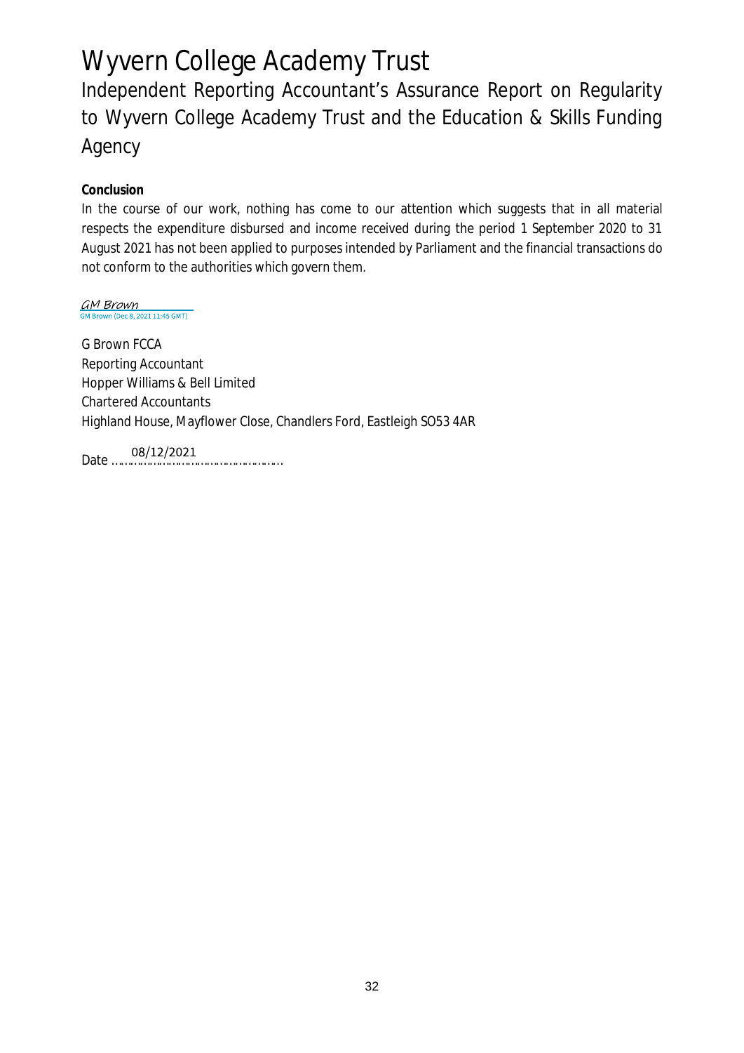# Wyvern College Academy Trust

## Independent Reporting Accountant's Assurance Report on Regularity to Wyvern College Academy Trust and the Education & Skills Funding Agency

**Conclusion**

In the course of our work, nothing has come to our attention which suggests that in all material respects the expenditure disbursed and income received during the period 1 September 2020 to 31 August 2021 has not been applied to purposes intended by Parliament and the financial transactions do not conform to the authorities which govern them.

GM Brown
GM Brown (Dec 8, 2021 11:45 GMT)

G Brown FCCA
Reporting Accountant
Hopper Williams & Bell Limited
Chartered Accountants
Highland House, Mayflower Close, Chandlers Ford, Eastleigh SO53 4AR

Date 08/12/2021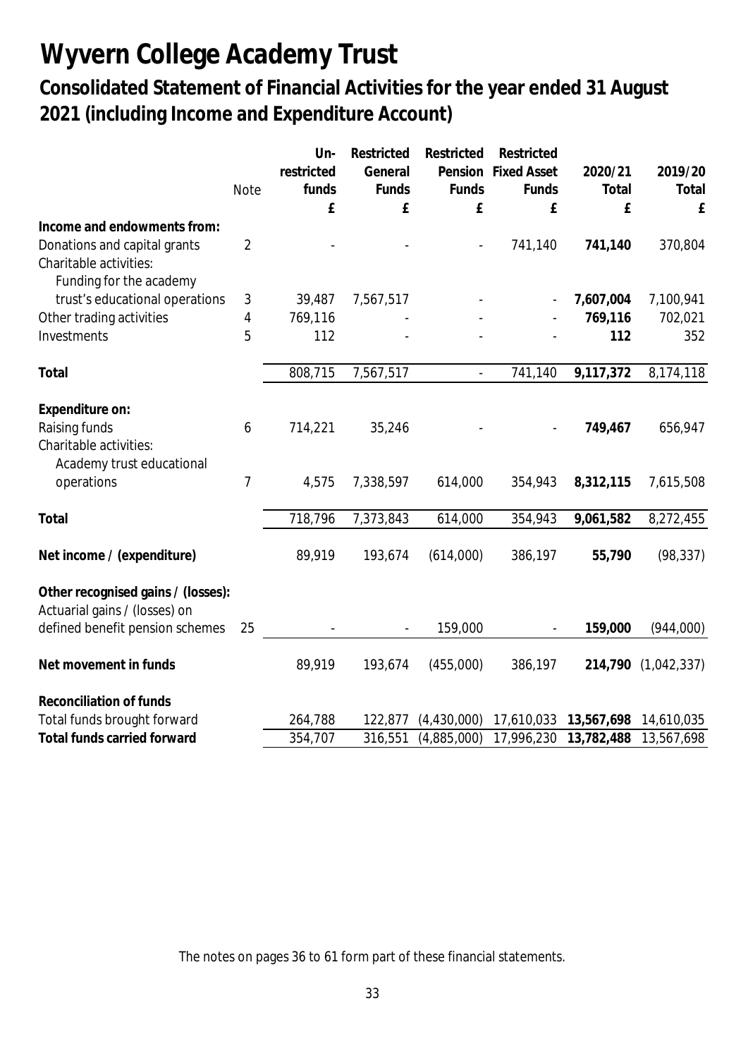# Wyvern College Academy Trust

## Consolidated Statement of Financial Activities for the year ended 31 August 2021 (including Income and Expenditure Account)

| | Note | Un-restricted funds | Restricted General Funds | Restricted Pension Funds | Restricted Fixed Asset Funds | 2020/21 Total | 2019/20 Total |
|---|---|---|---|---|---|---|---|
| | | £ | £ | £ | £ | £ | £ |
| **Income and endowments from:** | | | | | | | |
| Donations and capital grants | 2 | - | - | - | 741,140 | **741,140** | 370,804 |
| Charitable activities: | | | | | | | |
| Funding for the academy trust's educational operations | 3 | 39,487 | 7,567,517 | - | - | **7,607,004** | 7,100,941 |
| Other trading activities | 4 | 769,116 | - | - | - | **769,116** | 702,021 |
| Investments | 5 | 112 | - | - | - | **112** | 352 |
| **Total** | | 808,715 | 7,567,517 | - | 741,140 | **9,117,372** | 8,174,118 |
| **Expenditure on:** | | | | | | | |
| Raising funds | 6 | 714,221 | 35,246 | - | - | **749,467** | 656,947 |
| Charitable activities: | | | | | | | |
| Academy trust educational operations | 7 | 4,575 | 7,338,597 | 614,000 | 354,943 | **8,312,115** | 7,615,508 |
| **Total** | | 718,796 | 7,373,843 | 614,000 | 354,943 | **9,061,582** | 8,272,455 |
| **Net income / (expenditure)** | | 89,919 | 193,674 | (614,000) | 386,197 | **55,790** | (98,337) |
| **Other recognised gains / (losses):** | | | | | | | |
| Actuarial gains / (losses) on defined benefit pension schemes | 25 | - | - | 159,000 | - | **159,000** | (944,000) |
| **Net movement in funds** | | 89,919 | 193,674 | (455,000) | 386,197 | **214,790** | (1,042,337) |
| **Reconciliation of funds** | | | | | | | |
| Total funds brought forward | | 264,788 | 122,877 | (4,430,000) | 17,610,033 | **13,567,698** | 14,610,035 |
| **Total funds carried forward** | | 354,707 | 316,551 | (4,885,000) | 17,996,230 | **13,782,488** | 13,567,698 |

The notes on pages 36 to 61 form part of these financial statements.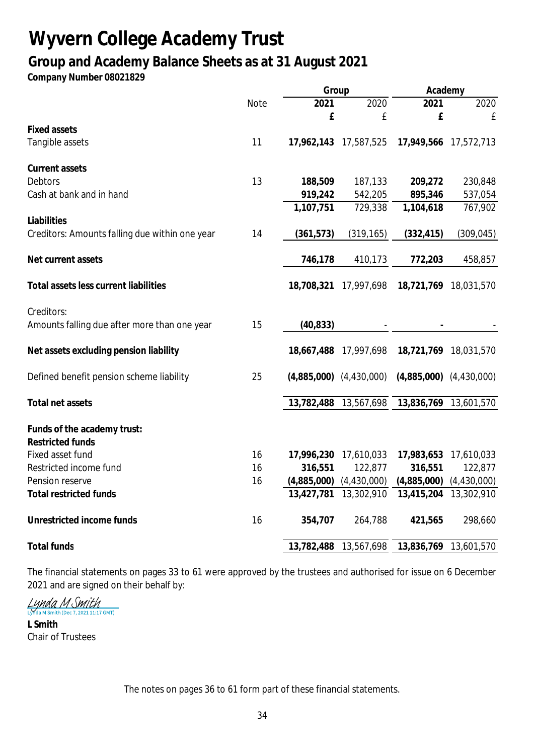# Wyvern College Academy Trust

## Group and Academy Balance Sheets as at 31 August 2021

**Company Number 08021829**

| | Note | Group | | Academy | |
|---|---|---|---|---|---|
| | | **2021** | 2020 | **2021** | 2020 |
| | | **£** | £ | **£** | £ |
| **Fixed assets** | | | | | |
| Tangible assets | 11 | **17,962,143** | 17,587,525 | **17,949,566** | 17,572,713 |
| **Current assets** | | | | | |
| Debtors | 13 | **188,509** | 187,133 | **209,272** | 230,848 |
| Cash at bank and in hand | | **919,242** | 542,205 | **895,346** | 537,054 |
| | | **1,107,751** | 729,338 | **1,104,618** | 767,902 |
| **Liabilities** | | | | | |
| Creditors: Amounts falling due within one year | 14 | **(361,573)** | (319,165) | **(332,415)** | (309,045) |
| **Net current assets** | | **746,178** | 410,173 | **772,203** | 458,857 |
| **Total assets less current liabilities** | | **18,708,321** | 17,997,698 | **18,721,769** | 18,031,570 |
| Creditors: Amounts falling due after more than one year | 15 | **(40,833)** | - | **-** | - |
| **Net assets excluding pension liability** | | **18,667,488** | 17,997,698 | **18,721,769** | 18,031,570 |
| Defined benefit pension scheme liability | 25 | **(4,885,000)** | (4,430,000) | **(4,885,000)** | (4,430,000) |
| **Total net assets** | | **13,782,488** | 13,567,698 | **13,836,769** | 13,601,570 |
| **Funds of the academy trust:** | | | | | |
| **Restricted funds** | | | | | |
| Fixed asset fund | 16 | **17,996,230** | 17,610,033 | **17,983,653** | 17,610,033 |
| Restricted income fund | 16 | **316,551** | 122,877 | **316,551** | 122,877 |
| Pension reserve | 16 | **(4,885,000)** | (4,430,000) | **(4,885,000)** | (4,430,000) |
| **Total restricted funds** | | **13,427,781** | 13,302,910 | **13,415,204** | 13,302,910 |
| **Unrestricted income funds** | 16 | **354,707** | 264,788 | **421,565** | 298,660 |
| **Total funds** | | **13,782,488** | 13,567,698 | **13,836,769** | 13,601,570 |

The financial statements on pages 33 to 61 were approved by the trustees and authorised for issue on 6 December 2021 and are signed on their behalf by:

*Lynda M Smith*
Lynda M Smith (Dec 7, 2021 11:17 GMT)

**L Smith**
Chair of Trustees

The notes on pages 36 to 61 form part of these financial statements.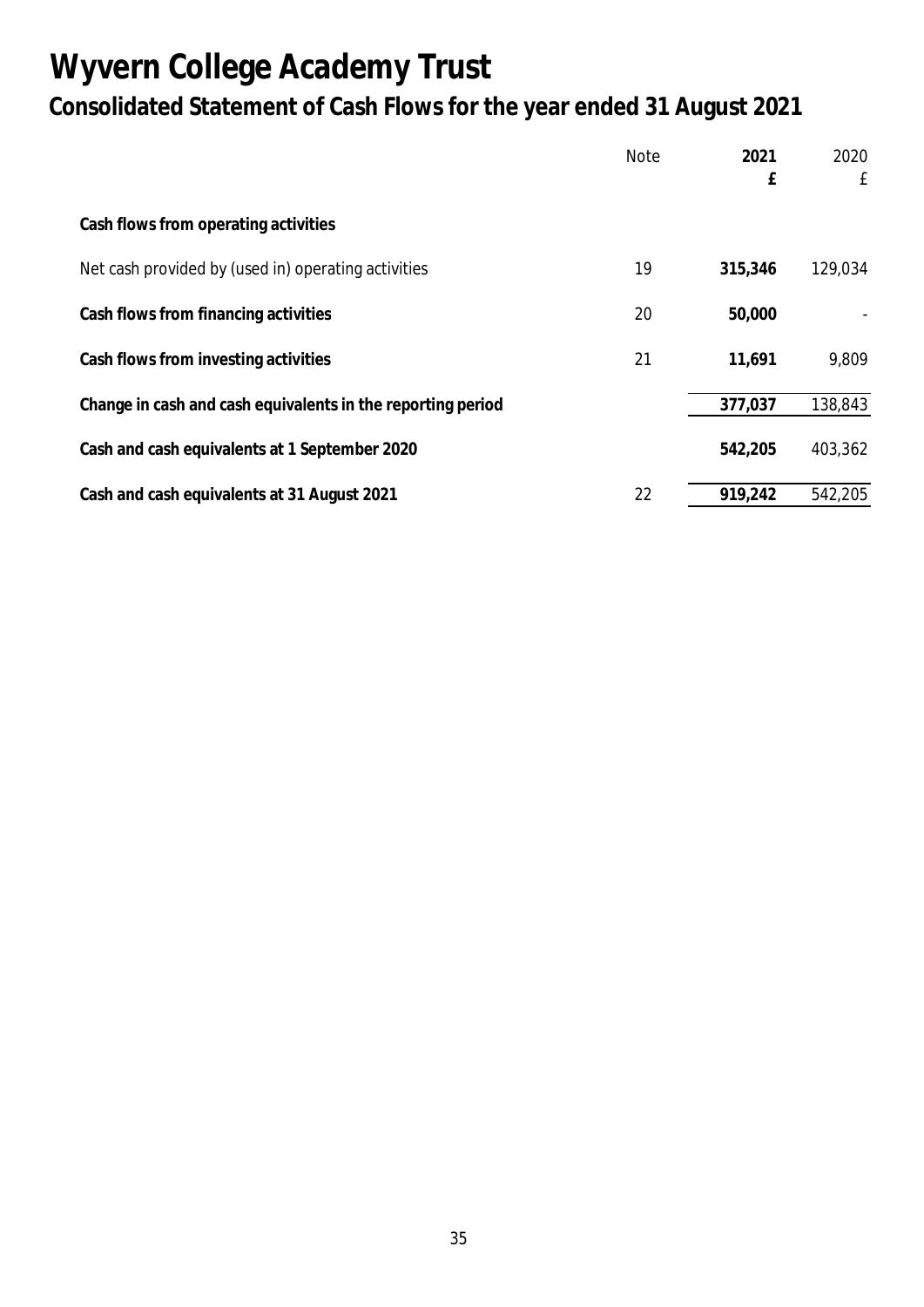# Wyvern College Academy Trust

## Consolidated Statement of Cash Flows for the year ended 31 August 2021

| | Note | **2021**<br>**£** | 2020<br>£ |
|---|---|---|---|
| **Cash flows from operating activities** | | | |
| Net cash provided by (used in) operating activities | 19 | **315,346** | 129,034 |
| **Cash flows from financing activities** | 20 | **50,000** | - |
| **Cash flows from investing activities** | 21 | **11,691** | 9,809 |
| **Change in cash and cash equivalents in the reporting period** | | **377,037** | 138,843 |
| **Cash and cash equivalents at 1 September 2020** | | **542,205** | 403,362 |
| **Cash and cash equivalents at 31 August 2021** | 22 | **919,242** | 542,205 |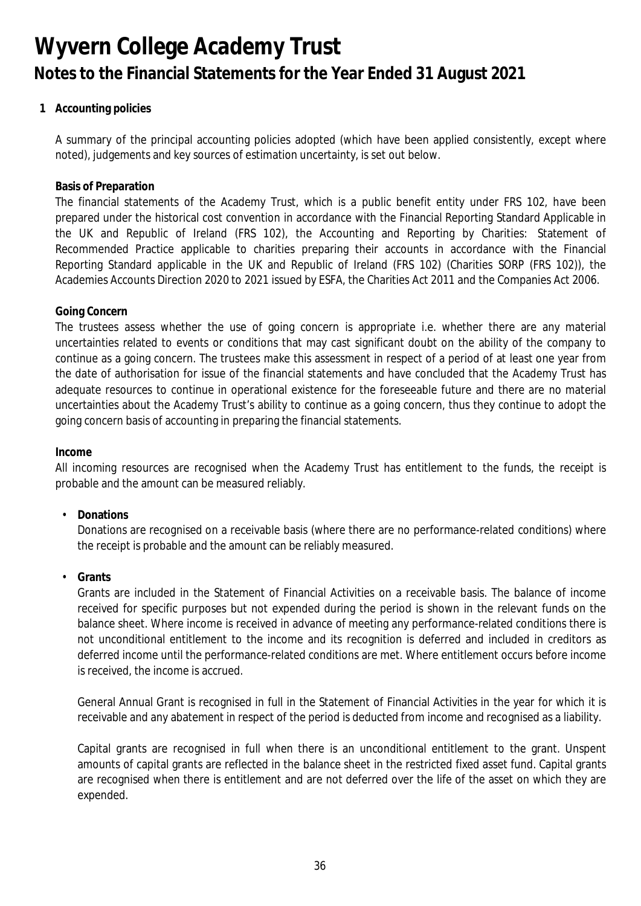# Wyvern College Academy Trust

## Notes to the Financial Statements for the Year Ended 31 August 2021

### 1 Accounting policies

A summary of the principal accounting policies adopted (which have been applied consistently, except where noted), judgements and key sources of estimation uncertainty, is set out below.

**Basis of Preparation**

The financial statements of the Academy Trust, which is a public benefit entity under FRS 102, have been prepared under the historical cost convention in accordance with the Financial Reporting Standard Applicable in the UK and Republic of Ireland (FRS 102), the Accounting and Reporting by Charities: Statement of Recommended Practice applicable to charities preparing their accounts in accordance with the Financial Reporting Standard applicable in the UK and Republic of Ireland (FRS 102) (Charities SORP (FRS 102)), the Academies Accounts Direction 2020 to 2021 issued by ESFA, the Charities Act 2011 and the Companies Act 2006.

**Going Concern**

The trustees assess whether the use of going concern is appropriate i.e. whether there are any material uncertainties related to events or conditions that may cast significant doubt on the ability of the company to continue as a going concern. The trustees make this assessment in respect of a period of at least one year from the date of authorisation for issue of the financial statements and have concluded that the Academy Trust has adequate resources to continue in operational existence for the foreseeable future and there are no material uncertainties about the Academy Trust's ability to continue as a going concern, thus they continue to adopt the going concern basis of accounting in preparing the financial statements.

**Income**

All incoming resources are recognised when the Academy Trust has entitlement to the funds, the receipt is probable and the amount can be measured reliably.

- **Donations**

  Donations are recognised on a receivable basis (where there are no performance-related conditions) where the receipt is probable and the amount can be reliably measured.

- **Grants**

  Grants are included in the Statement of Financial Activities on a receivable basis. The balance of income received for specific purposes but not expended during the period is shown in the relevant funds on the balance sheet. Where income is received in advance of meeting any performance-related conditions there is not unconditional entitlement to the income and its recognition is deferred and included in creditors as deferred income until the performance-related conditions are met. Where entitlement occurs before income is received, the income is accrued.

  General Annual Grant is recognised in full in the Statement of Financial Activities in the year for which it is receivable and any abatement in respect of the period is deducted from income and recognised as a liability.

  Capital grants are recognised in full when there is an unconditional entitlement to the grant. Unspent amounts of capital grants are reflected in the balance sheet in the restricted fixed asset fund. Capital grants are recognised when there is entitlement and are not deferred over the life of the asset on which they are expended.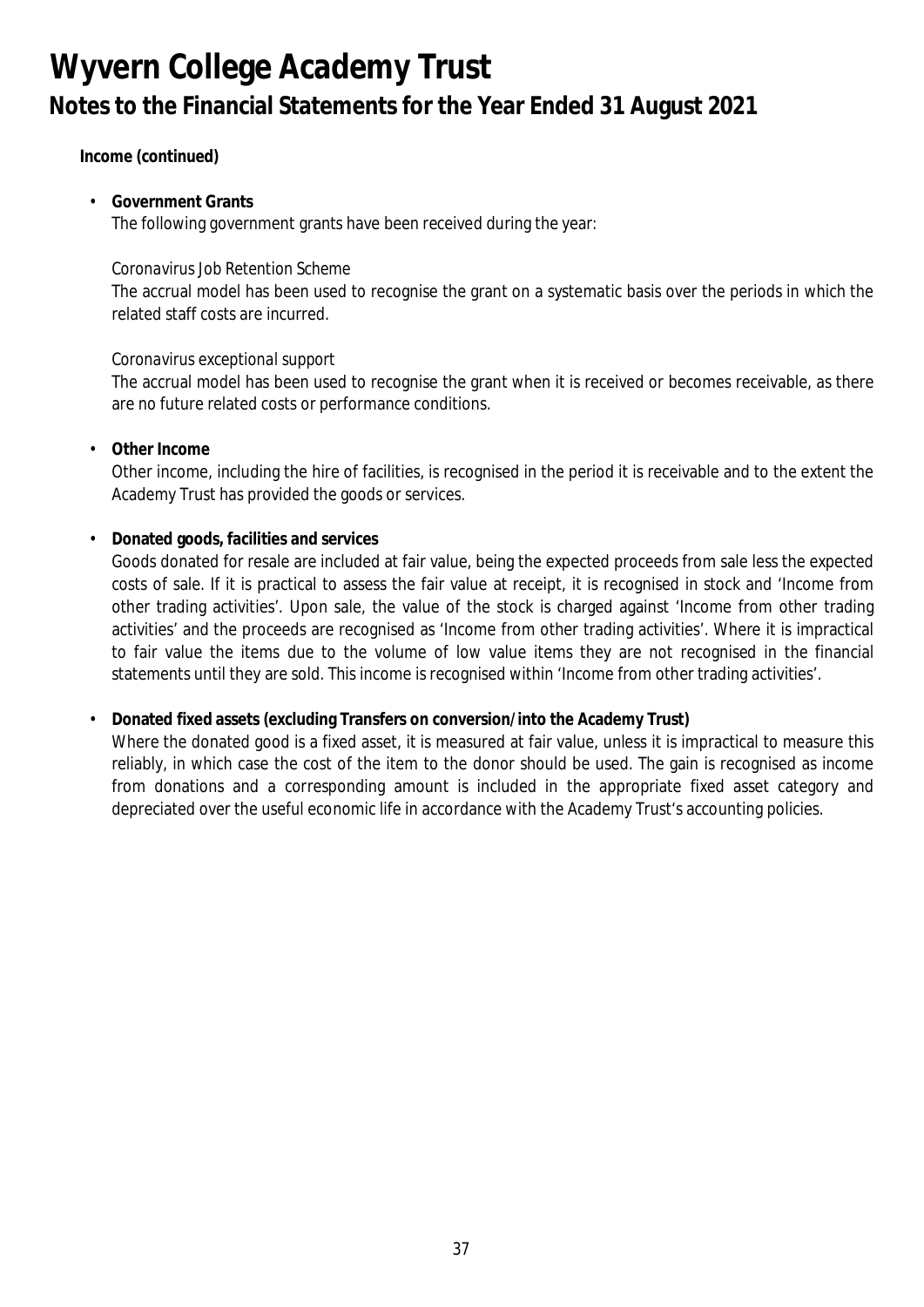**Income (continued)**

- **Government Grants**

  The following government grants have been received during the year:

  *Coronavirus Job Retention Scheme*

  The accrual model has been used to recognise the grant on a systematic basis over the periods in which the related staff costs are incurred.

  *Coronavirus exceptional support*

  The accrual model has been used to recognise the grant when it is received or becomes receivable, as there are no future related costs or performance conditions.

- **Other Income**

  Other income, including the hire of facilities, is recognised in the period it is receivable and to the extent the Academy Trust has provided the goods or services.

- **Donated goods, facilities and services**

  Goods donated for resale are included at fair value, being the expected proceeds from sale less the expected costs of sale. If it is practical to assess the fair value at receipt, it is recognised in stock and 'Income from other trading activities'. Upon sale, the value of the stock is charged against 'Income from other trading activities' and the proceeds are recognised as 'Income from other trading activities'. Where it is impractical to fair value the items due to the volume of low value items they are not recognised in the financial statements until they are sold. This income is recognised within 'Income from other trading activities'.

- **Donated fixed assets (excluding Transfers on conversion/into the Academy Trust)**

  Where the donated good is a fixed asset, it is measured at fair value, unless it is impractical to measure this reliably, in which case the cost of the item to the donor should be used. The gain is recognised as income from donations and a corresponding amount is included in the appropriate fixed asset category and depreciated over the useful economic life in accordance with the Academy Trust's accounting policies.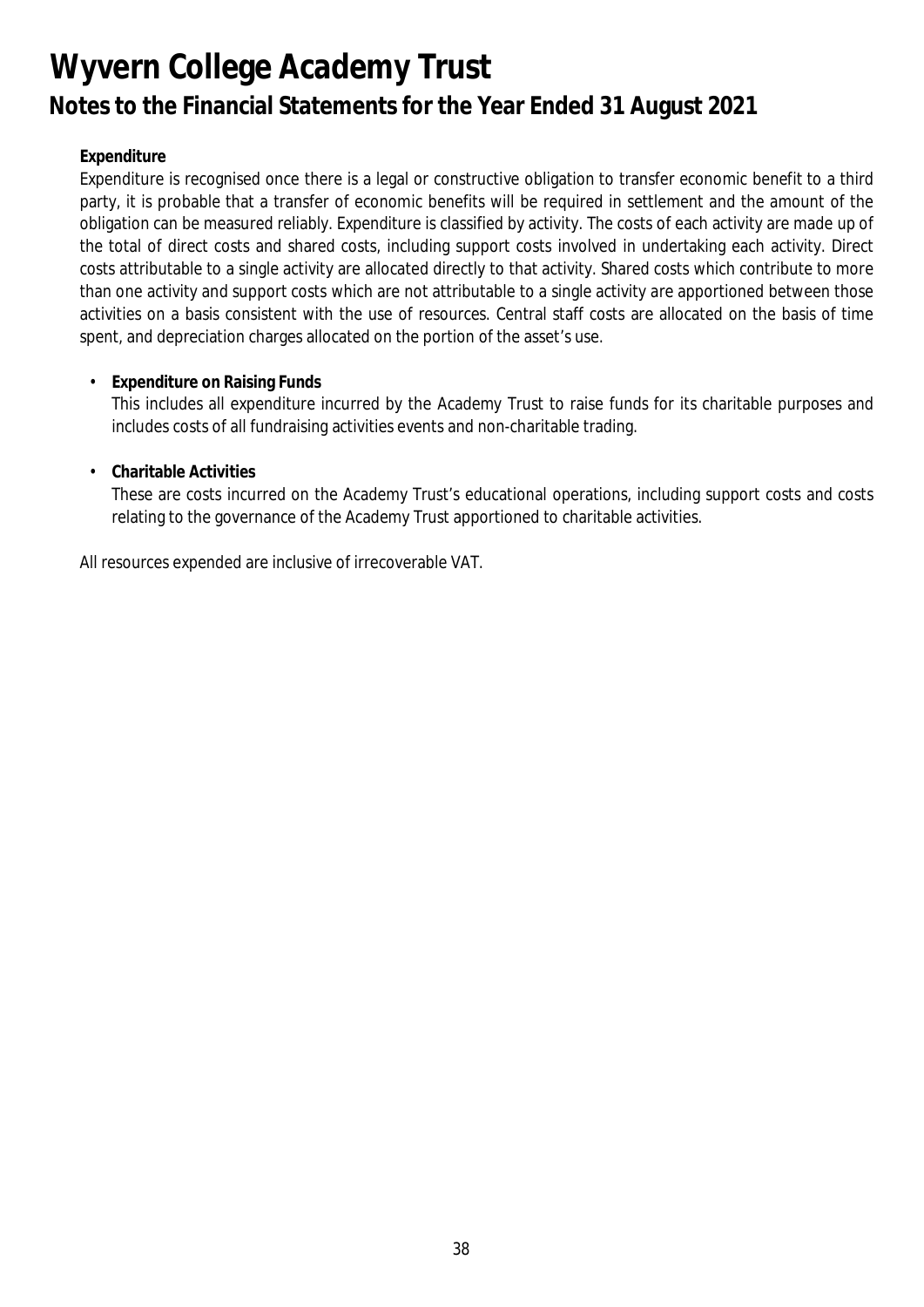**Expenditure**

Expenditure is recognised once there is a legal or constructive obligation to transfer economic benefit to a third party, it is probable that a transfer of economic benefits will be required in settlement and the amount of the obligation can be measured reliably. Expenditure is classified by activity. The costs of each activity are made up of the total of direct costs and shared costs, including support costs involved in undertaking each activity. Direct costs attributable to a single activity are allocated directly to that activity. Shared costs which contribute to more than one activity and support costs which are not attributable to a single activity are apportioned between those activities on a basis consistent with the use of resources. Central staff costs are allocated on the basis of time spent, and depreciation charges allocated on the portion of the asset's use.

- **Expenditure on Raising Funds**
  This includes all expenditure incurred by the Academy Trust to raise funds for its charitable purposes and includes costs of all fundraising activities events and non-charitable trading.

- **Charitable Activities**
  These are costs incurred on the Academy Trust's educational operations, including support costs and costs relating to the governance of the Academy Trust apportioned to charitable activities.

All resources expended are inclusive of irrecoverable VAT.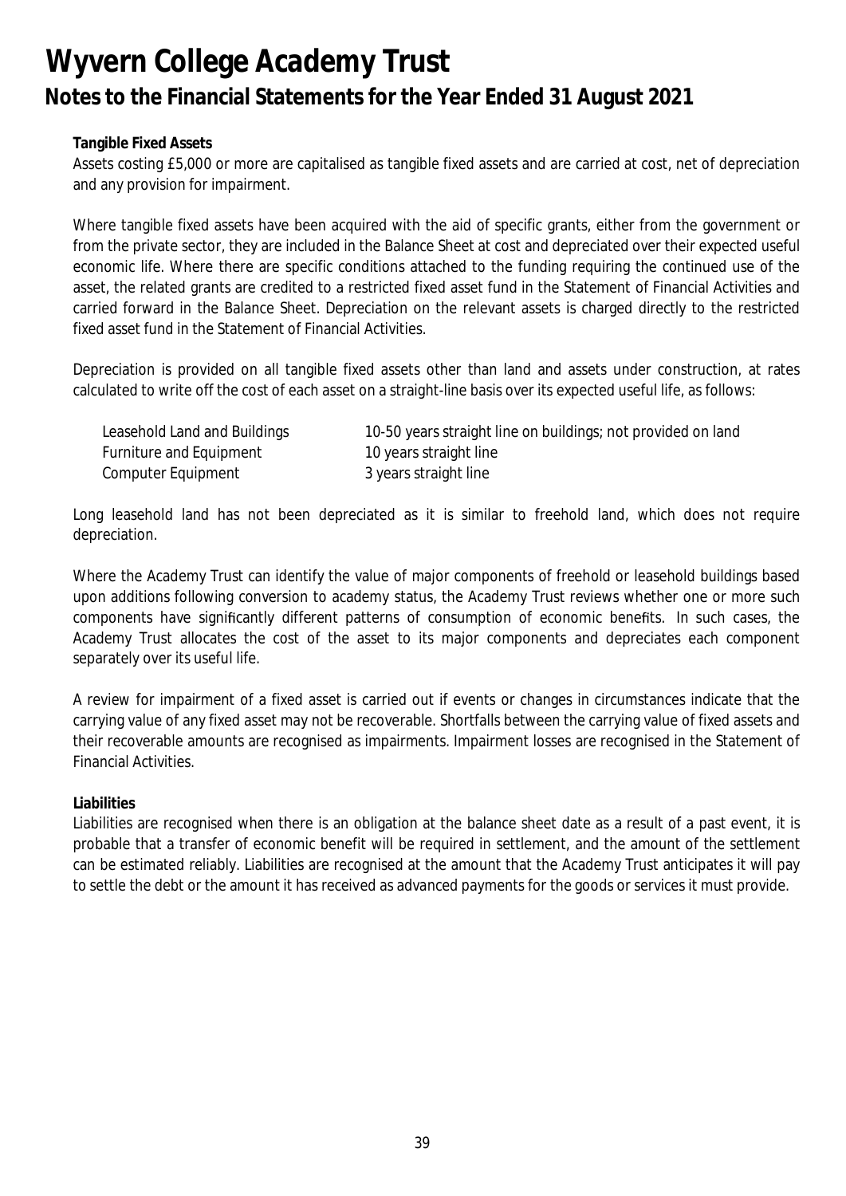**Tangible Fixed Assets**

Assets costing £5,000 or more are capitalised as tangible fixed assets and are carried at cost, net of depreciation and any provision for impairment.

Where tangible fixed assets have been acquired with the aid of specific grants, either from the government or from the private sector, they are included in the Balance Sheet at cost and depreciated over their expected useful economic life. Where there are specific conditions attached to the funding requiring the continued use of the asset, the related grants are credited to a restricted fixed asset fund in the Statement of Financial Activities and carried forward in the Balance Sheet. Depreciation on the relevant assets is charged directly to the restricted fixed asset fund in the Statement of Financial Activities.

Depreciation is provided on all tangible fixed assets other than land and assets under construction, at rates calculated to write off the cost of each asset on a straight-line basis over its expected useful life, as follows:

| | |
|---|---|
| Leasehold Land and Buildings | 10-50 years straight line on buildings; not provided on land |
| Furniture and Equipment | 10 years straight line |
| Computer Equipment | 3 years straight line |

Long leasehold land has not been depreciated as it is similar to freehold land, which does not require depreciation.

Where the Academy Trust can identify the value of major components of freehold or leasehold buildings based upon additions following conversion to academy status, the Academy Trust reviews whether one or more such components have significantly different patterns of consumption of economic benefits. In such cases, the Academy Trust allocates the cost of the asset to its major components and depreciates each component separately over its useful life.

A review for impairment of a fixed asset is carried out if events or changes in circumstances indicate that the carrying value of any fixed asset may not be recoverable. Shortfalls between the carrying value of fixed assets and their recoverable amounts are recognised as impairments. Impairment losses are recognised in the Statement of Financial Activities.

**Liabilities**

Liabilities are recognised when there is an obligation at the balance sheet date as a result of a past event, it is probable that a transfer of economic benefit will be required in settlement, and the amount of the settlement can be estimated reliably. Liabilities are recognised at the amount that the Academy Trust anticipates it will pay to settle the debt or the amount it has received as advanced payments for the goods or services it must provide.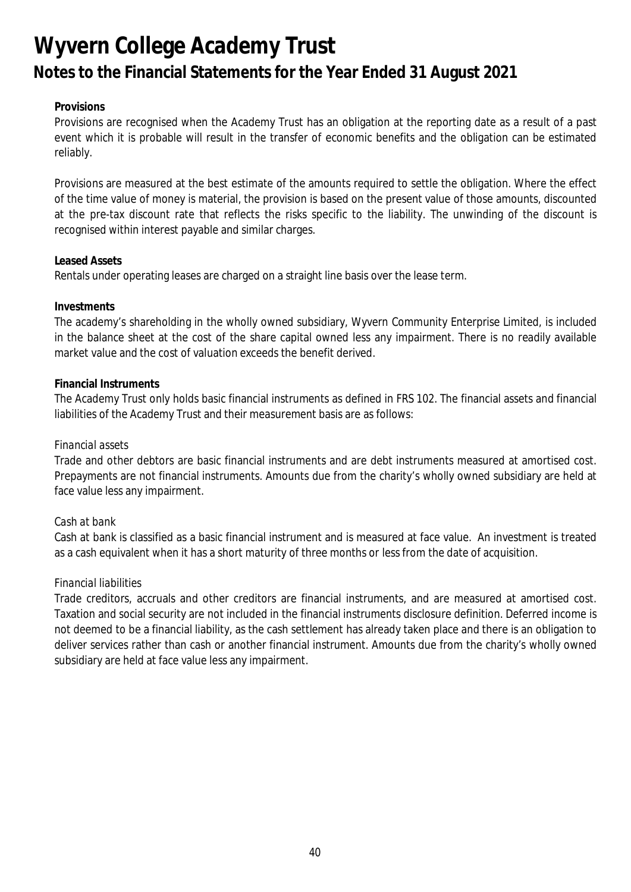**Provisions**

Provisions are recognised when the Academy Trust has an obligation at the reporting date as a result of a past event which it is probable will result in the transfer of economic benefits and the obligation can be estimated reliably.

Provisions are measured at the best estimate of the amounts required to settle the obligation. Where the effect of the time value of money is material, the provision is based on the present value of those amounts, discounted at the pre-tax discount rate that reflects the risks specific to the liability. The unwinding of the discount is recognised within interest payable and similar charges.

**Leased Assets**

Rentals under operating leases are charged on a straight line basis over the lease term.

**Investments**

The academy's shareholding in the wholly owned subsidiary, Wyvern Community Enterprise Limited, is included in the balance sheet at the cost of the share capital owned less any impairment. There is no readily available market value and the cost of valuation exceeds the benefit derived.

**Financial Instruments**

The Academy Trust only holds basic financial instruments as defined in FRS 102. The financial assets and financial liabilities of the Academy Trust and their measurement basis are as follows:

*Financial assets*

Trade and other debtors are basic financial instruments and are debt instruments measured at amortised cost. Prepayments are not financial instruments. Amounts due from the charity's wholly owned subsidiary are held at face value less any impairment.

*Cash at bank*

Cash at bank is classified as a basic financial instrument and is measured at face value. An investment is treated as a cash equivalent when it has a short maturity of three months or less from the date of acquisition.

*Financial liabilities*

Trade creditors, accruals and other creditors are financial instruments, and are measured at amortised cost. Taxation and social security are not included in the financial instruments disclosure definition. Deferred income is not deemed to be a financial liability, as the cash settlement has already taken place and there is an obligation to deliver services rather than cash or another financial instrument. Amounts due from the charity's wholly owned subsidiary are held at face value less any impairment.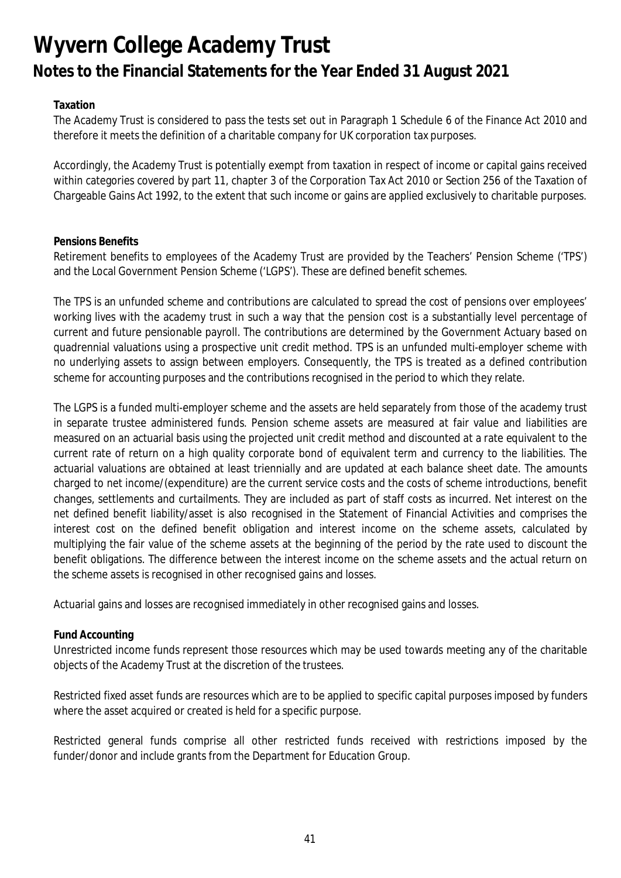**Taxation**

The Academy Trust is considered to pass the tests set out in Paragraph 1 Schedule 6 of the Finance Act 2010 and therefore it meets the definition of a charitable company for UK corporation tax purposes.

Accordingly, the Academy Trust is potentially exempt from taxation in respect of income or capital gains received within categories covered by part 11, chapter 3 of the Corporation Tax Act 2010 or Section 256 of the Taxation of Chargeable Gains Act 1992, to the extent that such income or gains are applied exclusively to charitable purposes.

**Pensions Benefits**

Retirement benefits to employees of the Academy Trust are provided by the Teachers' Pension Scheme ('TPS') and the Local Government Pension Scheme ('LGPS'). These are defined benefit schemes.

The TPS is an unfunded scheme and contributions are calculated to spread the cost of pensions over employees' working lives with the academy trust in such a way that the pension cost is a substantially level percentage of current and future pensionable payroll. The contributions are determined by the Government Actuary based on quadrennial valuations using a prospective unit credit method. TPS is an unfunded multi-employer scheme with no underlying assets to assign between employers. Consequently, the TPS is treated as a defined contribution scheme for accounting purposes and the contributions recognised in the period to which they relate.

The LGPS is a funded multi-employer scheme and the assets are held separately from those of the academy trust in separate trustee administered funds. Pension scheme assets are measured at fair value and liabilities are measured on an actuarial basis using the projected unit credit method and discounted at a rate equivalent to the current rate of return on a high quality corporate bond of equivalent term and currency to the liabilities. The actuarial valuations are obtained at least triennially and are updated at each balance sheet date. The amounts charged to net income/(expenditure) are the current service costs and the costs of scheme introductions, benefit changes, settlements and curtailments. They are included as part of staff costs as incurred. Net interest on the net defined benefit liability/asset is also recognised in the Statement of Financial Activities and comprises the interest cost on the defined benefit obligation and interest income on the scheme assets, calculated by multiplying the fair value of the scheme assets at the beginning of the period by the rate used to discount the benefit obligations. The difference between the interest income on the scheme assets and the actual return on the scheme assets is recognised in other recognised gains and losses.

Actuarial gains and losses are recognised immediately in other recognised gains and losses.

**Fund Accounting**

Unrestricted income funds represent those resources which may be used towards meeting any of the charitable objects of the Academy Trust at the discretion of the trustees.

Restricted fixed asset funds are resources which are to be applied to specific capital purposes imposed by funders where the asset acquired or created is held for a specific purpose.

Restricted general funds comprise all other restricted funds received with restrictions imposed by the funder/donor and include grants from the Department for Education Group.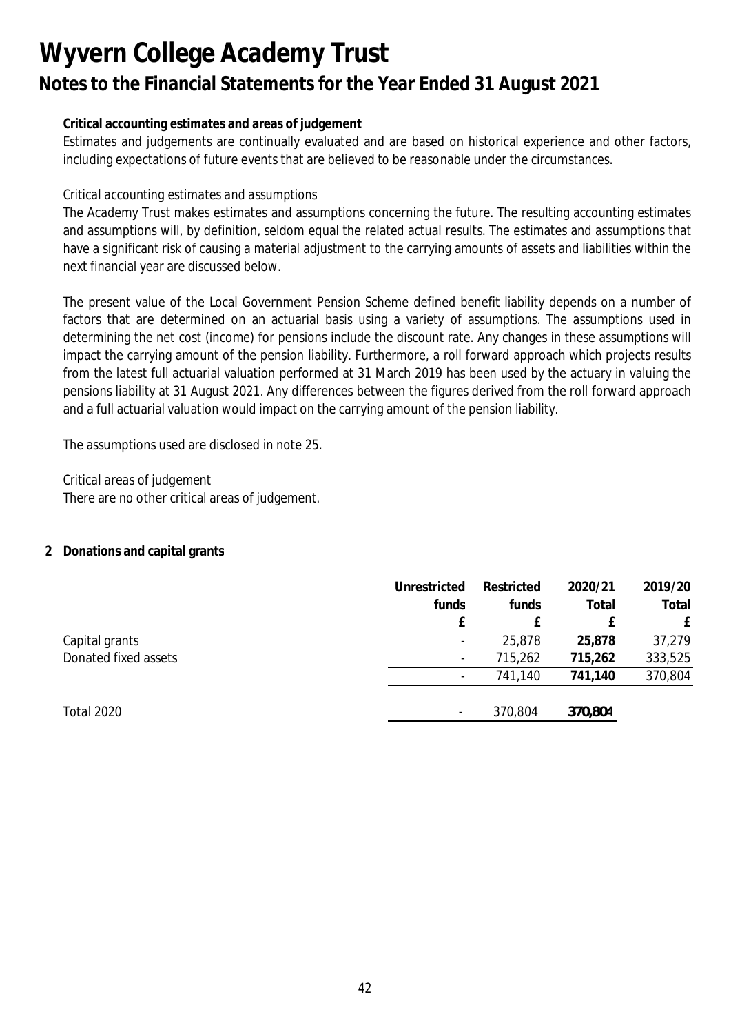**Critical accounting estimates and areas of judgement**

Estimates and judgements are continually evaluated and are based on historical experience and other factors, including expectations of future events that are believed to be reasonable under the circumstances.

*Critical accounting estimates and assumptions*

The Academy Trust makes estimates and assumptions concerning the future. The resulting accounting estimates and assumptions will, by definition, seldom equal the related actual results. The estimates and assumptions that have a significant risk of causing a material adjustment to the carrying amounts of assets and liabilities within the next financial year are discussed below.

The present value of the Local Government Pension Scheme defined benefit liability depends on a number of factors that are determined on an actuarial basis using a variety of assumptions. The assumptions used in determining the net cost (income) for pensions include the discount rate. Any changes in these assumptions will impact the carrying amount of the pension liability. Furthermore, a roll forward approach which projects results from the latest full actuarial valuation performed at 31 March 2019 has been used by the actuary in valuing the pensions liability at 31 August 2021. Any differences between the figures derived from the roll forward approach and a full actuarial valuation would impact on the carrying amount of the pension liability.

The assumptions used are disclosed in note 25.

*Critical areas of judgement*

There are no other critical areas of judgement.

## 2 Donations and capital grants

| | Unrestricted funds £ | Restricted funds £ | 2020/21 Total £ | 2019/20 Total £ |
|---|---|---|---|---|
| Capital grants | - | 25,878 | **25,878** | 37,279 |
| Donated fixed assets | - | 715,262 | **715,262** | 333,525 |
| | - | 741,140 | **741,140** | 370,804 |
| Total 2020 | - | 370,804 | **370,804** | |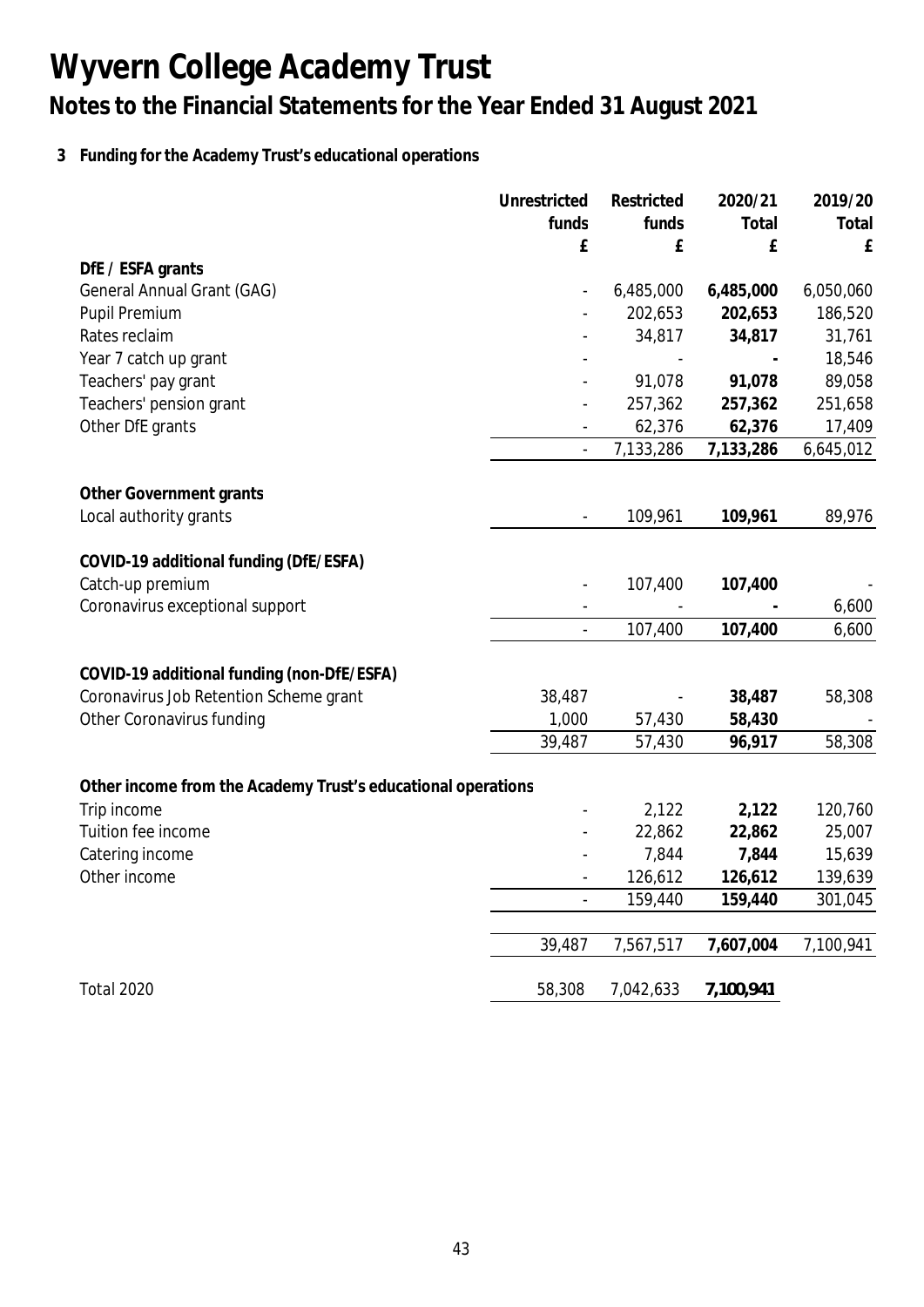# Wyvern College Academy Trust

## Notes to the Financial Statements for the Year Ended 31 August 2021

### 3 Funding for the Academy Trust's educational operations

| | Unrestricted funds £ | Restricted funds £ | 2020/21 Total £ | 2019/20 Total £ |
|---|---|---|---|---|
| **DfE / ESFA grants** | | | | |
| General Annual Grant (GAG) | - | 6,485,000 | **6,485,000** | 6,050,060 |
| Pupil Premium | - | 202,653 | **202,653** | 186,520 |
| Rates reclaim | - | 34,817 | **34,817** | 31,761 |
| Year 7 catch up grant | - | - | **-** | 18,546 |
| Teachers' pay grant | - | 91,078 | **91,078** | 89,058 |
| Teachers' pension grant | - | 257,362 | **257,362** | 251,658 |
| Other DfE grants | - | 62,376 | **62,376** | 17,409 |
| | - | 7,133,286 | **7,133,286** | 6,645,012 |
| **Other Government grants** | | | | |
| Local authority grants | - | 109,961 | **109,961** | 89,976 |
| **COVID-19 additional funding (DfE/ESFA)** | | | | |
| Catch-up premium | - | 107,400 | **107,400** | - |
| Coronavirus exceptional support | - | - | **-** | 6,600 |
| | - | 107,400 | **107,400** | 6,600 |
| **COVID-19 additional funding (non-DfE/ESFA)** | | | | |
| Coronavirus Job Retention Scheme grant | 38,487 | - | **38,487** | 58,308 |
| Other Coronavirus funding | 1,000 | 57,430 | **58,430** | - |
| | 39,487 | 57,430 | **96,917** | 58,308 |
| **Other income from the Academy Trust's educational operations** | | | | |
| Trip income | - | 2,122 | **2,122** | 120,760 |
| Tuition fee income | - | 22,862 | **22,862** | 25,007 |
| Catering income | - | 7,844 | **7,844** | 15,639 |
| Other income | - | 126,612 | **126,612** | 139,639 |
| | - | 159,440 | **159,440** | 301,045 |
| | 39,487 | 7,567,517 | **7,607,004** | 7,100,941 |
| Total 2020 | 58,308 | 7,042,633 | **7,100,941** | |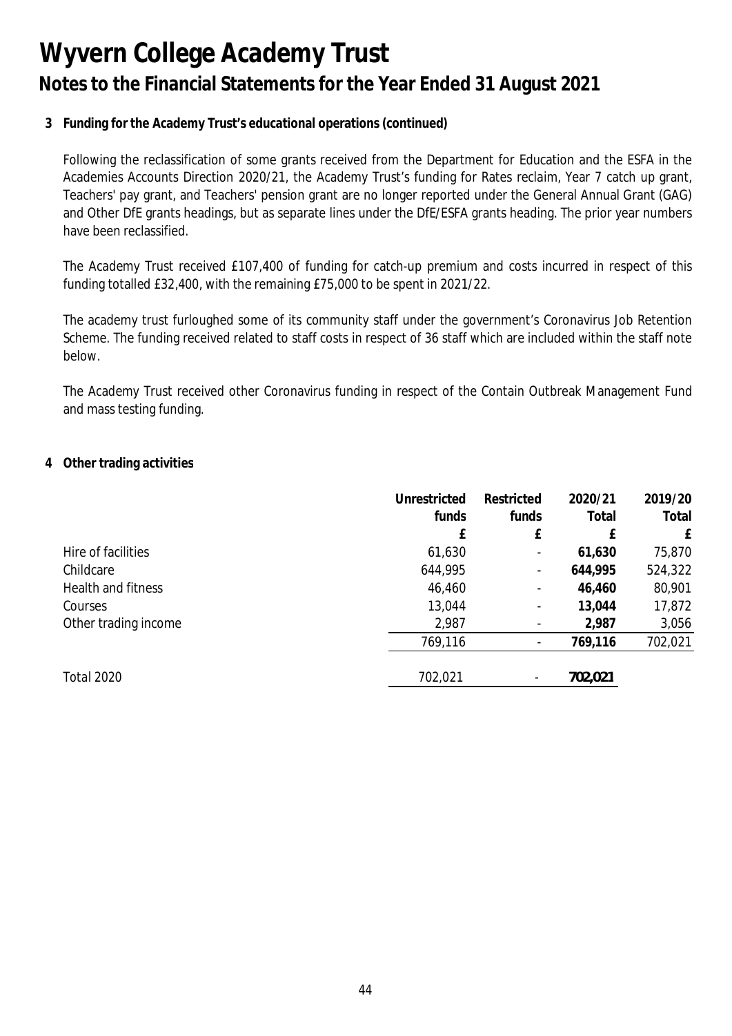# Wyvern College Academy Trust

## Notes to the Financial Statements for the Year Ended 31 August 2021

### 3 Funding for the Academy Trust's educational operations (continued)

Following the reclassification of some grants received from the Department for Education and the ESFA in the Academies Accounts Direction 2020/21, the Academy Trust's funding for Rates reclaim, Year 7 catch up grant, Teachers' pay grant, and Teachers' pension grant are no longer reported under the General Annual Grant (GAG) and Other DfE grants headings, but as separate lines under the DfE/ESFA grants heading. The prior year numbers have been reclassified.

The Academy Trust received £107,400 of funding for catch-up premium and costs incurred in respect of this funding totalled £32,400, with the remaining £75,000 to be spent in 2021/22.

The academy trust furloughed some of its community staff under the government's Coronavirus Job Retention Scheme. The funding received related to staff costs in respect of 36 staff which are included within the staff note below.

The Academy Trust received other Coronavirus funding in respect of the Contain Outbreak Management Fund and mass testing funding.

### 4 Other trading activities

| | Unrestricted funds | Restricted funds | 2020/21 Total | 2019/20 Total |
|---|---|---|---|---|
| | £ | £ | £ | £ |
| Hire of facilities | 61,630 | - | **61,630** | 75,870 |
| Childcare | 644,995 | - | **644,995** | 524,322 |
| Health and fitness | 46,460 | - | **46,460** | 80,901 |
| Courses | 13,044 | - | **13,044** | 17,872 |
| Other trading income | 2,987 | - | **2,987** | 3,056 |
| | 769,116 | - | **769,116** | 702,021 |
| Total 2020 | 702,021 | - | **702,021** | |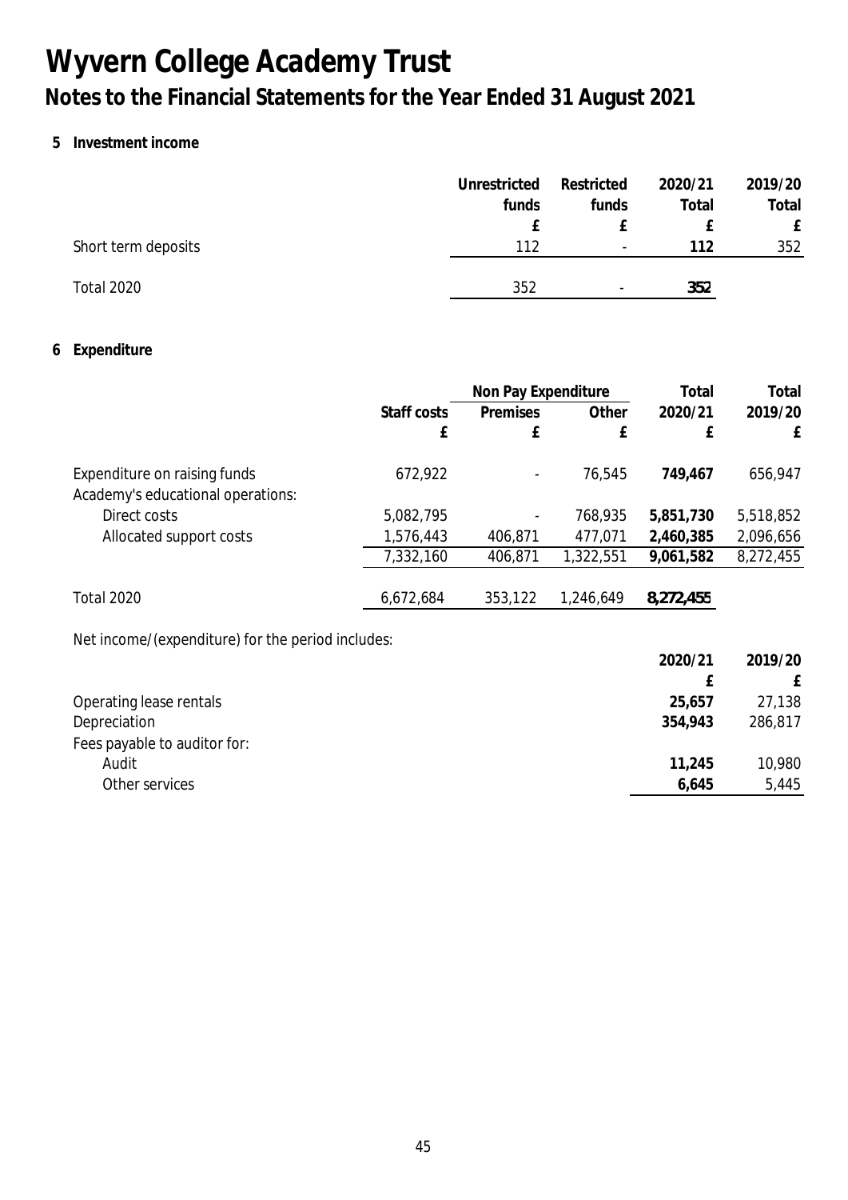# Wyvern College Academy Trust

## Notes to the Financial Statements for the Year Ended 31 August 2021

### 5 Investment income

| | Unrestricted funds £ | Restricted funds £ | 2020/21 Total £ | 2019/20 Total £ |
|---|---|---|---|---|
| Short term deposits | 112 | - | **112** | 352 |
| Total 2020 | 352 | - | **352** | |

### 6 Expenditure

| | Staff costs | Non Pay Expenditure | | Total | Total |
|---|---|---|---|---|---|
| | | Premises | Other | 2020/21 | 2019/20 |
| | £ | £ | £ | £ | £ |
| Expenditure on raising funds | 672,922 | - | 76,545 | **749,467** | 656,947 |
| Academy's educational operations: | | | | | |
| Direct costs | 5,082,795 | - | 768,935 | **5,851,730** | 5,518,852 |
| Allocated support costs | 1,576,443 | 406,871 | 477,071 | **2,460,385** | 2,096,656 |
| | 7,332,160 | 406,871 | 1,322,551 | **9,061,582** | 8,272,455 |
| Total 2020 | 6,672,684 | 353,122 | 1,246,649 | **8,272,455** | |

Net income/(expenditure) for the period includes:

| | 2020/21 £ | 2019/20 £ |
|---|---|---|
| Operating lease rentals | **25,657** | 27,138 |
| Depreciation | **354,943** | 286,817 |
| Fees payable to auditor for: | | |
| Audit | **11,245** | 10,980 |
| Other services | **6,645** | 5,445 |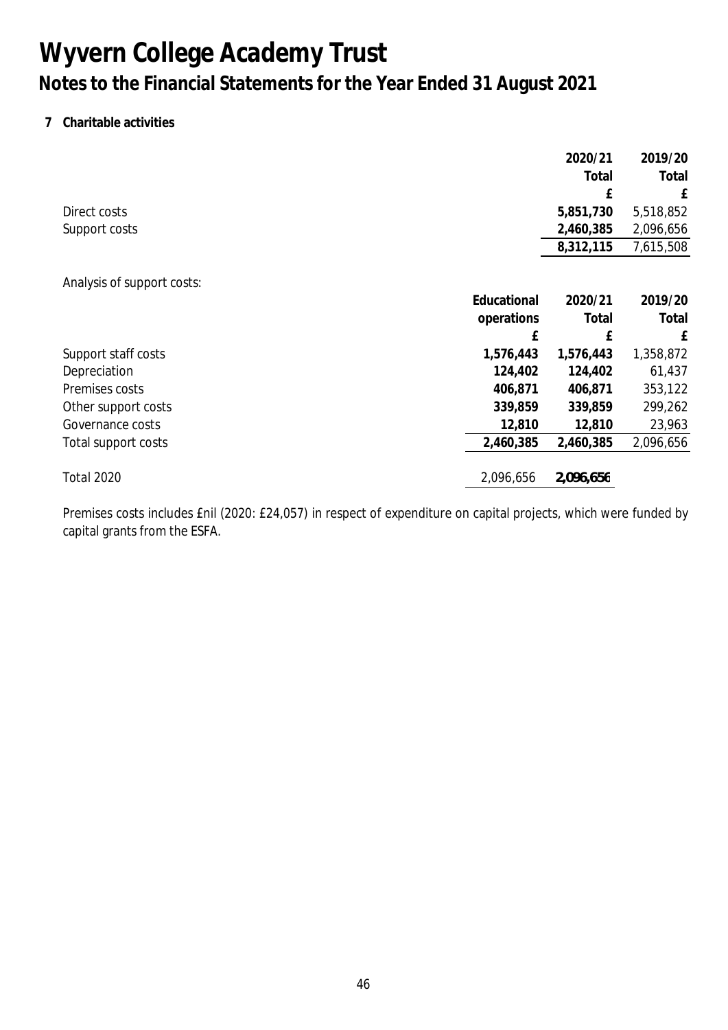# Wyvern College Academy Trust

## Notes to the Financial Statements for the Year Ended 31 August 2021

### 7 Charitable activities

| | 2020/21 Total £ | 2019/20 Total £ |
|---|---|---|
| Direct costs | **5,851,730** | 5,518,852 |
| Support costs | **2,460,385** | 2,096,656 |
| | **8,312,115** | 7,615,508 |

Analysis of support costs:

| | Educational operations £ | 2020/21 Total £ | 2019/20 Total £ |
|---|---|---|---|
| Support staff costs | **1,576,443** | **1,576,443** | 1,358,872 |
| Depreciation | **124,402** | **124,402** | 61,437 |
| Premises costs | **406,871** | **406,871** | 353,122 |
| Other support costs | **339,859** | **339,859** | 299,262 |
| Governance costs | **12,810** | **12,810** | 23,963 |
| Total support costs | **2,460,385** | **2,460,385** | 2,096,656 |
| | | | |
| Total 2020 | 2,096,656 | **2,096,656** | |

Premises costs includes £nil (2020: £24,057) in respect of expenditure on capital projects, which were funded by capital grants from the ESFA.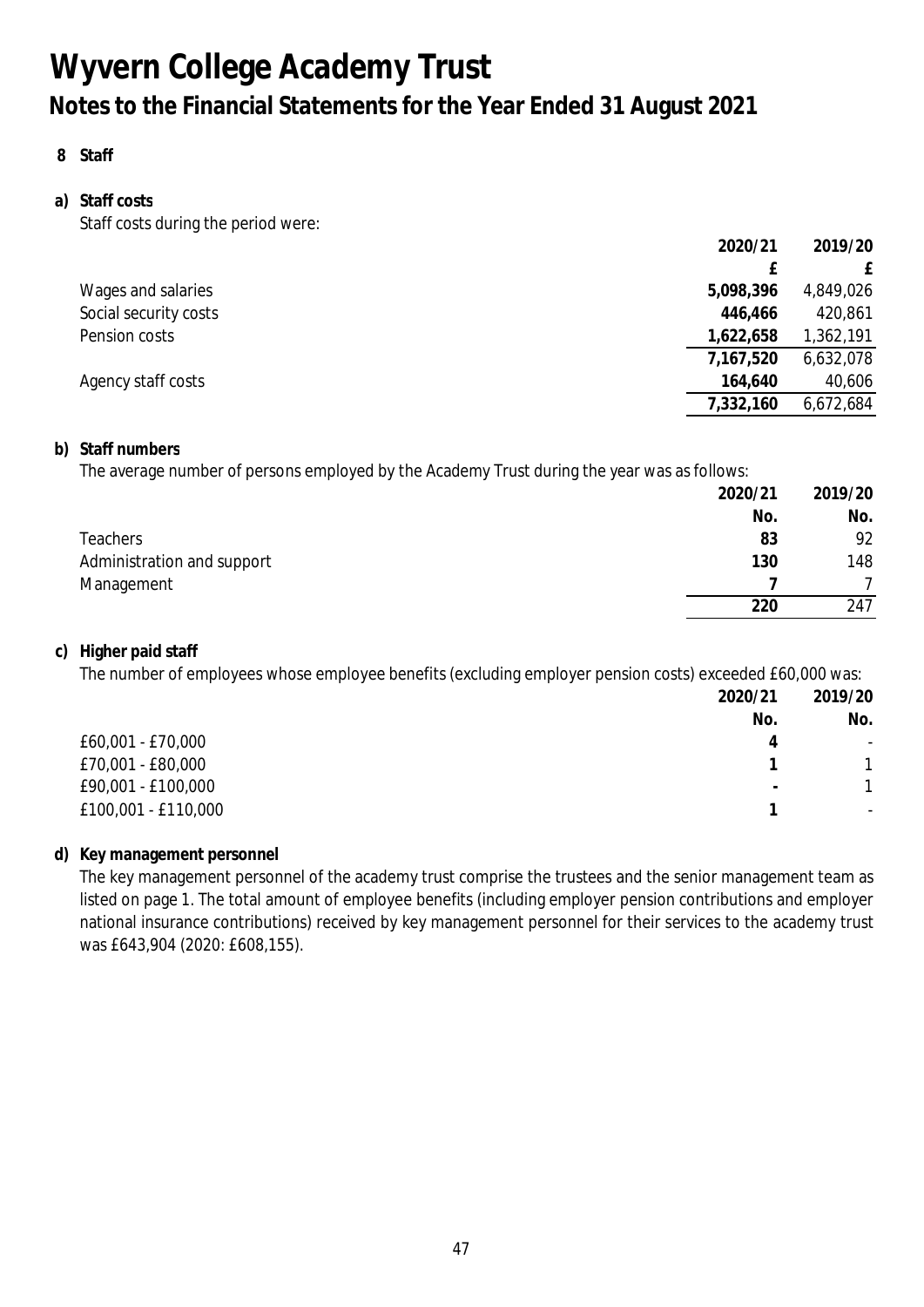# Wyvern College Academy Trust

## Notes to the Financial Statements for the Year Ended 31 August 2021

**8 Staff**

**a) Staff costs**

Staff costs during the period were:

| | 2020/21 | 2019/20 |
|---|---|---|
| | £ | £ |
| Wages and salaries | **5,098,396** | 4,849,026 |
| Social security costs | **446,466** | 420,861 |
| Pension costs | **1,622,658** | 1,362,191 |
| | **7,167,520** | 6,632,078 |
| Agency staff costs | **164,640** | 40,606 |
| | **7,332,160** | 6,672,684 |

**b) Staff numbers**

The average number of persons employed by the Academy Trust during the year was as follows:

| | 2020/21 | 2019/20 |
|---|---|---|
| | No. | No. |
| Teachers | **83** | 92 |
| Administration and support | **130** | 148 |
| Management | **7** | 7 |
| | **220** | 247 |

**c) Higher paid staff**

The number of employees whose employee benefits (excluding employer pension costs) exceeded £60,000 was:

| | 2020/21 | 2019/20 |
|---|---|---|
| | No. | No. |
| £60,001 - £70,000 | **4** | - |
| £70,001 - £80,000 | **1** | 1 |
| £90,001 - £100,000 | **-** | 1 |
| £100,001 - £110,000 | **1** | - |

**d) Key management personnel**

The key management personnel of the academy trust comprise the trustees and the senior management team as listed on page 1. The total amount of employee benefits (including employer pension contributions and employer national insurance contributions) received by key management personnel for their services to the academy trust was £643,904 (2020: £608,155).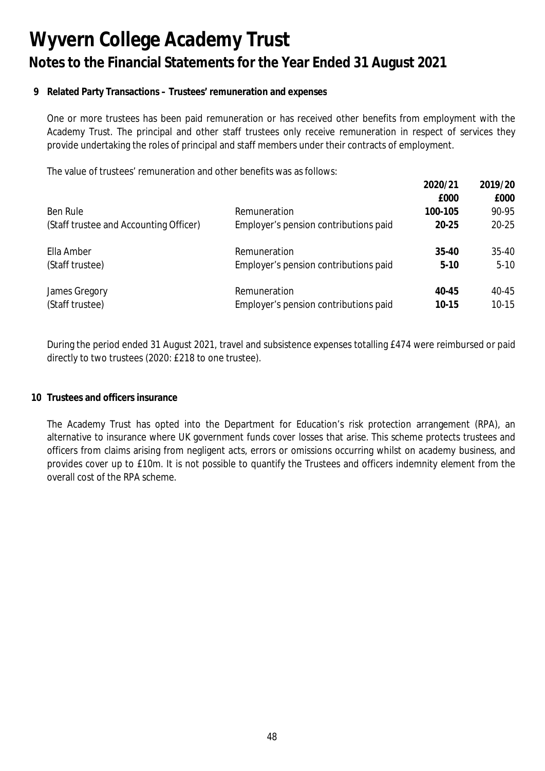# Wyvern College Academy Trust

## Notes to the Financial Statements for the Year Ended 31 August 2021

**9 Related Party Transactions – Trustees' remuneration and expenses**

One or more trustees has been paid remuneration or has received other benefits from employment with the Academy Trust. The principal and other staff trustees only receive remuneration in respect of services they provide undertaking the roles of principal and staff members under their contracts of employment.

The value of trustees' remuneration and other benefits was as follows:

| | | 2020/21 | 2019/20 |
|---|---|---|---|
| | | £000 | £000 |
| Ben Rule | Remuneration | **100-105** | 90-95 |
| (Staff trustee and Accounting Officer) | Employer's pension contributions paid | **20-25** | 20-25 |
| Ella Amber | Remuneration | **35-40** | 35-40 |
| (Staff trustee) | Employer's pension contributions paid | **5-10** | 5-10 |
| James Gregory | Remuneration | **40-45** | 40-45 |
| (Staff trustee) | Employer's pension contributions paid | **10-15** | 10-15 |

During the period ended 31 August 2021, travel and subsistence expenses totalling £474 were reimbursed or paid directly to two trustees (2020: £218 to one trustee).

**10 Trustees and officers insurance**

The Academy Trust has opted into the Department for Education's risk protection arrangement (RPA), an alternative to insurance where UK government funds cover losses that arise. This scheme protects trustees and officers from claims arising from negligent acts, errors or omissions occurring whilst on academy business, and provides cover up to £10m. It is not possible to quantify the Trustees and officers indemnity element from the overall cost of the RPA scheme.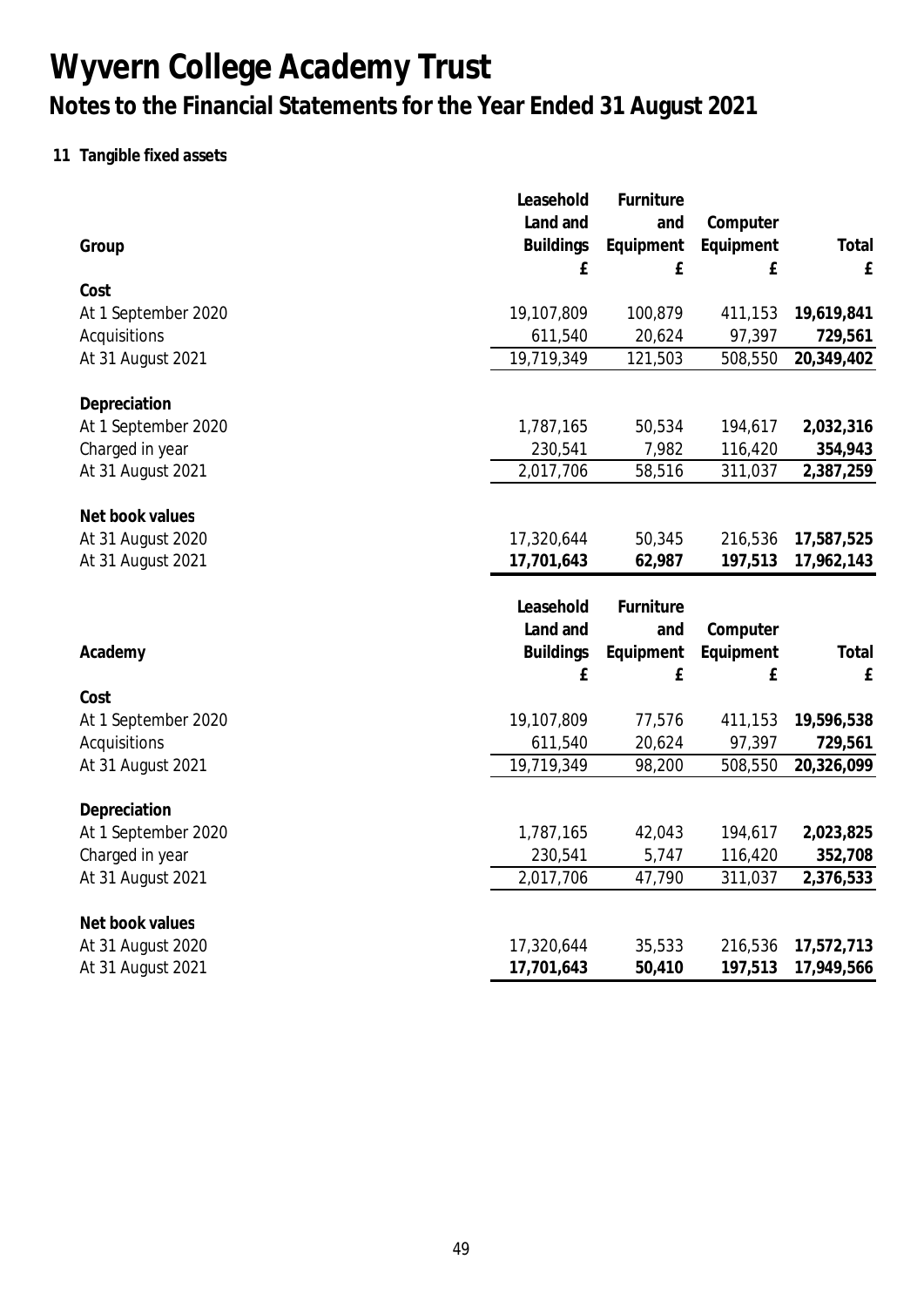# Wyvern College Academy Trust

## Notes to the Financial Statements for the Year Ended 31 August 2021

### 11 Tangible fixed assets

| Group | Leasehold Land and Buildings £ | Furniture and Equipment £ | Computer Equipment £ | Total £ |
|---|---|---|---|---|
| **Cost** | | | | |
| At 1 September 2020 | 19,107,809 | 100,879 | 411,153 | **19,619,841** |
| Acquisitions | 611,540 | 20,624 | 97,397 | **729,561** |
| At 31 August 2021 | 19,719,349 | 121,503 | 508,550 | **20,349,402** |
| **Depreciation** | | | | |
| At 1 September 2020 | 1,787,165 | 50,534 | 194,617 | **2,032,316** |
| Charged in year | 230,541 | 7,982 | 116,420 | **354,943** |
| At 31 August 2021 | 2,017,706 | 58,516 | 311,037 | **2,387,259** |
| **Net book values** | | | | |
| At 31 August 2020 | 17,320,644 | 50,345 | 216,536 | 17,587,525 |
| At 31 August 2021 | **17,701,643** | **62,987** | **197,513** | **17,962,143** |

| Academy | Leasehold Land and Buildings £ | Furniture and Equipment £ | Computer Equipment £ | Total £ |
|---|---|---|---|---|
| **Cost** | | | | |
| At 1 September 2020 | 19,107,809 | 77,576 | 411,153 | **19,596,538** |
| Acquisitions | 611,540 | 20,624 | 97,397 | **729,561** |
| At 31 August 2021 | 19,719,349 | 98,200 | 508,550 | **20,326,099** |
| **Depreciation** | | | | |
| At 1 September 2020 | 1,787,165 | 42,043 | 194,617 | **2,023,825** |
| Charged in year | 230,541 | 5,747 | 116,420 | **352,708** |
| At 31 August 2021 | 2,017,706 | 47,790 | 311,037 | **2,376,533** |
| **Net book values** | | | | |
| At 31 August 2020 | 17,320,644 | 35,533 | 216,536 | 17,572,713 |
| At 31 August 2021 | **17,701,643** | **50,410** | **197,513** | **17,949,566** |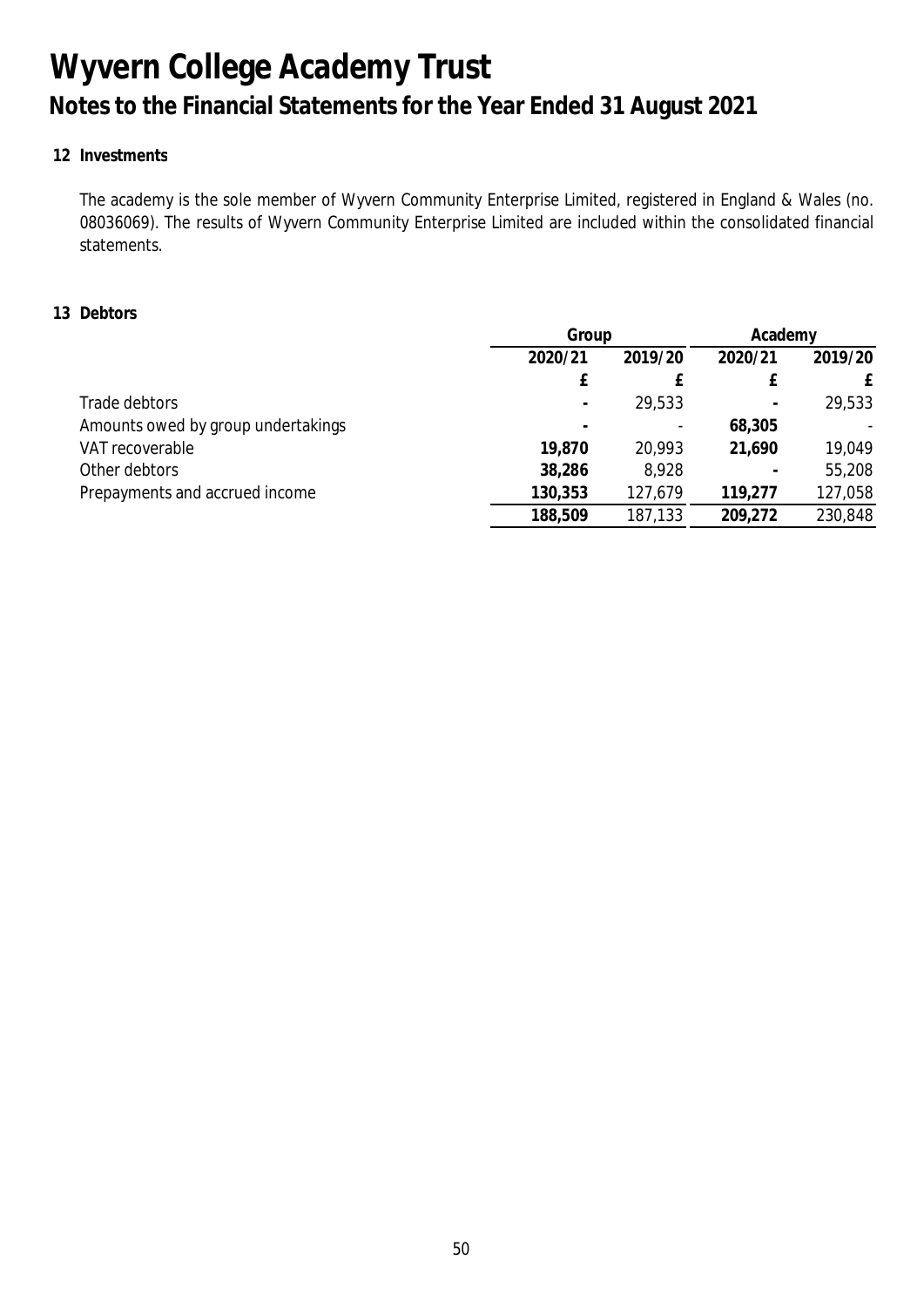# Wyvern College Academy Trust

## Notes to the Financial Statements for the Year Ended 31 August 2021

### 12 Investments

The academy is the sole member of Wyvern Community Enterprise Limited, registered in England & Wales (no. 08036069). The results of Wyvern Community Enterprise Limited are included within the consolidated financial statements.

### 13 Debtors

| | Group | | Academy | |
|---|---|---|---|---|
| | 2020/21 | 2019/20 | 2020/21 | 2019/20 |
| | £ | £ | £ | £ |
| Trade debtors | **-** | 29,533 | **-** | 29,533 |
| Amounts owed by group undertakings | **-** | - | **68,305** | - |
| VAT recoverable | **19,870** | 20,993 | **21,690** | 19,049 |
| Other debtors | **38,286** | 8,928 | **-** | 55,208 |
| Prepayments and accrued income | **130,353** | 127,679 | **119,277** | 127,058 |
| | **188,509** | 187,133 | **209,272** | 230,848 |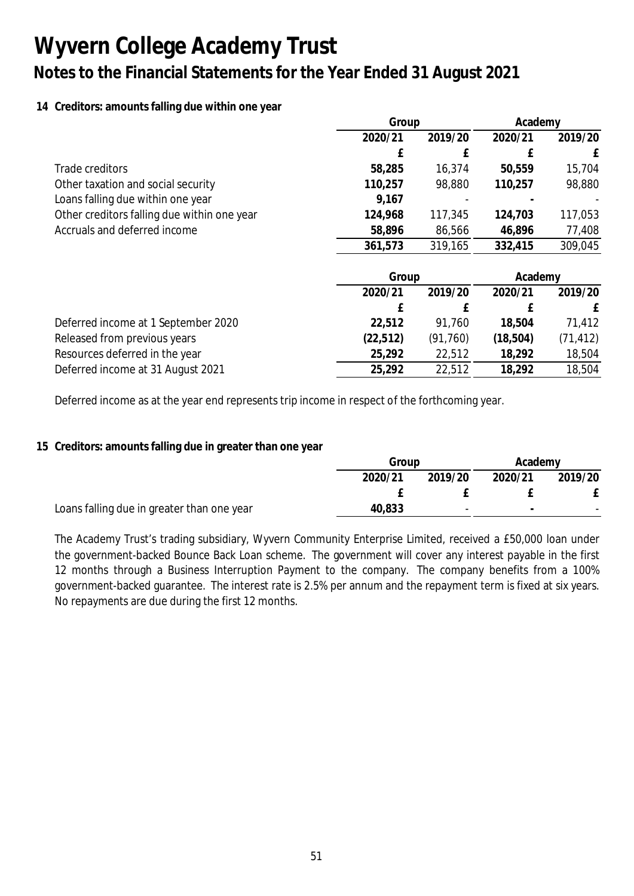# Wyvern College Academy Trust

## Notes to the Financial Statements for the Year Ended 31 August 2021

### 14 Creditors: amounts falling due within one year

| | Group | | Academy | |
|---|---|---|---|---|
| | 2020/21 | 2019/20 | 2020/21 | 2019/20 |
| | £ | £ | £ | £ |
| Trade creditors | **58,285** | 16,374 | **50,559** | 15,704 |
| Other taxation and social security | **110,257** | 98,880 | **110,257** | 98,880 |
| Loans falling due within one year | **9,167** | - | **-** | - |
| Other creditors falling due within one year | **124,968** | 117,345 | **124,703** | 117,053 |
| Accruals and deferred income | **58,896** | 86,566 | **46,896** | 77,408 |
| | **361,573** | 319,165 | **332,415** | 309,045 |

| | Group | | Academy | |
|---|---|---|---|---|
| | 2020/21 | 2019/20 | 2020/21 | 2019/20 |
| | £ | £ | £ | £ |
| Deferred income at 1 September 2020 | **22,512** | 91,760 | **18,504** | 71,412 |
| Released from previous years | **(22,512)** | (91,760) | **(18,504)** | (71,412) |
| Resources deferred in the year | **25,292** | 22,512 | **18,292** | 18,504 |
| Deferred income at 31 August 2021 | **25,292** | 22,512 | **18,292** | 18,504 |

Deferred income as at the year end represents trip income in respect of the forthcoming year.

### 15 Creditors: amounts falling due in greater than one year

| | Group | | Academy | |
|---|---|---|---|---|
| | 2020/21 | 2019/20 | 2020/21 | 2019/20 |
| | £ | £ | £ | £ |
| Loans falling due in greater than one year | **40,833** | - | **-** | - |

The Academy Trust's trading subsidiary, Wyvern Community Enterprise Limited, received a £50,000 loan under the government-backed Bounce Back Loan scheme. The government will cover any interest payable in the first 12 months through a Business Interruption Payment to the company. The company benefits from a 100% government-backed guarantee. The interest rate is 2.5% per annum and the repayment term is fixed at six years. No repayments are due during the first 12 months.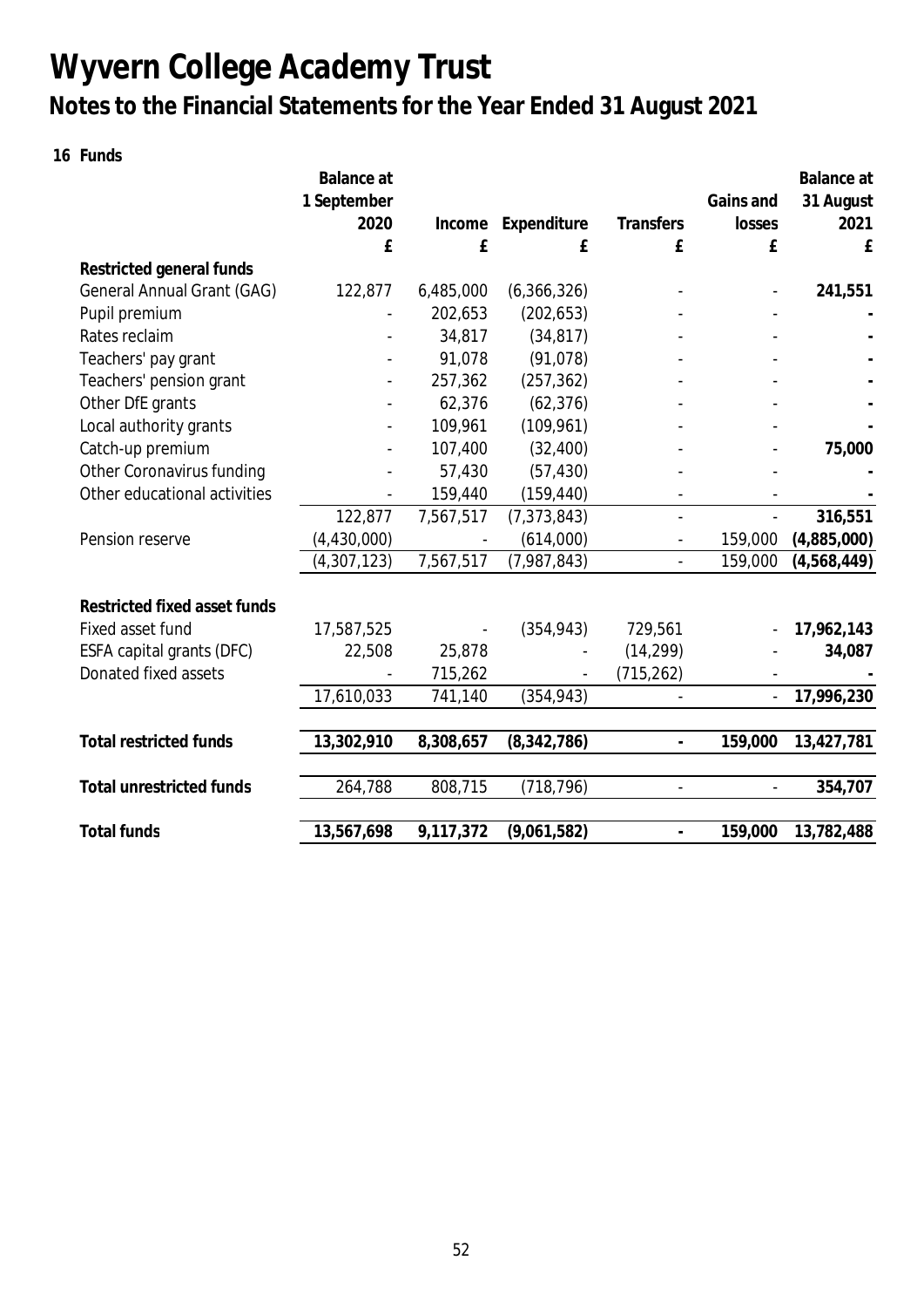# Wyvern College Academy Trust

## Notes to the Financial Statements for the Year Ended 31 August 2021

**16 Funds**

| | Balance at 1 September 2020 £ | Income £ | Expenditure £ | Transfers £ | Gains and losses £ | Balance at 31 August 2021 £ |
|---|---|---|---|---|---|---|
| **Restricted general funds** | | | | | | |
| General Annual Grant (GAG) | 122,877 | 6,485,000 | (6,366,326) | - | - | **241,551** |
| Pupil premium | - | 202,653 | (202,653) | - | - | **-** |
| Rates reclaim | - | 34,817 | (34,817) | - | - | **-** |
| Teachers' pay grant | - | 91,078 | (91,078) | - | - | **-** |
| Teachers' pension grant | - | 257,362 | (257,362) | - | - | **-** |
| Other DfE grants | - | 62,376 | (62,376) | - | - | **-** |
| Local authority grants | - | 109,961 | (109,961) | - | - | **-** |
| Catch-up premium | - | 107,400 | (32,400) | - | - | **75,000** |
| Other Coronavirus funding | - | 57,430 | (57,430) | - | - | **-** |
| Other educational activities | - | 159,440 | (159,440) | - | - | **-** |
| | 122,877 | 7,567,517 | (7,373,843) | - | - | **316,551** |
| Pension reserve | (4,430,000) | - | (614,000) | - | 159,000 | **(4,885,000)** |
| | (4,307,123) | 7,567,517 | (7,987,843) | - | 159,000 | **(4,568,449)** |
| **Restricted fixed asset funds** | | | | | | |
| Fixed asset fund | 17,587,525 | - | (354,943) | 729,561 | - | **17,962,143** |
| ESFA capital grants (DFC) | 22,508 | 25,878 | - | (14,299) | - | **34,087** |
| Donated fixed assets | - | 715,262 | - | (715,262) | - | **-** |
| | 17,610,033 | 741,140 | (354,943) | - | - | **17,996,230** |
| **Total restricted funds** | **13,302,910** | **8,308,657** | **(8,342,786)** | **-** | **159,000** | **13,427,781** |
| **Total unrestricted funds** | 264,788 | 808,715 | (718,796) | - | - | **354,707** |
| **Total funds** | **13,567,698** | **9,117,372** | **(9,061,582)** | **-** | **159,000** | **13,782,488** |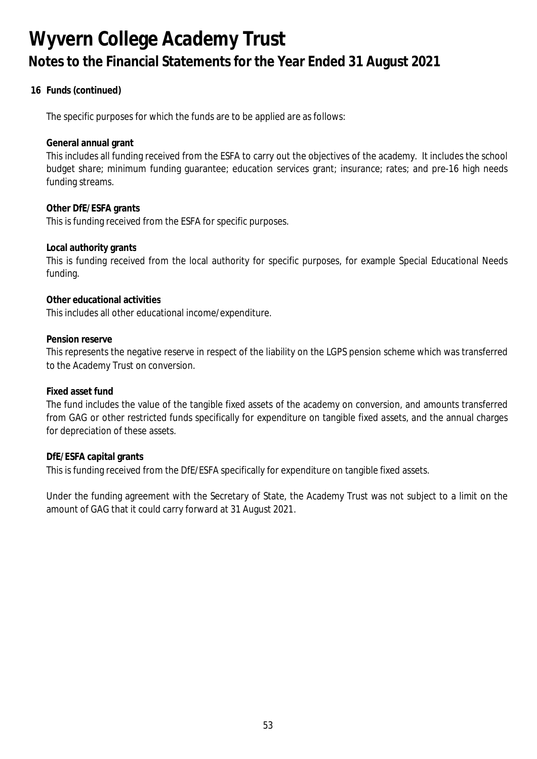# Wyvern College Academy Trust

## Notes to the Financial Statements for the Year Ended 31 August 2021

### 16 Funds (continued)

The specific purposes for which the funds are to be applied are as follows:

**General annual grant**
This includes all funding received from the ESFA to carry out the objectives of the academy. It includes the school budget share; minimum funding guarantee; education services grant; insurance; rates; and pre-16 high needs funding streams.

**Other DfE/ESFA grants**
This is funding received from the ESFA for specific purposes.

**Local authority grants**
This is funding received from the local authority for specific purposes, for example Special Educational Needs funding.

**Other educational activities**
This includes all other educational income/expenditure.

**Pension reserve**
This represents the negative reserve in respect of the liability on the LGPS pension scheme which was transferred to the Academy Trust on conversion.

**Fixed asset fund**
The fund includes the value of the tangible fixed assets of the academy on conversion, and amounts transferred from GAG or other restricted funds specifically for expenditure on tangible fixed assets, and the annual charges for depreciation of these assets.

**DfE/ESFA capital grants**
This is funding received from the DfE/ESFA specifically for expenditure on tangible fixed assets.

Under the funding agreement with the Secretary of State, the Academy Trust was not subject to a limit on the amount of GAG that it could carry forward at 31 August 2021.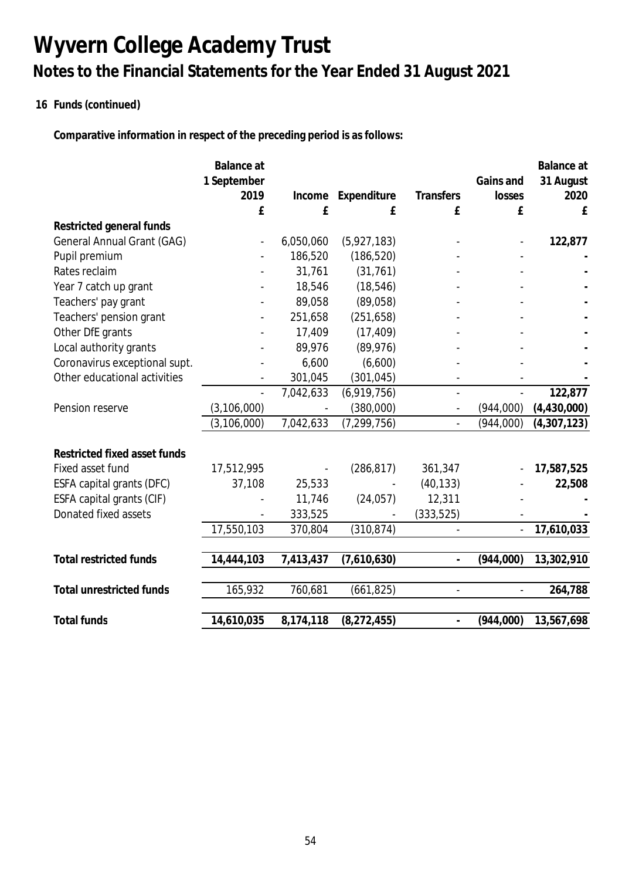# Wyvern College Academy Trust

## Notes to the Financial Statements for the Year Ended 31 August 2021

### 16 Funds (continued)

**Comparative information in respect of the preceding period is as follows:**

| | Balance at 1 September 2019 £ | Income £ | Expenditure £ | Transfers £ | Gains and losses £ | Balance at 31 August 2020 £ |
|---|---|---|---|---|---|---|
| **Restricted general funds** | | | | | | |
| General Annual Grant (GAG) | - | 6,050,060 | (5,927,183) | - | - | **122,877** |
| Pupil premium | - | 186,520 | (186,520) | - | - | **-** |
| Rates reclaim | - | 31,761 | (31,761) | - | - | **-** |
| Year 7 catch up grant | - | 18,546 | (18,546) | - | - | **-** |
| Teachers' pay grant | - | 89,058 | (89,058) | - | - | **-** |
| Teachers' pension grant | - | 251,658 | (251,658) | - | - | **-** |
| Other DfE grants | - | 17,409 | (17,409) | - | - | **-** |
| Local authority grants | - | 89,976 | (89,976) | - | - | **-** |
| Coronavirus exceptional supt. | - | 6,600 | (6,600) | - | - | **-** |
| Other educational activities | - | 301,045 | (301,045) | - | - | **-** |
| | - | 7,042,633 | (6,919,756) | - | - | **122,877** |
| Pension reserve | (3,106,000) | - | (380,000) | - | (944,000) | **(4,430,000)** |
| | (3,106,000) | 7,042,633 | (7,299,756) | - | (944,000) | **(4,307,123)** |
| **Restricted fixed asset funds** | | | | | | |
| Fixed asset fund | 17,512,995 | - | (286,817) | 361,347 | - | **17,587,525** |
| ESFA capital grants (DFC) | 37,108 | 25,533 | - | (40,133) | - | **22,508** |
| ESFA capital grants (CIF) | - | 11,746 | (24,057) | 12,311 | - | **-** |
| Donated fixed assets | - | 333,525 | - | (333,525) | - | **-** |
| | 17,550,103 | 370,804 | (310,874) | - | - | **17,610,033** |
| **Total restricted funds** | **14,444,103** | **7,413,437** | **(7,610,630)** | **-** | **(944,000)** | **13,302,910** |
| **Total unrestricted funds** | 165,932 | 760,681 | (661,825) | - | - | **264,788** |
| **Total funds** | **14,610,035** | **8,174,118** | **(8,272,455)** | **-** | **(944,000)** | **13,567,698** |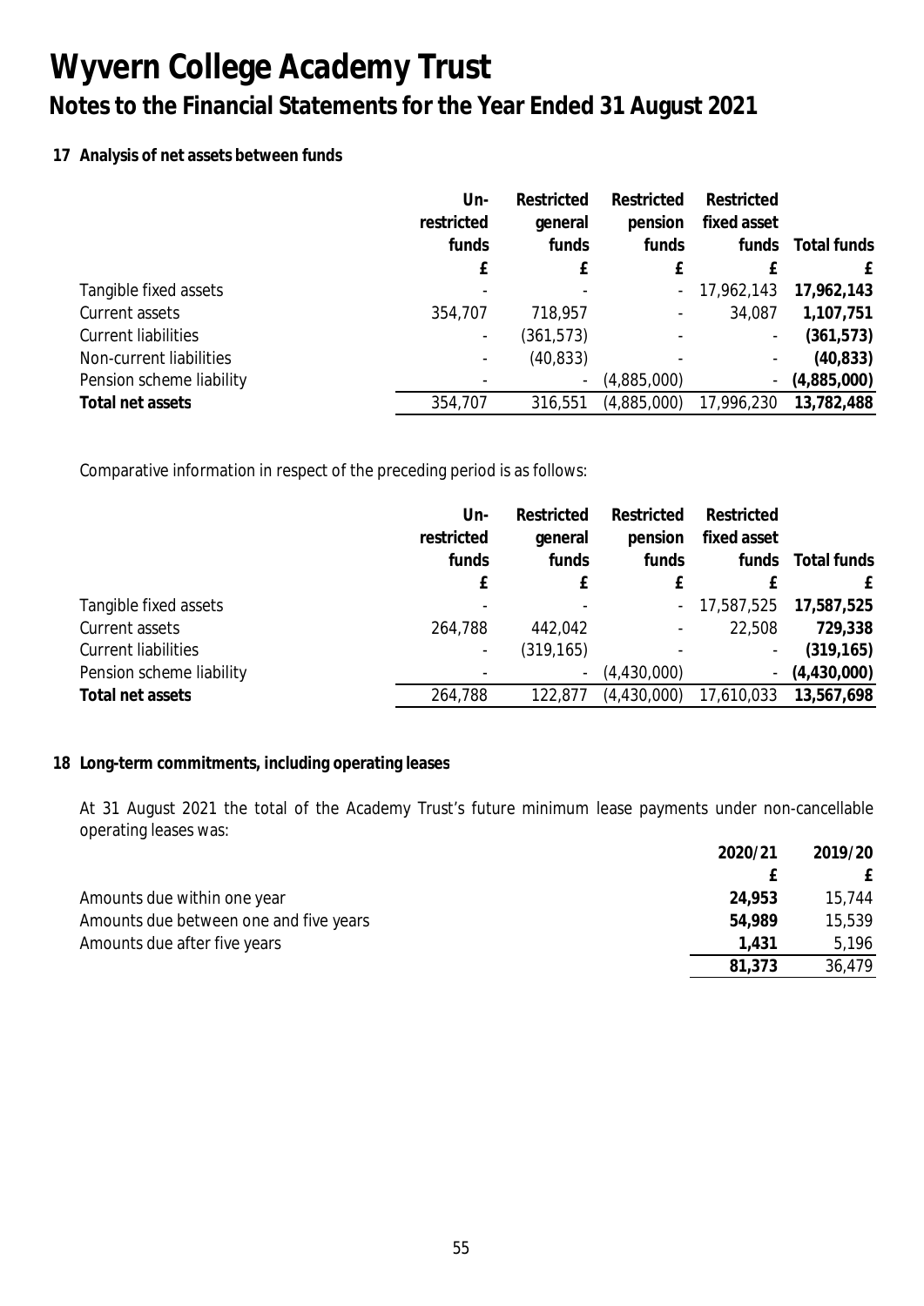# Wyvern College Academy Trust

## Notes to the Financial Statements for the Year Ended 31 August 2021

### 17 Analysis of net assets between funds

| | Un-restricted funds | Restricted general funds | Restricted pension funds | Restricted fixed asset funds | Total funds |
|---|---|---|---|---|---|
| | £ | £ | £ | £ | £ |
| Tangible fixed assets | - | - | - | 17,962,143 | **17,962,143** |
| Current assets | 354,707 | 718,957 | - | 34,087 | **1,107,751** |
| Current liabilities | - | (361,573) | - | - | **(361,573)** |
| Non-current liabilities | - | (40,833) | - | - | **(40,833)** |
| Pension scheme liability | - | - | (4,885,000) | - | **(4,885,000)** |
| **Total net assets** | 354,707 | 316,551 | (4,885,000) | 17,996,230 | **13,782,488** |

Comparative information in respect of the preceding period is as follows:

| | Un-restricted funds | Restricted general funds | Restricted pension funds | Restricted fixed asset funds | Total funds |
|---|---|---|---|---|---|
| | £ | £ | £ | £ | £ |
| Tangible fixed assets | - | - | - | 17,587,525 | **17,587,525** |
| Current assets | 264,788 | 442,042 | - | 22,508 | **729,338** |
| Current liabilities | - | (319,165) | - | - | **(319,165)** |
| Pension scheme liability | - | - | (4,430,000) | - | **(4,430,000)** |
| **Total net assets** | 264,788 | 122,877 | (4,430,000) | 17,610,033 | **13,567,698** |

### 18 Long-term commitments, including operating leases

At 31 August 2021 the total of the Academy Trust's future minimum lease payments under non-cancellable operating leases was:

| | 2020/21 | 2019/20 |
|---|---|---|
| | £ | £ |
| Amounts due within one year | **24,953** | 15,744 |
| Amounts due between one and five years | **54,989** | 15,539 |
| Amounts due after five years | **1,431** | 5,196 |
| | **81,373** | 36,479 |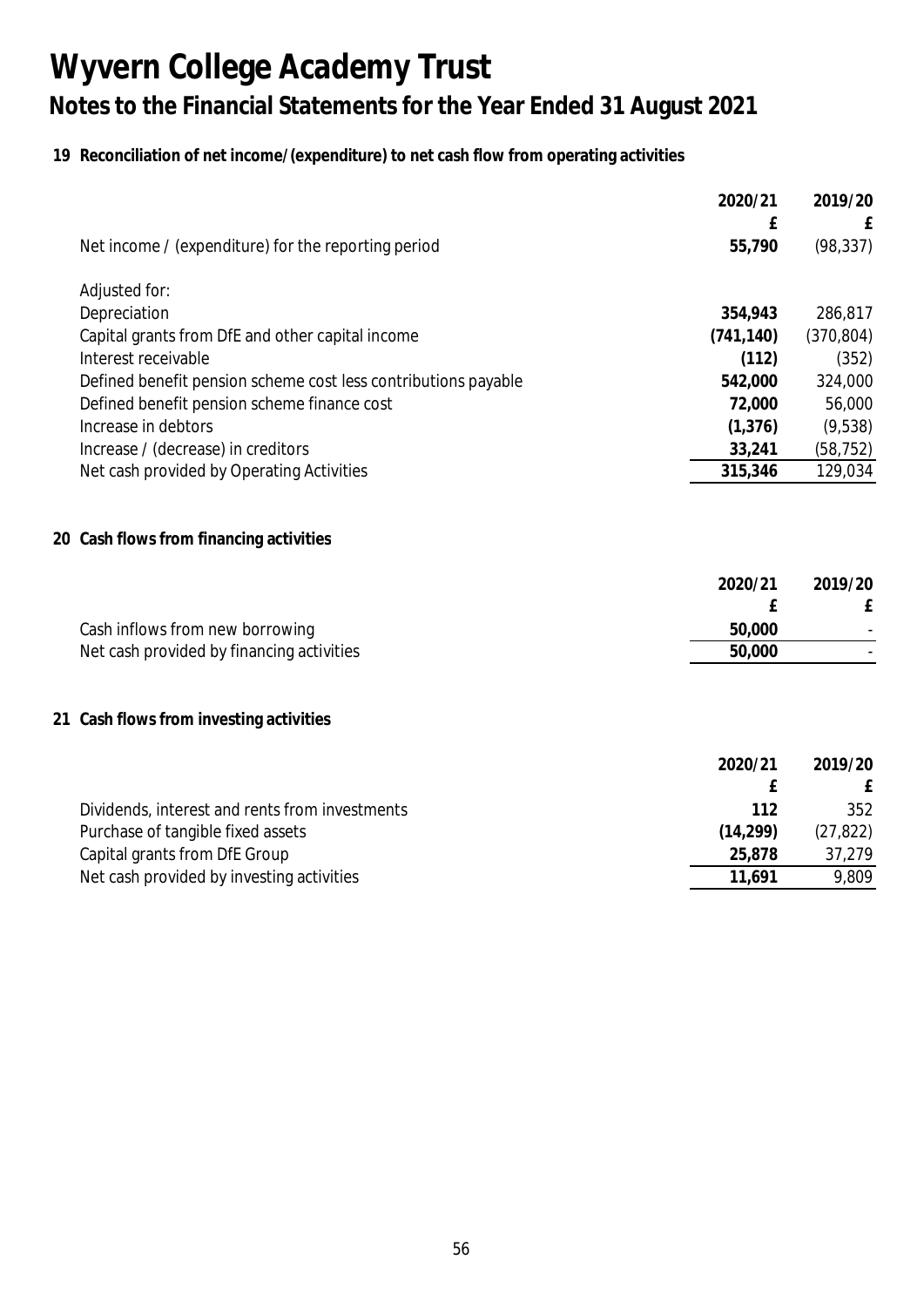# Wyvern College Academy Trust

## Notes to the Financial Statements for the Year Ended 31 August 2021

### 19 Reconciliation of net income/(expenditure) to net cash flow from operating activities

| | 2020/21 | 2019/20 |
|---|---|---|
| | £ | £ |
| Net income / (expenditure) for the reporting period | **55,790** | (98,337) |
| Adjusted for: | | |
| Depreciation | **354,943** | 286,817 |
| Capital grants from DfE and other capital income | **(741,140)** | (370,804) |
| Interest receivable | **(112)** | (352) |
| Defined benefit pension scheme cost less contributions payable | **542,000** | 324,000 |
| Defined benefit pension scheme finance cost | **72,000** | 56,000 |
| Increase in debtors | **(1,376)** | (9,538) |
| Increase / (decrease) in creditors | **33,241** | (58,752) |
| Net cash provided by Operating Activities | **315,346** | 129,034 |

### 20 Cash flows from financing activities

| | 2020/21 | 2019/20 |
|---|---|---|
| | £ | £ |
| Cash inflows from new borrowing | **50,000** | - |
| Net cash provided by financing activities | **50,000** | - |

### 21 Cash flows from investing activities

| | 2020/21 | 2019/20 |
|---|---|---|
| | £ | £ |
| Dividends, interest and rents from investments | **112** | 352 |
| Purchase of tangible fixed assets | **(14,299)** | (27,822) |
| Capital grants from DfE Group | **25,878** | 37,279 |
| Net cash provided by investing activities | **11,691** | 9,809 |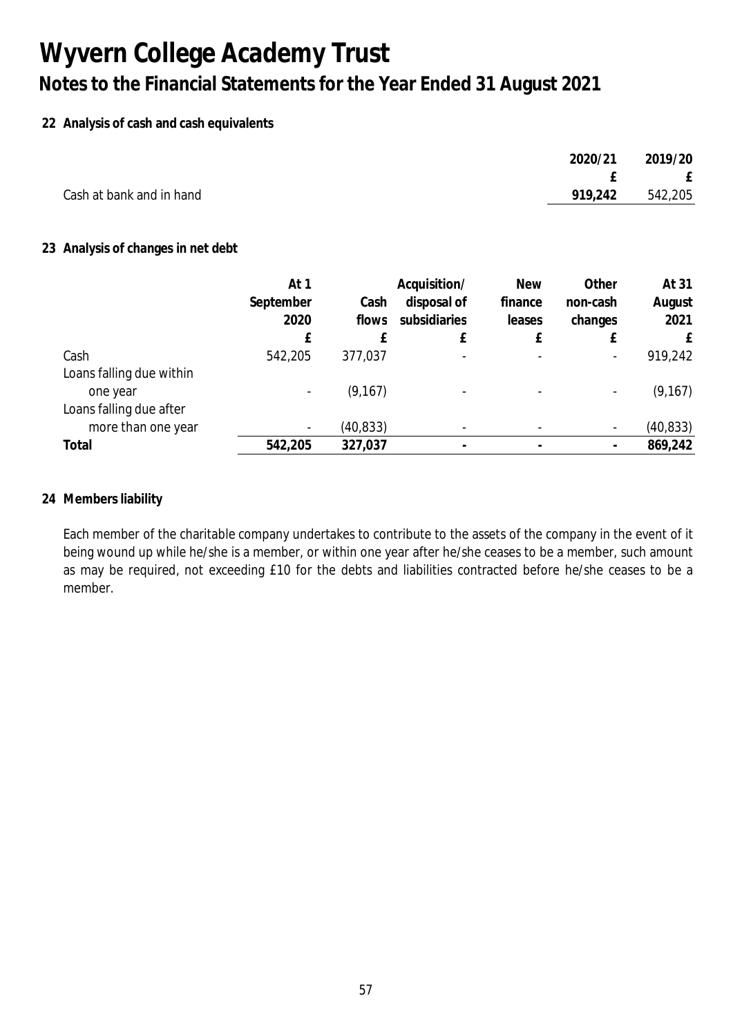# Wyvern College Academy Trust

## Notes to the Financial Statements for the Year Ended 31 August 2021

### 22 Analysis of cash and cash equivalents

| | 2020/21 | 2019/20 |
|---|---|---|
| | £ | £ |
| Cash at bank and in hand | **919,242** | 542,205 |

### 23 Analysis of changes in net debt

| | At 1 September 2020 | Cash flows | Acquisition/ disposal of subsidiaries | New finance leases | Other non-cash changes | At 31 August 2021 |
|---|---|---|---|---|---|---|
| | £ | £ | £ | £ | £ | £ |
| Cash | 542,205 | 377,037 | - | - | - | 919,242 |
| Loans falling due within one year | - | (9,167) | - | - | - | (9,167) |
| Loans falling due after more than one year | - | (40,833) | - | - | - | (40,833) |
| **Total** | **542,205** | **327,037** | **-** | **-** | **-** | **869,242** |

### 24 Members liability

Each member of the charitable company undertakes to contribute to the assets of the company in the event of it being wound up while he/she is a member, or within one year after he/she ceases to be a member, such amount as may be required, not exceeding £10 for the debts and liabilities contracted before he/she ceases to be a member.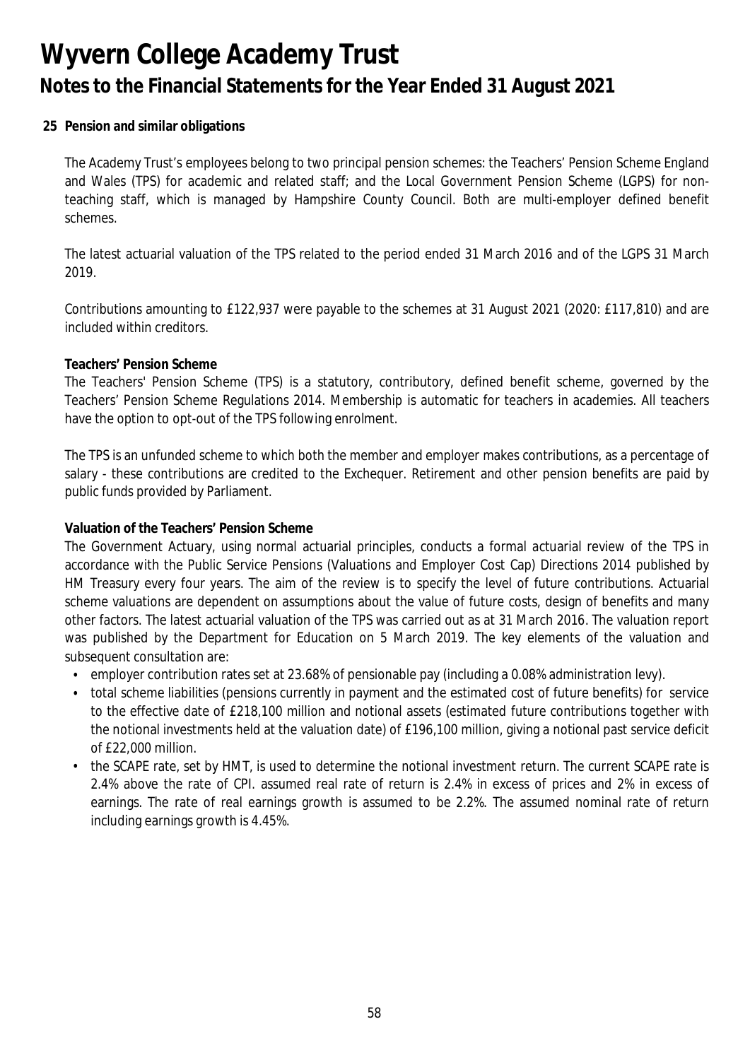# Wyvern College Academy Trust

## Notes to the Financial Statements for the Year Ended 31 August 2021

### 25 Pension and similar obligations

The Academy Trust's employees belong to two principal pension schemes: the Teachers' Pension Scheme England and Wales (TPS) for academic and related staff; and the Local Government Pension Scheme (LGPS) for non-teaching staff, which is managed by Hampshire County Council. Both are multi-employer defined benefit schemes.

The latest actuarial valuation of the TPS related to the period ended 31 March 2016 and of the LGPS 31 March 2019.

Contributions amounting to £122,937 were payable to the schemes at 31 August 2021 (2020: £117,810) and are included within creditors.

**Teachers' Pension Scheme**

The Teachers' Pension Scheme (TPS) is a statutory, contributory, defined benefit scheme, governed by the Teachers' Pension Scheme Regulations 2014. Membership is automatic for teachers in academies. All teachers have the option to opt-out of the TPS following enrolment.

The TPS is an unfunded scheme to which both the member and employer makes contributions, as a percentage of salary - these contributions are credited to the Exchequer. Retirement and other pension benefits are paid by public funds provided by Parliament.

**Valuation of the Teachers' Pension Scheme**

The Government Actuary, using normal actuarial principles, conducts a formal actuarial review of the TPS in accordance with the Public Service Pensions (Valuations and Employer Cost Cap) Directions 2014 published by HM Treasury every four years. The aim of the review is to specify the level of future contributions. Actuarial scheme valuations are dependent on assumptions about the value of future costs, design of benefits and many other factors. The latest actuarial valuation of the TPS was carried out as at 31 March 2016. The valuation report was published by the Department for Education on 5 March 2019. The key elements of the valuation and subsequent consultation are:

- employer contribution rates set at 23.68% of pensionable pay (including a 0.08% administration levy).
- total scheme liabilities (pensions currently in payment and the estimated cost of future benefits) for service to the effective date of £218,100 million and notional assets (estimated future contributions together with the notional investments held at the valuation date) of £196,100 million, giving a notional past service deficit of £22,000 million.
- the SCAPE rate, set by HMT, is used to determine the notional investment return. The current SCAPE rate is 2.4% above the rate of CPI. assumed real rate of return is 2.4% in excess of prices and 2% in excess of earnings. The rate of real earnings growth is assumed to be 2.2%. The assumed nominal rate of return including earnings growth is 4.45%.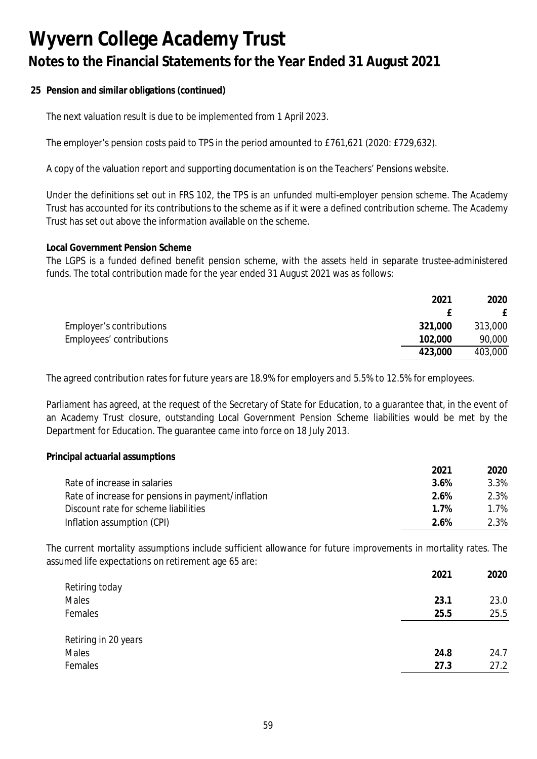# Wyvern College Academy Trust

## Notes to the Financial Statements for the Year Ended 31 August 2021

**25 Pension and similar obligations (continued)**

The next valuation result is due to be implemented from 1 April 2023.

The employer's pension costs paid to TPS in the period amounted to £761,621 (2020: £729,632).

A copy of the valuation report and supporting documentation is on the Teachers' Pensions website.

Under the definitions set out in FRS 102, the TPS is an unfunded multi-employer pension scheme. The Academy Trust has accounted for its contributions to the scheme as if it were a defined contribution scheme. The Academy Trust has set out above the information available on the scheme.

**Local Government Pension Scheme**

The LGPS is a funded defined benefit pension scheme, with the assets held in separate trustee-administered funds. The total contribution made for the year ended 31 August 2021 was as follows:

| | 2021 | 2020 |
|---|---|---|
| | £ | £ |
| Employer's contributions | **321,000** | 313,000 |
| Employees' contributions | **102,000** | 90,000 |
| | **423,000** | 403,000 |

The agreed contribution rates for future years are 18.9% for employers and 5.5% to 12.5% for employees.

Parliament has agreed, at the request of the Secretary of State for Education, to a guarantee that, in the event of an Academy Trust closure, outstanding Local Government Pension Scheme liabilities would be met by the Department for Education. The guarantee came into force on 18 July 2013.

**Principal actuarial assumptions**

| | 2021 | 2020 |
|---|---|---|
| Rate of increase in salaries | **3.6%** | 3.3% |
| Rate of increase for pensions in payment/inflation | **2.6%** | 2.3% |
| Discount rate for scheme liabilities | **1.7%** | 1.7% |
| Inflation assumption (CPI) | **2.6%** | 2.3% |

The current mortality assumptions include sufficient allowance for future improvements in mortality rates. The assumed life expectations on retirement age 65 are:

| | 2021 | 2020 |
|---|---|---|
| Retiring today | | |
| Males | **23.1** | 23.0 |
| Females | **25.5** | 25.5 |
| Retiring in 20 years | | |
| Males | **24.8** | 24.7 |
| Females | **27.3** | 27.2 |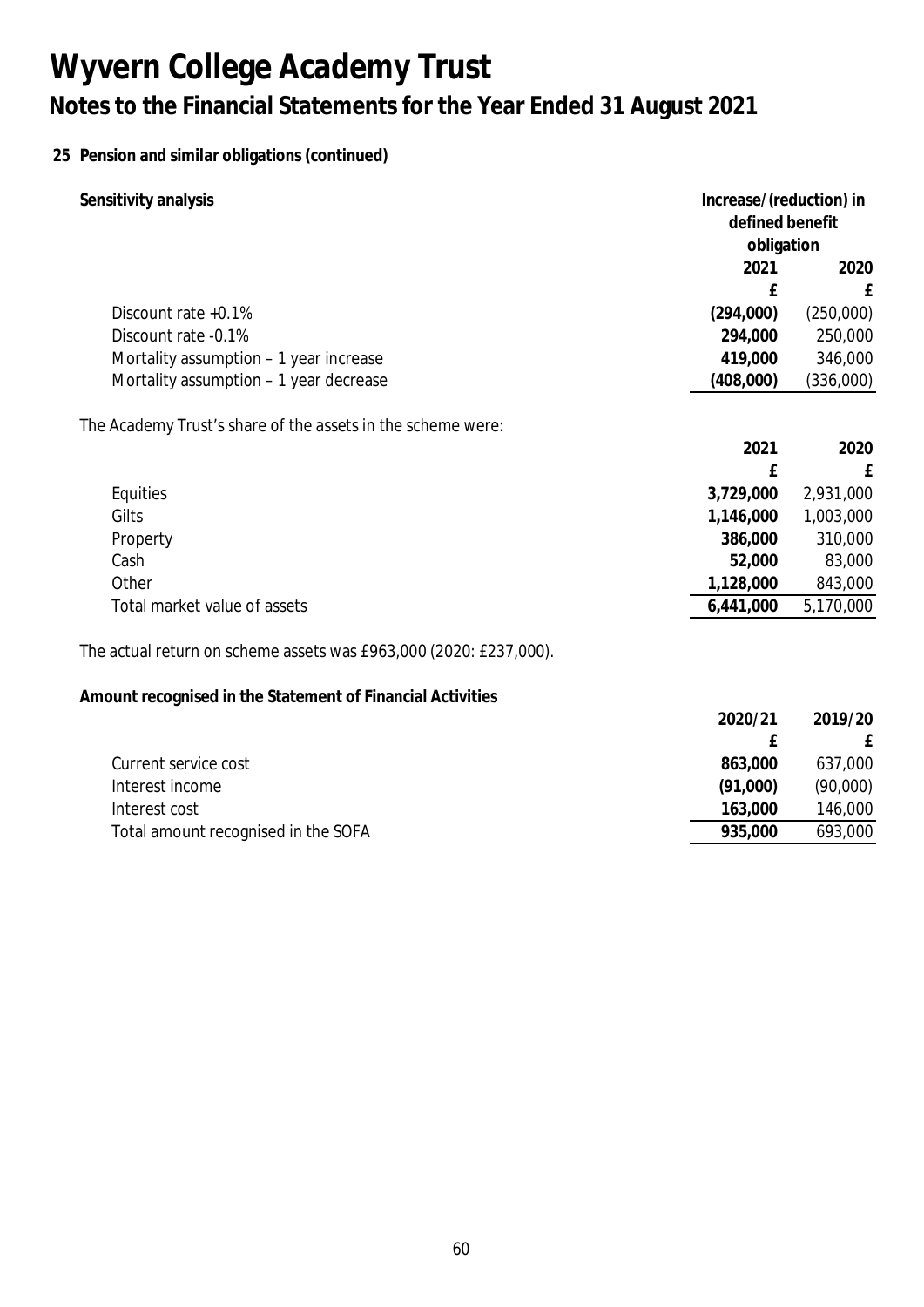# Wyvern College Academy Trust

## Notes to the Financial Statements for the Year Ended 31 August 2021

### 25 Pension and similar obligations (continued)

**Sensitivity analysis**

| | Increase/(reduction) in defined benefit obligation | |
|---|---|---|
| | **2021** | **2020** |
| | **£** | **£** |
| Discount rate +0.1% | **(294,000)** | (250,000) |
| Discount rate -0.1% | **294,000** | 250,000 |
| Mortality assumption – 1 year increase | **419,000** | 346,000 |
| Mortality assumption – 1 year decrease | **(408,000)** | (336,000) |

The Academy Trust's share of the assets in the scheme were:

| | **2021** | **2020** |
|---|---|---|
| | **£** | **£** |
| Equities | **3,729,000** | 2,931,000 |
| Gilts | **1,146,000** | 1,003,000 |
| Property | **386,000** | 310,000 |
| Cash | **52,000** | 83,000 |
| Other | **1,128,000** | 843,000 |
| Total market value of assets | **6,441,000** | 5,170,000 |

The actual return on scheme assets was £963,000 (2020: £237,000).

**Amount recognised in the Statement of Financial Activities**

| | **2020/21** | **2019/20** |
|---|---|---|
| | **£** | **£** |
| Current service cost | **863,000** | 637,000 |
| Interest income | **(91,000)** | (90,000) |
| Interest cost | **163,000** | 146,000 |
| Total amount recognised in the SOFA | **935,000** | 693,000 |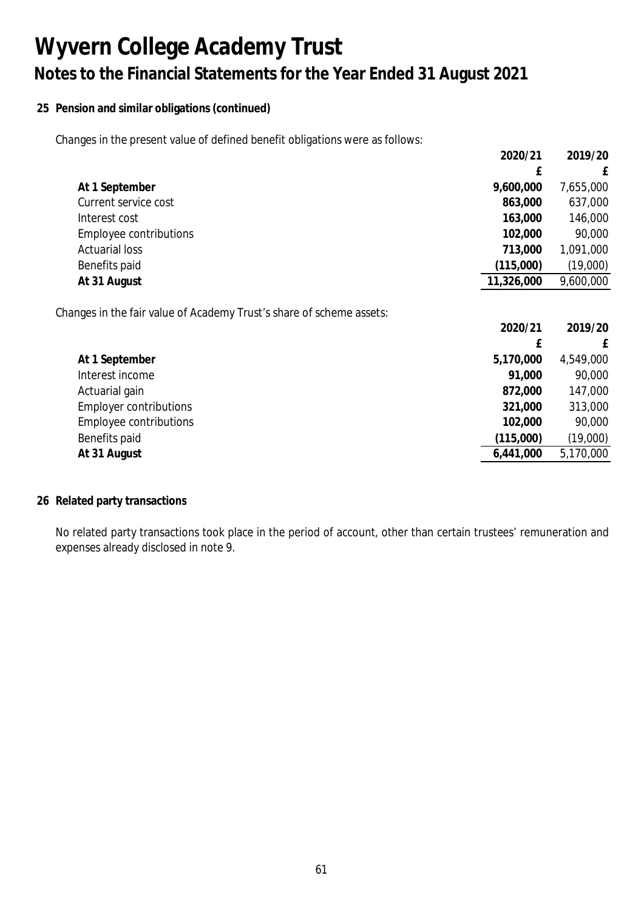# Wyvern College Academy Trust

## Notes to the Financial Statements for the Year Ended 31 August 2021

### 25 Pension and similar obligations (continued)

Changes in the present value of defined benefit obligations were as follows:

| | 2020/21 | 2019/20 |
|---|---|---|
| | £ | £ |
| **At 1 September** | **9,600,000** | 7,655,000 |
| Current service cost | **863,000** | 637,000 |
| Interest cost | **163,000** | 146,000 |
| Employee contributions | **102,000** | 90,000 |
| Actuarial loss | **713,000** | 1,091,000 |
| Benefits paid | **(115,000)** | (19,000) |
| **At 31 August** | **11,326,000** | 9,600,000 |

Changes in the fair value of Academy Trust's share of scheme assets:

| | 2020/21 | 2019/20 |
|---|---|---|
| | £ | £ |
| **At 1 September** | **5,170,000** | 4,549,000 |
| Interest income | **91,000** | 90,000 |
| Actuarial gain | **872,000** | 147,000 |
| Employer contributions | **321,000** | 313,000 |
| Employee contributions | **102,000** | 90,000 |
| Benefits paid | **(115,000)** | (19,000) |
| **At 31 August** | **6,441,000** | 5,170,000 |

### 26 Related party transactions

No related party transactions took place in the period of account, other than certain trustees' remuneration and expenses already disclosed in note 9.